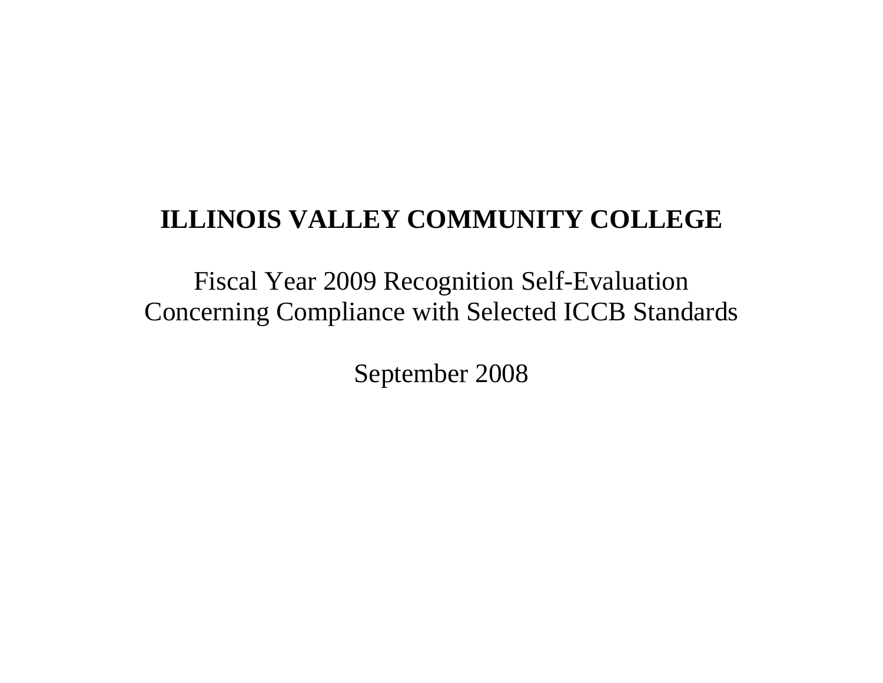# ILLINOIS VALLEY COMMUNITY COLLEGE

Fiscal Year 2009 Recognition Self-Evaluation
Concerning Compliance with Selected ICCB Standards

September 2008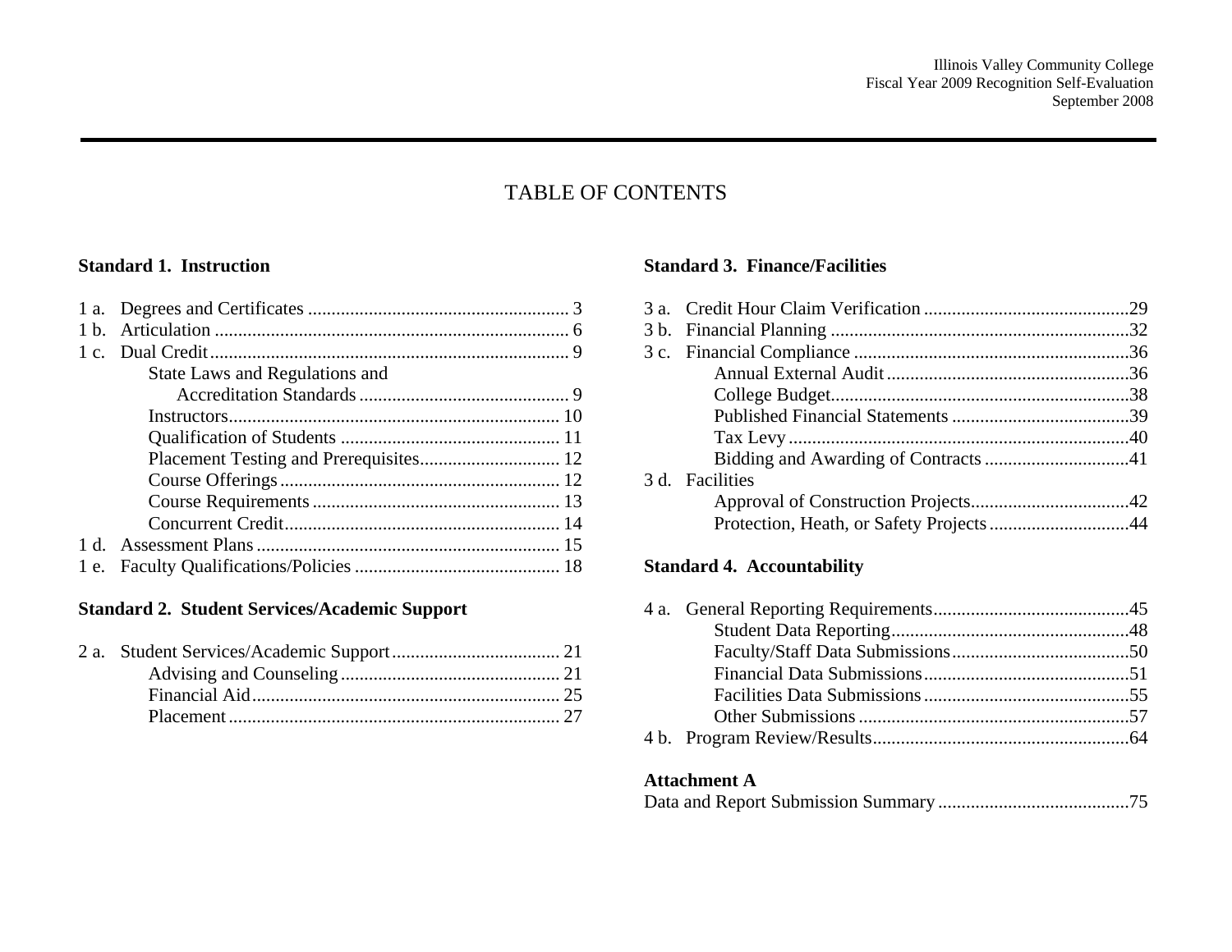# TABLE OF CONTENTS

**Standard 1. Instruction**

- 1 a. Degrees and Certificates ........ 3
- 1 b. Articulation ........ 6
- 1 c. Dual Credit ........ 9
  - State Laws and Regulations and Accreditation Standards ........ 9
  - Instructors ........ 10
  - Qualification of Students ........ 11
  - Placement Testing and Prerequisites ........ 12
  - Course Offerings ........ 12
  - Course Requirements ........ 13
  - Concurrent Credit ........ 14
- 1 d. Assessment Plans ........ 15
- 1 e. Faculty Qualifications/Policies ........ 18

**Standard 2. Student Services/Academic Support**

- 2 a. Student Services/Academic Support ........ 21
  - Advising and Counseling ........ 21
  - Financial Aid ........ 25
  - Placement ........ 27

**Standard 3. Finance/Facilities**

- 3 a. Credit Hour Claim Verification ........ 29
- 3 b. Financial Planning ........ 32
- 3 c. Financial Compliance ........ 36
  - Annual External Audit ........ 36
  - College Budget ........ 38
  - Published Financial Statements ........ 39
  - Tax Levy ........ 40
  - Bidding and Awarding of Contracts ........ 41
- 3 d. Facilities
  - Approval of Construction Projects ........ 42
  - Protection, Heath, or Safety Projects ........ 44

**Standard 4. Accountability**

- 4 a. General Reporting Requirements ........ 45
  - Student Data Reporting ........ 48
  - Faculty/Staff Data Submissions ........ 50
  - Financial Data Submissions ........ 51
  - Facilities Data Submissions ........ 55
  - Other Submissions ........ 57
- 4 b. Program Review/Results ........ 64

**Attachment A**

Data and Report Submission Summary ........ 75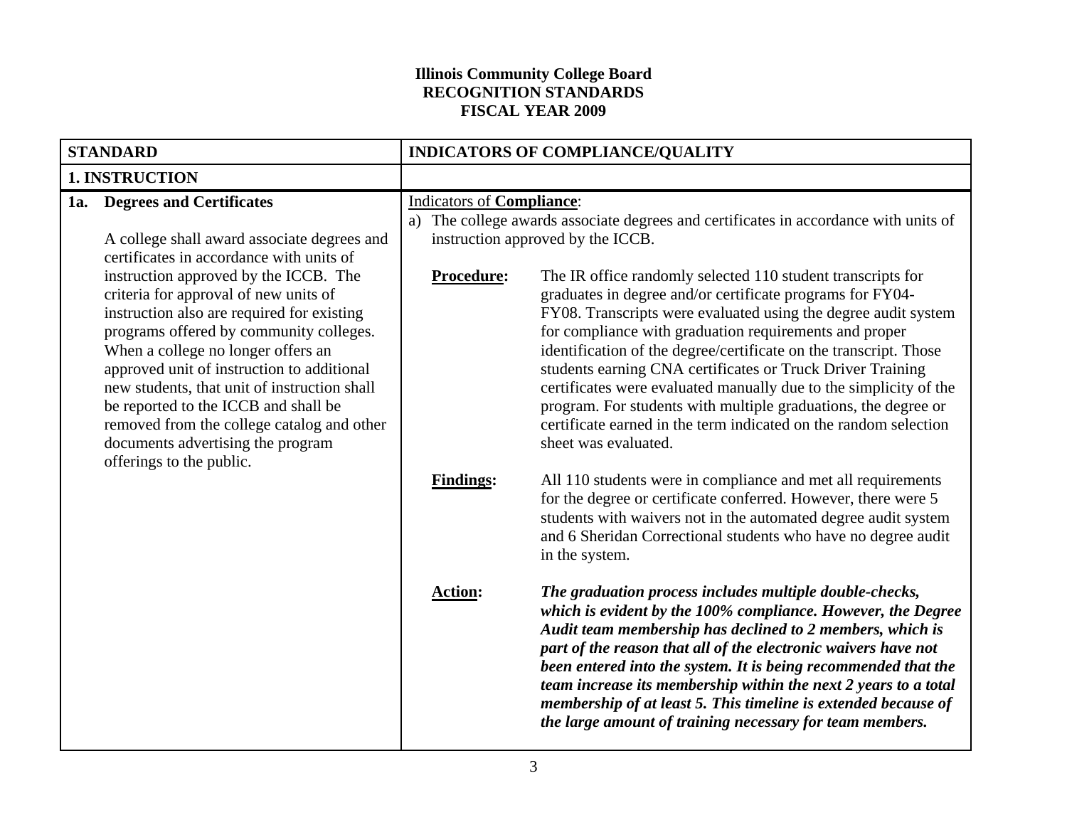# Illinois Community College Board
## RECOGNITION STANDARDS
## FISCAL YEAR 2009

| STANDARD | INDICATORS OF COMPLIANCE/QUALITY |
|---|---|
| **1. INSTRUCTION** | |
| **1a. Degrees and Certificates**<br><br>A college shall award associate degrees and certificates in accordance with units of instruction approved by the ICCB. The criteria for approval of new units of instruction also are required for existing programs offered by community colleges. When a college no longer offers an approved unit of instruction to additional new students, that unit of instruction shall be reported to the ICCB and shall be removed from the college catalog and other documents advertising the program offerings to the public. | Indicators of **Compliance**:<br>a) The college awards associate degrees and certificates in accordance with units of instruction approved by the ICCB.<br><br>**Procedure:** The IR office randomly selected 110 student transcripts for graduates in degree and/or certificate programs for FY04-FY08. Transcripts were evaluated using the degree audit system for compliance with graduation requirements and proper identification of the degree/certificate on the transcript. Those students earning CNA certificates or Truck Driver Training certificates were evaluated manually due to the simplicity of the program. For students with multiple graduations, the degree or certificate earned in the term indicated on the random selection sheet was evaluated.<br><br>**Findings:** All 110 students were in compliance and met all requirements for the degree or certificate conferred. However, there were 5 students with waivers not in the automated degree audit system and 6 Sheridan Correctional students who have no degree audit in the system.<br><br>**Action:** ***The graduation process includes multiple double-checks, which is evident by the 100% compliance. However, the Degree Audit team membership has declined to 2 members, which is part of the reason that all of the electronic waivers have not been entered into the system. It is being recommended that the team increase its membership within the next 2 years to a total membership of at least 5. This timeline is extended because of the large amount of training necessary for team members.*** |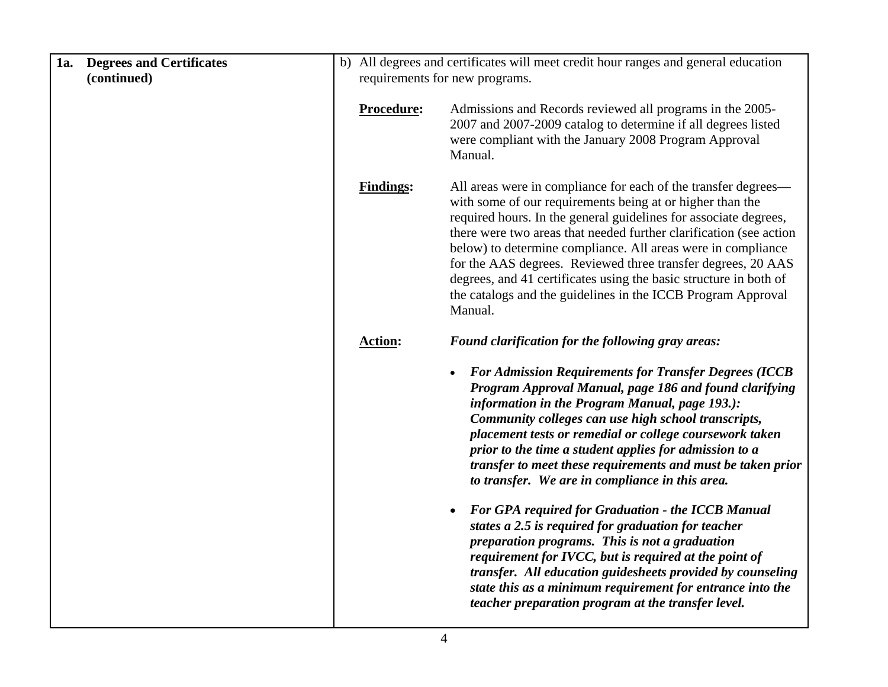| **1a. Degrees and Certificates (continued)** | b) All degrees and certificates will meet credit hour ranges and general education requirements for new programs.<br><br>**Procedure:** Admissions and Records reviewed all programs in the 2005-2007 and 2007-2009 catalog to determine if all degrees listed were compliant with the January 2008 Program Approval Manual.<br><br>**Findings:** All areas were in compliance for each of the transfer degrees—with some of our requirements being at or higher than the required hours. In the general guidelines for associate degrees, there were two areas that needed further clarification (see action below) to determine compliance. All areas were in compliance for the AAS degrees. Reviewed three transfer degrees, 20 AAS degrees, and 41 certificates using the basic structure in both of the catalogs and the guidelines in the ICCB Program Approval Manual.<br><br>**Action:** ***Found clarification for the following gray areas:***<br><br>• ***For Admission Requirements for Transfer Degrees (ICCB Program Approval Manual, page 186 and found clarifying information in the Program Manual, page 193.): Community colleges can use high school transcripts, placement tests or remedial or college coursework taken prior to the time a student applies for admission to a transfer to meet these requirements and must be taken prior to transfer. We are in compliance in this area.***<br><br>• ***For GPA required for Graduation - the ICCB Manual states a 2.5 is required for graduation for teacher preparation programs. This is not a graduation requirement for IVCC, but is required at the point of transfer. All education guidesheets provided by counseling state this as a minimum requirement for entrance into the teacher preparation program at the transfer level.*** |
|---|---|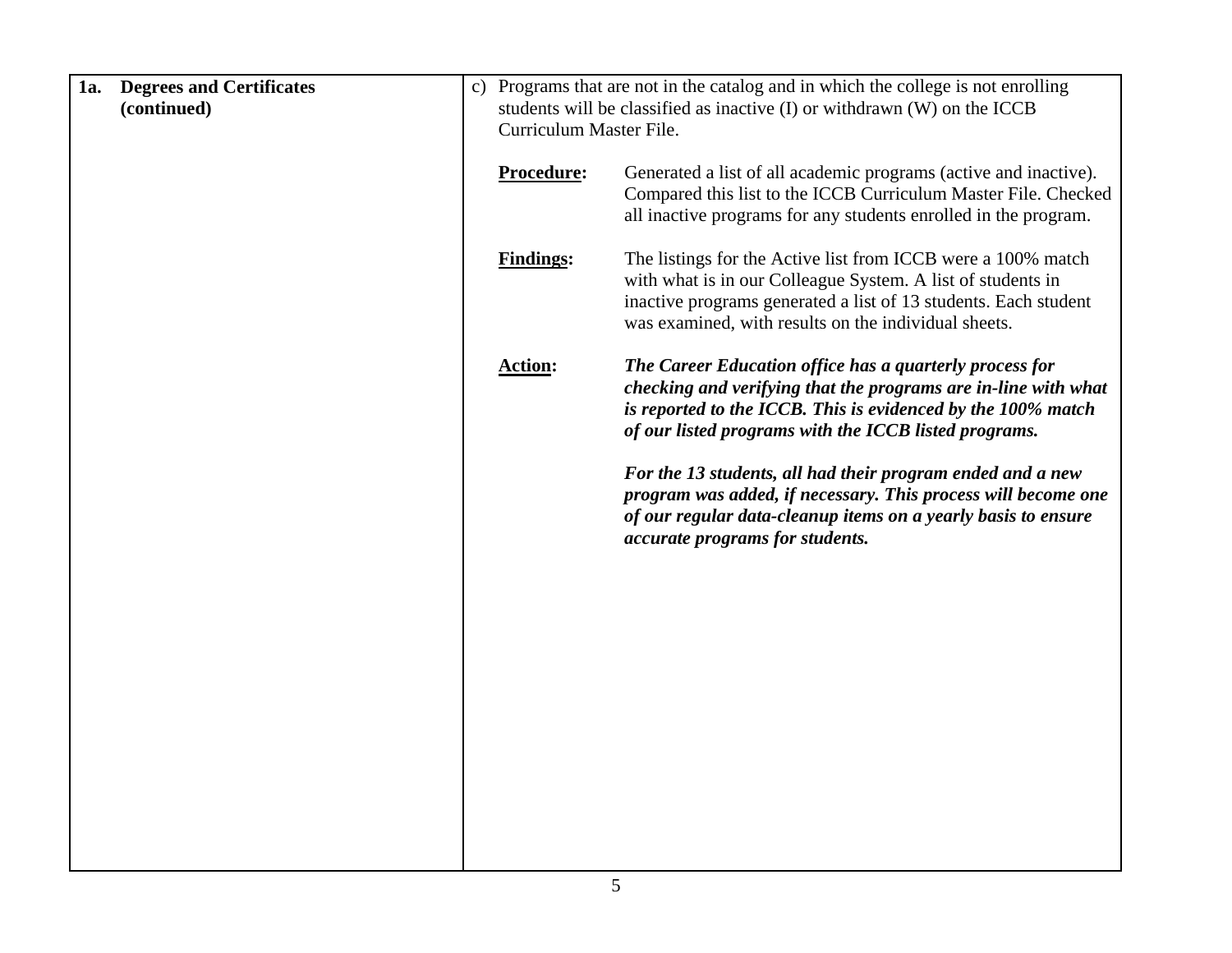| **1a. Degrees and Certificates (continued)** | c) Programs that are not in the catalog and in which the college is not enrolling students will be classified as inactive (I) or withdrawn (W) on the ICCB Curriculum Master File. |
|---|---|
| | **Procedure:** Generated a list of all academic programs (active and inactive). Compared this list to the ICCB Curriculum Master File. Checked all inactive programs for any students enrolled in the program. |
| | **Findings:** The listings for the Active list from ICCB were a 100% match with what is in our Colleague System. A list of students in inactive programs generated a list of 13 students. Each student was examined, with results on the individual sheets. |
| | **Action:** ***The Career Education office has a quarterly process for checking and verifying that the programs are in-line with what is reported to the ICCB. This is evidenced by the 100% match of our listed programs with the ICCB listed programs.*** <br><br> ***For the 13 students, all had their program ended and a new program was added, if necessary. This process will become one of our regular data-cleanup items on a yearly basis to ensure accurate programs for students.*** |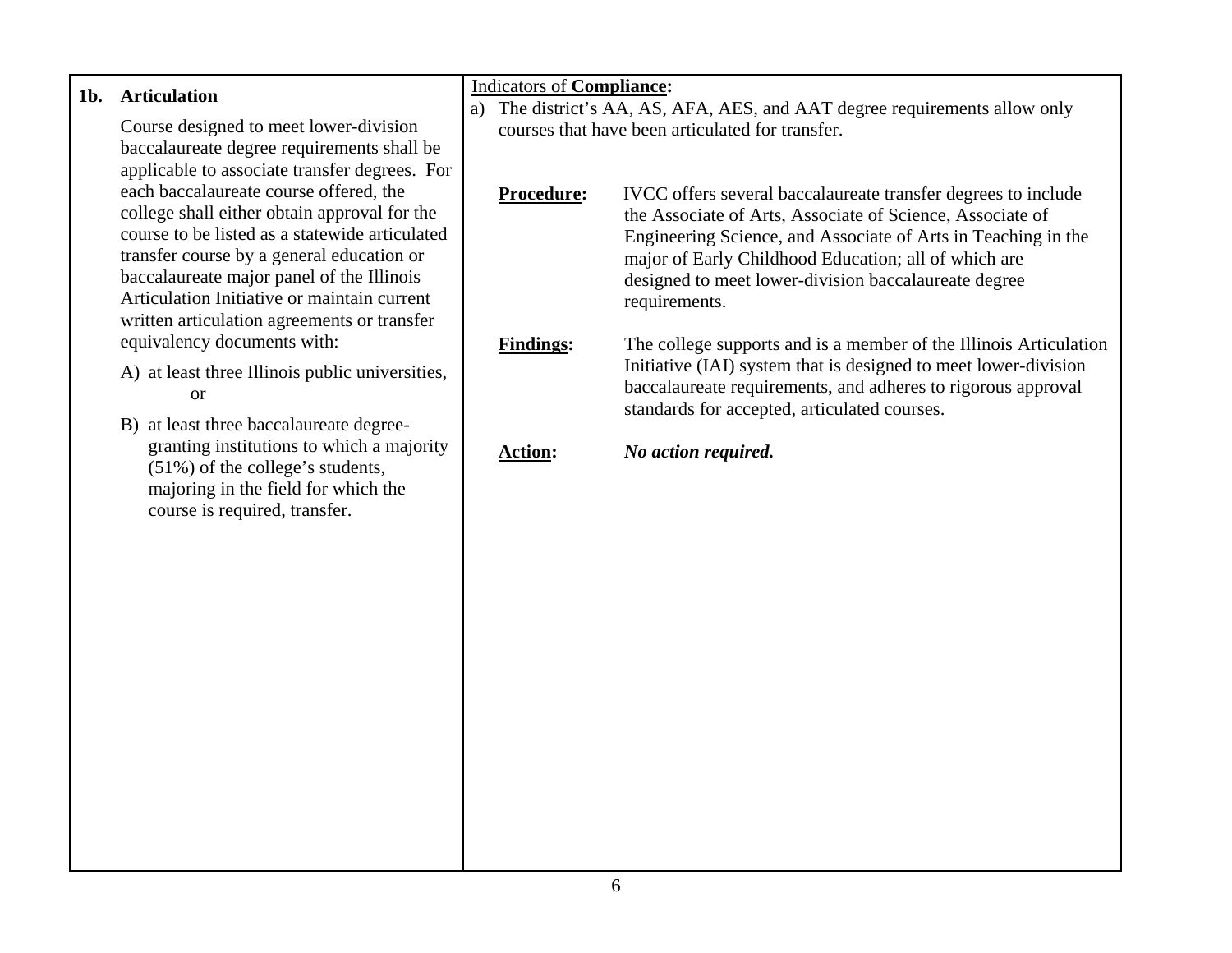| **1b. Articulation**<br><br>Course designed to meet lower-division baccalaureate degree requirements shall be applicable to associate transfer degrees. For each baccalaureate course offered, the college shall either obtain approval for the course to be listed as a statewide articulated transfer course by a general education or baccalaureate major panel of the Illinois Articulation Initiative or maintain current written articulation agreements or transfer equivalency documents with:<br><br>A) at least three Illinois public universities,<br>or<br><br>B) at least three baccalaureate degree-granting institutions to which a majority (51%) of the college's students, majoring in the field for which the course is required, transfer. | Indicators of **Compliance:**<br>a) The district's AA, AS, AFA, AES, and AAT degree requirements allow only courses that have been articulated for transfer.<br><br>**Procedure:** IVCC offers several baccalaureate transfer degrees to include the Associate of Arts, Associate of Science, Associate of Engineering Science, and Associate of Arts in Teaching in the major of Early Childhood Education; all of which are designed to meet lower-division baccalaureate degree requirements.<br><br>**Findings:** The college supports and is a member of the Illinois Articulation Initiative (IAI) system that is designed to meet lower-division baccalaureate requirements, and adheres to rigorous approval standards for accepted, articulated courses.<br><br>**Action:** ***No action required.*** |
|---|---|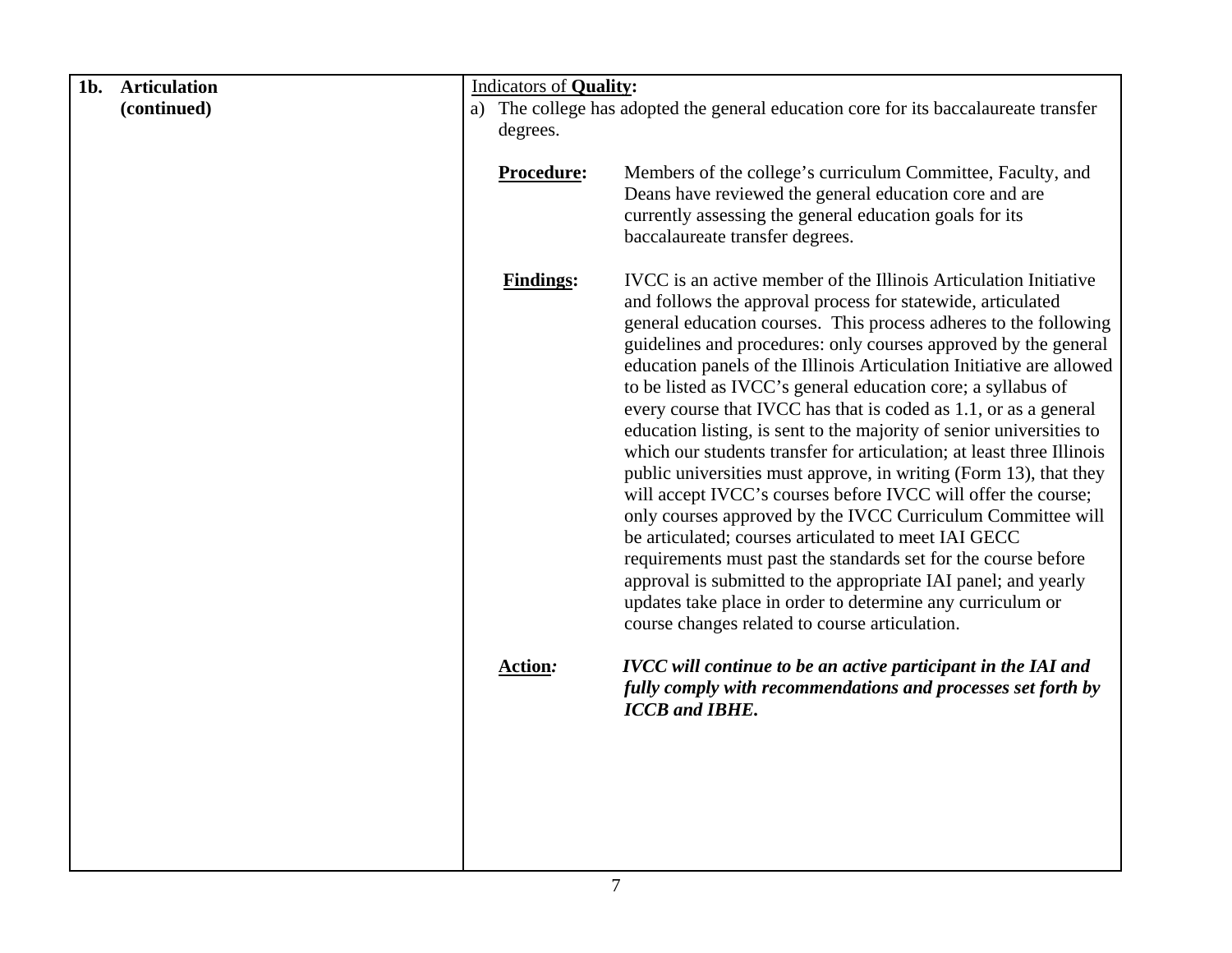| **1b. Articulation (continued)** | Indicators of **Quality:** |
| --- | --- |
| | a) The college has adopted the general education core for its baccalaureate transfer degrees.<br><br>**Procedure:** Members of the college's curriculum Committee, Faculty, and Deans have reviewed the general education core and are currently assessing the general education goals for its baccalaureate transfer degrees.<br><br>**Findings:** IVCC is an active member of the Illinois Articulation Initiative and follows the approval process for statewide, articulated general education courses. This process adheres to the following guidelines and procedures: only courses approved by the general education panels of the Illinois Articulation Initiative are allowed to be listed as IVCC's general education core; a syllabus of every course that IVCC has that is coded as 1.1, or as a general education listing, is sent to the majority of senior universities to which our students transfer for articulation; at least three Illinois public universities must approve, in writing (Form 13), that they will accept IVCC's courses before IVCC will offer the course; only courses approved by the IVCC Curriculum Committee will be articulated; courses articulated to meet IAI GECC requirements must past the standards set for the course before approval is submitted to the appropriate IAI panel; and yearly updates take place in order to determine any curriculum or course changes related to course articulation.<br><br>**Action:** ***IVCC will continue to be an active participant in the IAI and fully comply with recommendations and processes set forth by ICCB and IBHE.*** |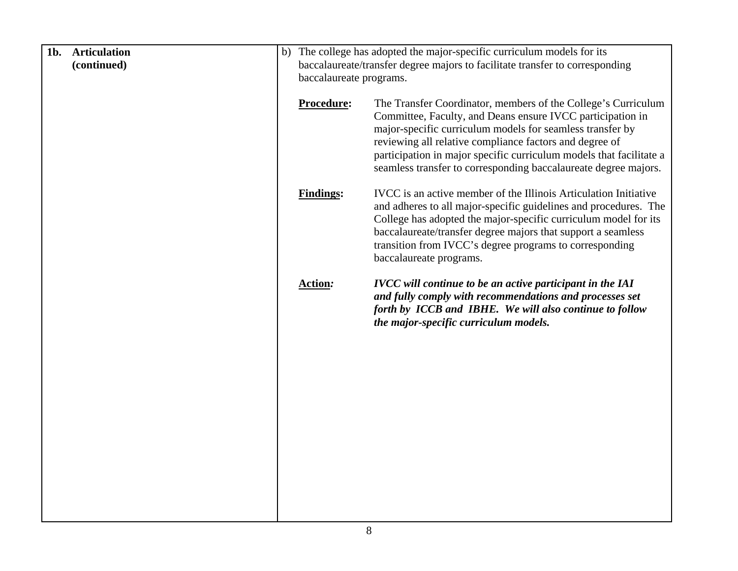| **1b. Articulation (continued)** | b) The college has adopted the major-specific curriculum models for its baccalaureate/transfer degree majors to facilitate transfer to corresponding baccalaureate programs.<br><br>**<u>Procedure</u>:** The Transfer Coordinator, members of the College's Curriculum Committee, Faculty, and Deans ensure IVCC participation in major-specific curriculum models for seamless transfer by reviewing all relative compliance factors and degree of participation in major specific curriculum models that facilitate a seamless transfer to corresponding baccalaureate degree majors.<br><br>**<u>Findings</u>:** IVCC is an active member of the Illinois Articulation Initiative and adheres to all major-specific guidelines and procedures. The College has adopted the major-specific curriculum model for its baccalaureate/transfer degree majors that support a seamless transition from IVCC's degree programs to corresponding baccalaureate programs.<br><br>**<u>Action</u>*:*** ***IVCC will continue to be an active participant in the IAI and fully comply with recommendations and processes set forth by ICCB and IBHE. We will also continue to follow the major-specific curriculum models.*** |
|---|---|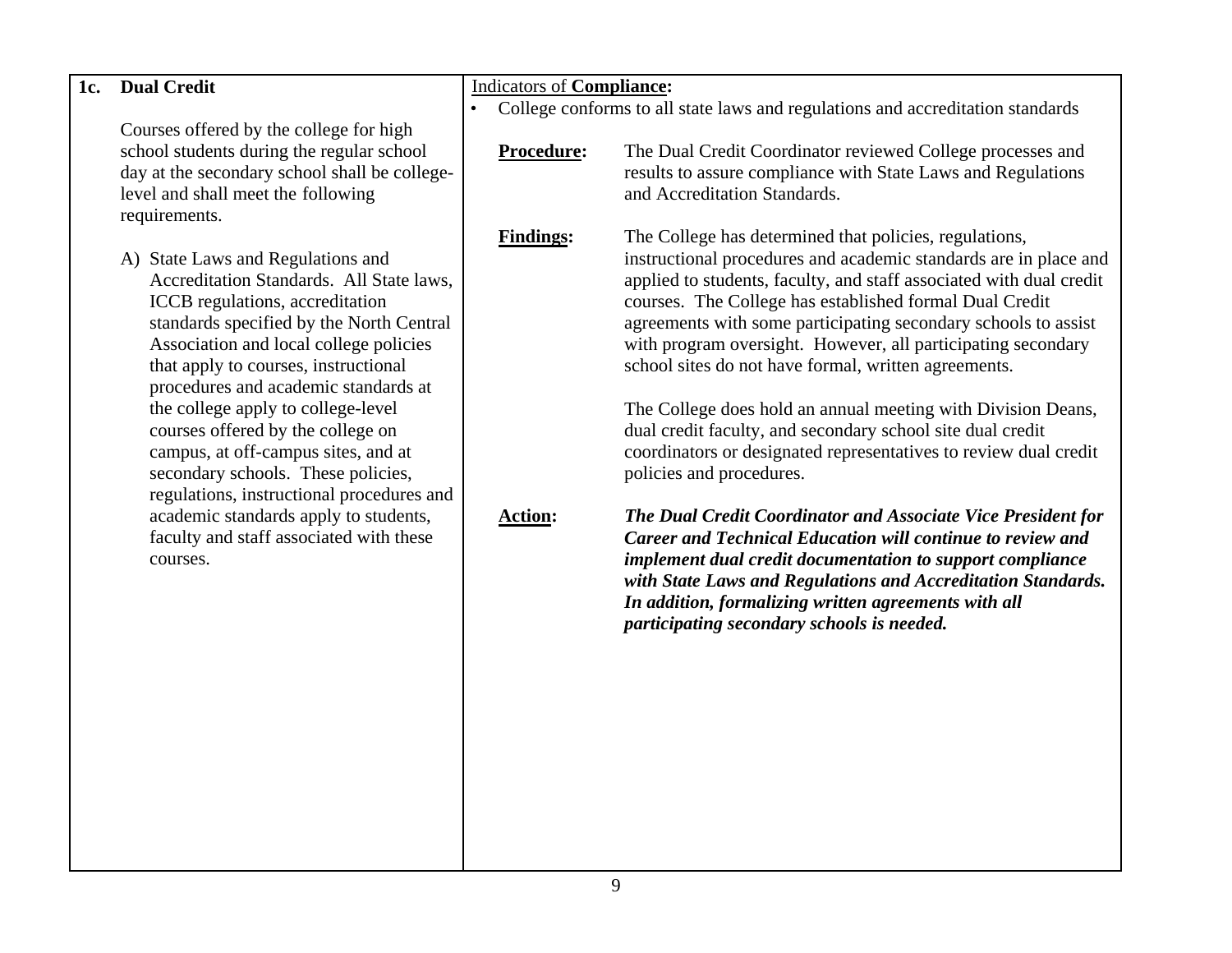| 1c. Dual Credit | Indicators of **Compliance:** |
| --- | --- |
| Courses offered by the college for high school students during the regular school day at the secondary school shall be college-level and shall meet the following requirements.<br><br>A) State Laws and Regulations and Accreditation Standards. All State laws, ICCB regulations, accreditation standards specified by the North Central Association and local college policies that apply to courses, instructional procedures and academic standards at the college apply to college-level courses offered by the college on campus, at off-campus sites, and at secondary schools. These policies, regulations, instructional procedures and academic standards apply to students, faculty and staff associated with these courses. | • College conforms to all state laws and regulations and accreditation standards<br><br>**Procedure:** The Dual Credit Coordinator reviewed College processes and results to assure compliance with State Laws and Regulations and Accreditation Standards.<br><br>**Findings:** The College has determined that policies, regulations, instructional procedures and academic standards are in place and applied to students, faculty, and staff associated with dual credit courses. The College has established formal Dual Credit agreements with some participating secondary schools to assist with program oversight. However, all participating secondary school sites do not have formal, written agreements.<br><br>The College does hold an annual meeting with Division Deans, dual credit faculty, and secondary school site dual credit coordinators or designated representatives to review dual credit policies and procedures.<br><br>**Action:** ***The Dual Credit Coordinator and Associate Vice President for Career and Technical Education will continue to review and implement dual credit documentation to support compliance with State Laws and Regulations and Accreditation Standards. In addition, formalizing written agreements with all participating secondary schools is needed.*** |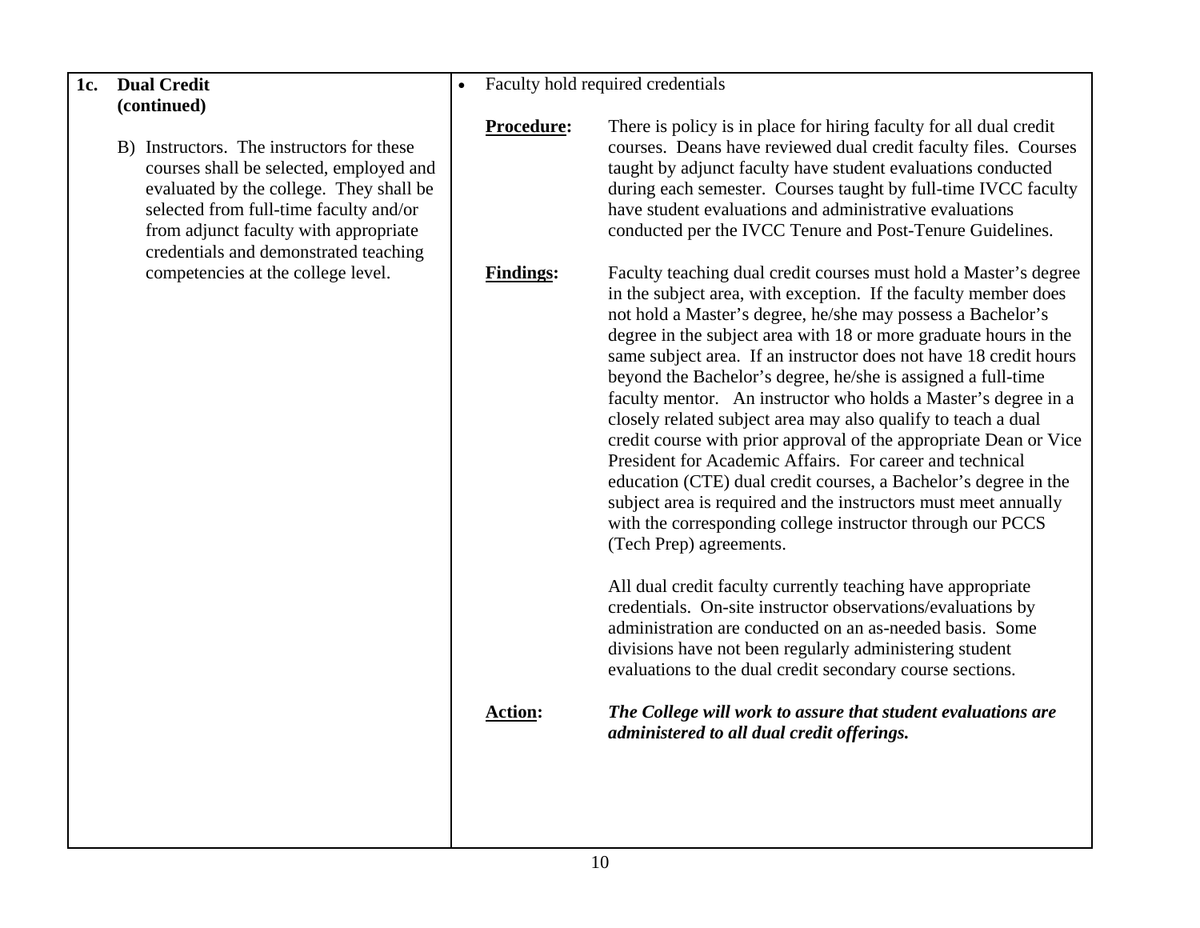| **1c. Dual Credit (continued)** | • Faulty hold required credentials |
|---|---|
| B) Instructors. The instructors for these courses shall be selected, employed and evaluated by the college. They shall be selected from full-time faculty and/or from adjunct faculty with appropriate credentials and demonstrated teaching competencies at the college level. | **Procedure:** There is policy is in place for hiring faculty for all dual credit courses. Deans have reviewed dual credit faculty files. Courses taught by adjunct faculty have student evaluations conducted during each semester. Courses taught by full-time IVCC faculty have student evaluations and administrative evaluations conducted per the IVCC Tenure and Post-Tenure Guidelines.<br><br>**Findings:** Faculty teaching dual credit courses must hold a Master's degree in the subject area, with exception. If the faculty member does not hold a Master's degree, he/she may possess a Bachelor's degree in the subject area with 18 or more graduate hours in the same subject area. If an instructor does not have 18 credit hours beyond the Bachelor's degree, he/she is assigned a full-time faculty mentor. An instructor who holds a Master's degree in a closely related subject area may also qualify to teach a dual credit course with prior approval of the appropriate Dean or Vice President for Academic Affairs. For career and technical education (CTE) dual credit courses, a Bachelor's degree in the subject area is required and the instructors must meet annually with the corresponding college instructor through our PCCS (Tech Prep) agreements.<br><br>All dual credit faculty currently teaching have appropriate credentials. On-site instructor observations/evaluations by administration are conducted on an as-needed basis. Some divisions have not been regularly administering student evaluations to the dual credit secondary course sections.<br><br>**Action:** ***The College will work to assure that student evaluations are administered to all dual credit offerings.*** |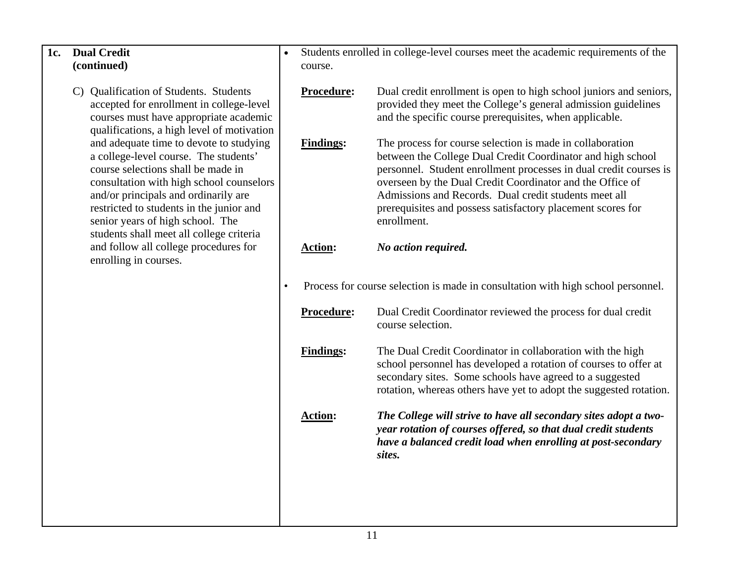| **1c. Dual Credit (continued)** | |
|---|---|
| C) Qualification of Students. Students accepted for enrollment in college-level courses must have appropriate academic qualifications, a high level of motivation and adequate time to devote to studying a college-level course. The students' course selections shall be made in consultation with high school counselors and/or principals and ordinarily are restricted to students in the junior and senior years of high school. The students shall meet all college criteria and follow all college procedures for enrolling in courses. | • Students enrolled in college-level courses meet the academic requirements of the course.<br><br>**Procedure:** Dual credit enrollment is open to high school juniors and seniors, provided they meet the College's general admission guidelines and the specific course prerequisites, when applicable.<br><br>**Findings:** The process for course selection is made in collaboration between the College Dual Credit Coordinator and high school personnel. Student enrollment processes in dual credit courses is overseen by the Dual Credit Coordinator and the Office of Admissions and Records. Dual credit students meet all prerequisites and possess satisfactory placement scores for enrollment.<br><br>**Action:** ***No action required.***<br><br>• Process for course selection is made in consultation with high school personnel.<br><br>**Procedure:** Dual Credit Coordinator reviewed the process for dual credit course selection.<br><br>**Findings:** The Dual Credit Coordinator in collaboration with the high school personnel has developed a rotation of courses to offer at secondary sites. Some schools have agreed to a suggested rotation, whereas others have yet to adopt the suggested rotation.<br><br>**Action:** ***The College will strive to have all secondary sites adopt a two-year rotation of courses offered, so that dual credit students have a balanced credit load when enrolling at post-secondary sites.*** |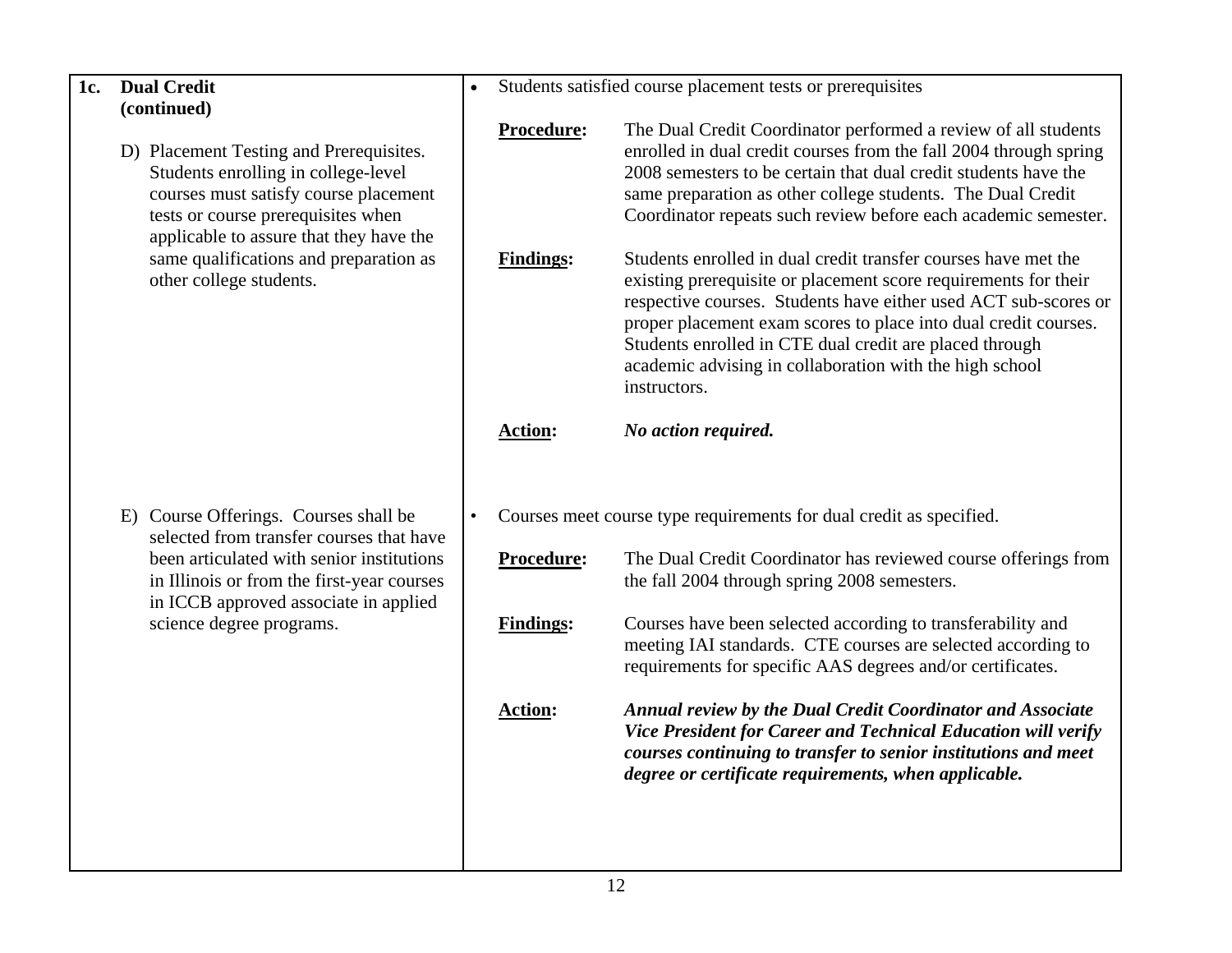| 1c. Dual Credit (continued) | |
|---|---|
| D) Placement Testing and Prerequisites. Students enrolling in college-level courses must satisfy course placement tests or course prerequisites when applicable to assure that they have the same qualifications and preparation as other college students. | • Students satisfied course placement tests or prerequisites<br><br>**<u>Procedure</u>:** The Dual Credit Coordinator performed a review of all students enrolled in dual credit courses from the fall 2004 through spring 2008 semesters to be certain that dual credit students have the same preparation as other college students. The Dual Credit Coordinator repeats such review before each academic semester.<br><br>**<u>Findings</u>:** Students enrolled in dual credit transfer courses have met the existing prerequisite or placement score requirements for their respective courses. Students have either used ACT sub-scores or proper placement exam scores to place into dual credit courses. Students enrolled in CTE dual credit are placed through academic advising in collaboration with the high school instructors.<br><br>**<u>Action</u>:** ***No action required.*** |
| E) Course Offerings. Courses shall be selected from transfer courses that have been articulated with senior institutions in Illinois or from the first-year courses in ICCB approved associate in applied science degree programs. | • Courses meet course type requirements for dual credit as specified.<br><br>**<u>Procedure</u>:** The Dual Credit Coordinator has reviewed course offerings from the fall 2004 through spring 2008 semesters.<br><br>**<u>Findings</u>:** Courses have been selected according to transferability and meeting IAI standards. CTE courses are selected according to requirements for specific AAS degrees and/or certificates.<br><br>**<u>Action</u>:** ***Annual review by the Dual Credit Coordinator and Associate Vice President for Career and Technical Education will verify courses continuing to transfer to senior institutions and meet degree or certificate requirements, when applicable.*** |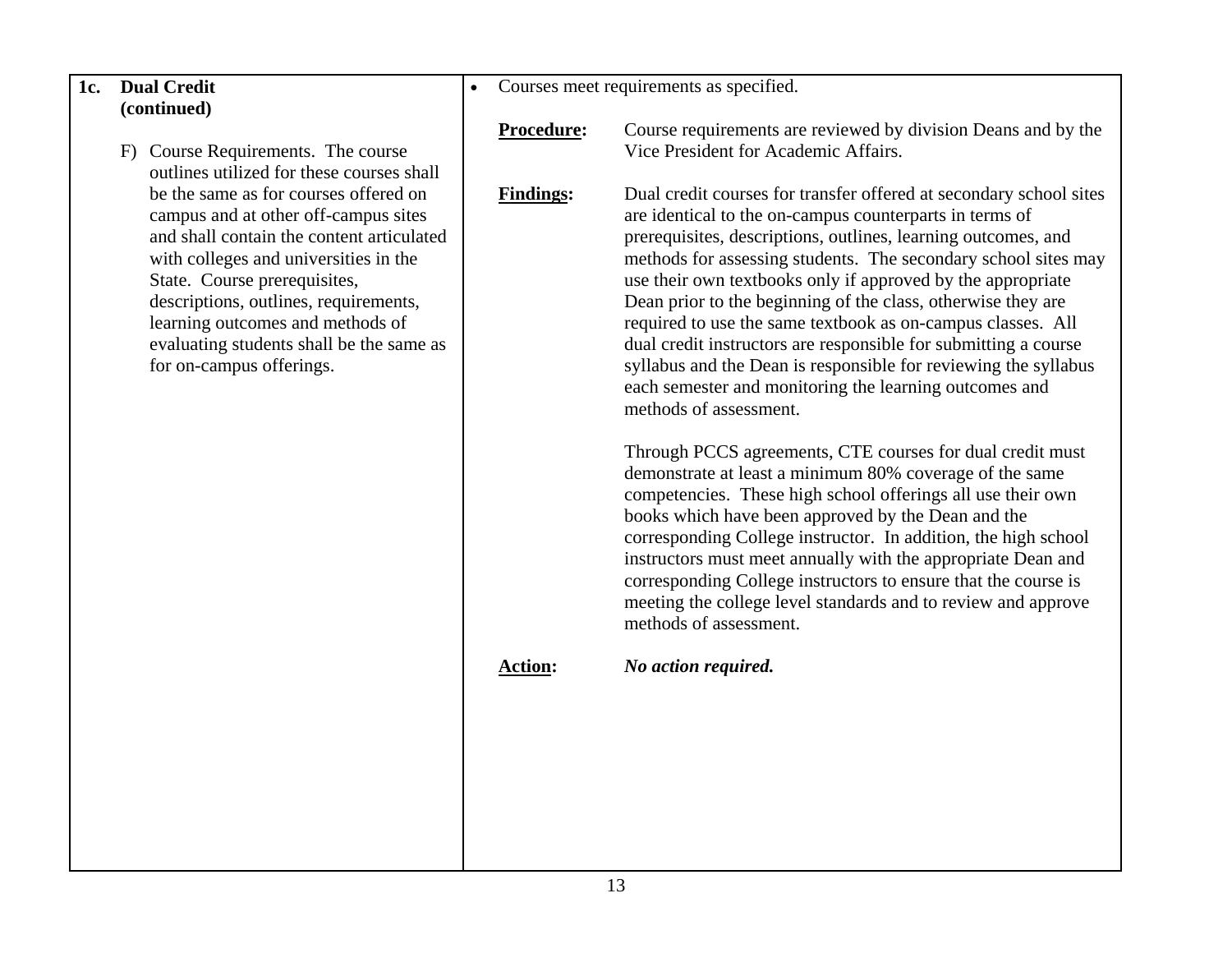| **1c. Dual Credit (continued)** | • Courses meet requirements as specified. |
|---|---|
| F) Course Requirements. The course outlines utilized for these courses shall be the same as for courses offered on campus and at other off-campus sites and shall contain the content articulated with colleges and universities in the State. Course prerequisites, descriptions, outlines, requirements, learning outcomes and methods of evaluating students shall be the same as for on-campus offerings. | **Procedure:** Course requirements are reviewed by division Deans and by the Vice President for Academic Affairs.<br><br>**Findings:** Dual credit courses for transfer offered at secondary school sites are identical to the on-campus counterparts in terms of prerequisites, descriptions, outlines, learning outcomes, and methods for assessing students. The secondary school sites may use their own textbooks only if approved by the appropriate Dean prior to the beginning of the class, otherwise they are required to use the same textbook as on-campus classes. All dual credit instructors are responsible for submitting a course syllabus and the Dean is responsible for reviewing the syllabus each semester and monitoring the learning outcomes and methods of assessment.<br><br>Through PCCS agreements, CTE courses for dual credit must demonstrate at least a minimum 80% coverage of the same competencies. These high school offerings all use their own books which have been approved by the Dean and the corresponding College instructor. In addition, the high school instructors must meet annually with the appropriate Dean and corresponding College instructors to ensure that the course is meeting the college level standards and to review and approve methods of assessment.<br><br>**Action:** ***No action required.*** |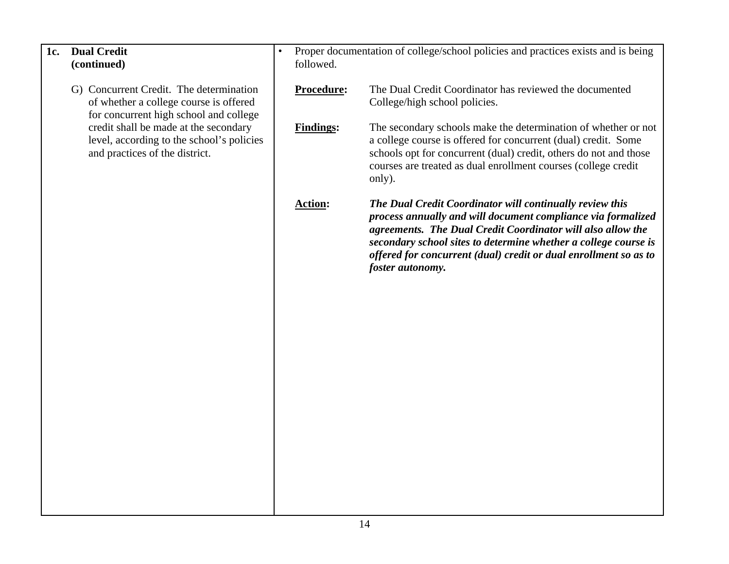| **1c. Dual Credit (continued)** | • Proper documentation of college/school policies and practices exists and is being followed. |
|---|---|
| G) Concurrent Credit. The determination of whether a college course is offered for concurrent high school and college credit shall be made at the secondary level, according to the school's policies and practices of the district. | **Procedure:** The Dual Credit Coordinator has reviewed the documented College/high school policies.<br><br>**Findings:** The secondary schools make the determination of whether or not a college course is offered for concurrent (dual) credit. Some schools opt for concurrent (dual) credit, others do not and those courses are treated as dual enrollment courses (college credit only).<br><br>**Action:** ***The Dual Credit Coordinator will continually review this process annually and will document compliance via formalized agreements. The Dual Credit Coordinator will also allow the secondary school sites to determine whether a college course is offered for concurrent (dual) credit or dual enrollment so as to foster autonomy.*** |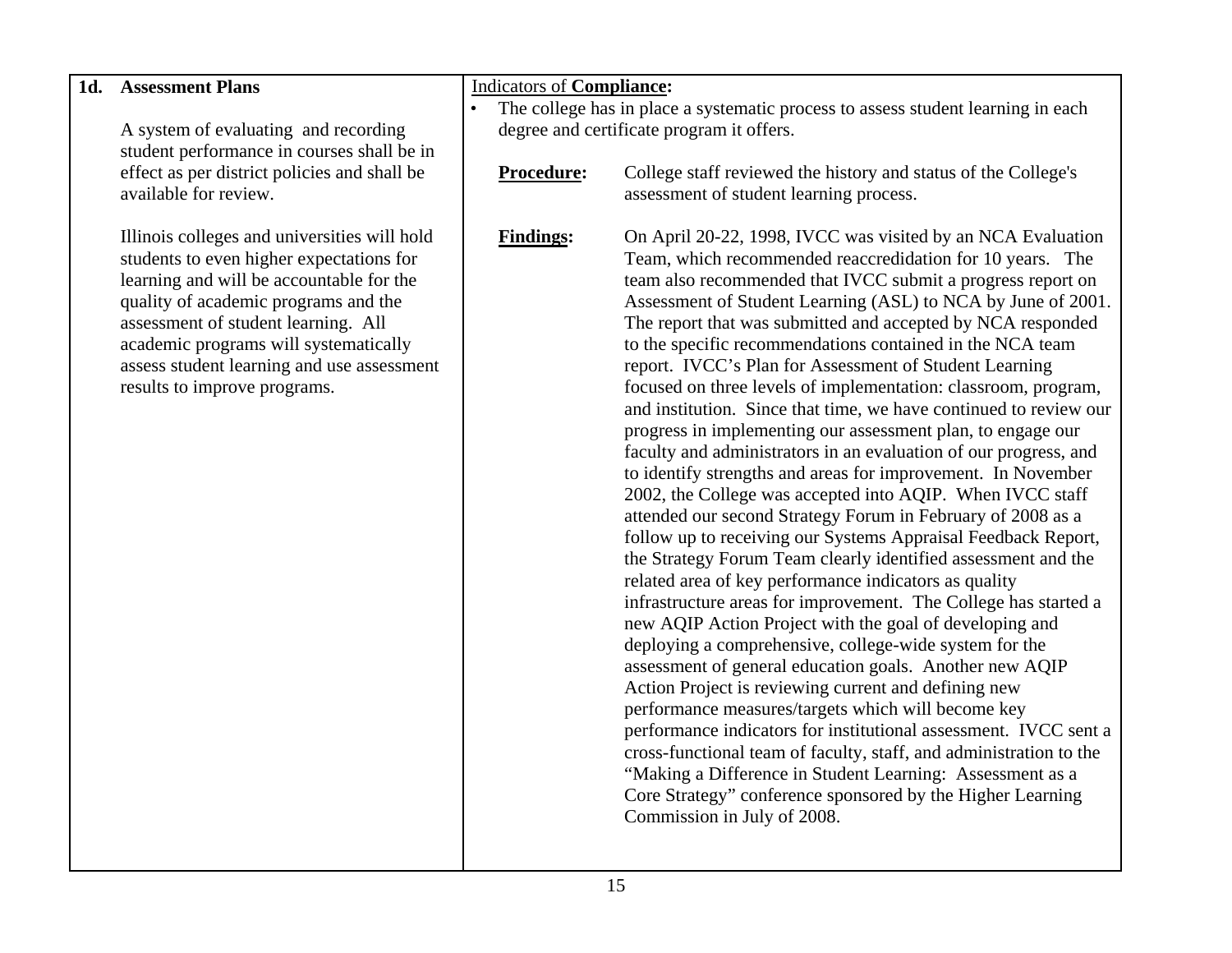| **1d. Assessment Plans** | Indicators of **Compliance:** |
|---|---|
| A system of evaluating and recording student performance in courses shall be in effect as per district policies and shall be available for review.<br><br>Illinois colleges and universities will hold students to even higher expectations for learning and will be accountable for the quality of academic programs and the assessment of student learning. All academic programs will systematically assess student learning and use assessment results to improve programs. | • The college has in place a systematic process to assess student learning in each degree and certificate program it offers.<br><br>**Procedure:** College staff reviewed the history and status of the College's assessment of student learning process.<br><br>**Findings:** On April 20-22, 1998, IVCC was visited by an NCA Evaluation Team, which recommended reaccredidation for 10 years. The team also recommended that IVCC submit a progress report on Assessment of Student Learning (ASL) to NCA by June of 2001. The report that was submitted and accepted by NCA responded to the specific recommendations contained in the NCA team report. IVCC's Plan for Assessment of Student Learning focused on three levels of implementation: classroom, program, and institution. Since that time, we have continued to review our progress in implementing our assessment plan, to engage our faculty and administrators in an evaluation of our progress, and to identify strengths and areas for improvement. In November 2002, the College was accepted into AQIP. When IVCC staff attended our second Strategy Forum in February of 2008 as a follow up to receiving our Systems Appraisal Feedback Report, the Strategy Forum Team clearly identified assessment and the related area of key performance indicators as quality infrastructure areas for improvement. The College has started a new AQIP Action Project with the goal of developing and deploying a comprehensive, college-wide system for the assessment of general education goals. Another new AQIP Action Project is reviewing current and defining new performance measures/targets which will become key performance indicators for institutional assessment. IVCC sent a cross-functional team of faculty, staff, and administration to the "Making a Difference in Student Learning: Assessment as a Core Strategy" conference sponsored by the Higher Learning Commission in July of 2008. |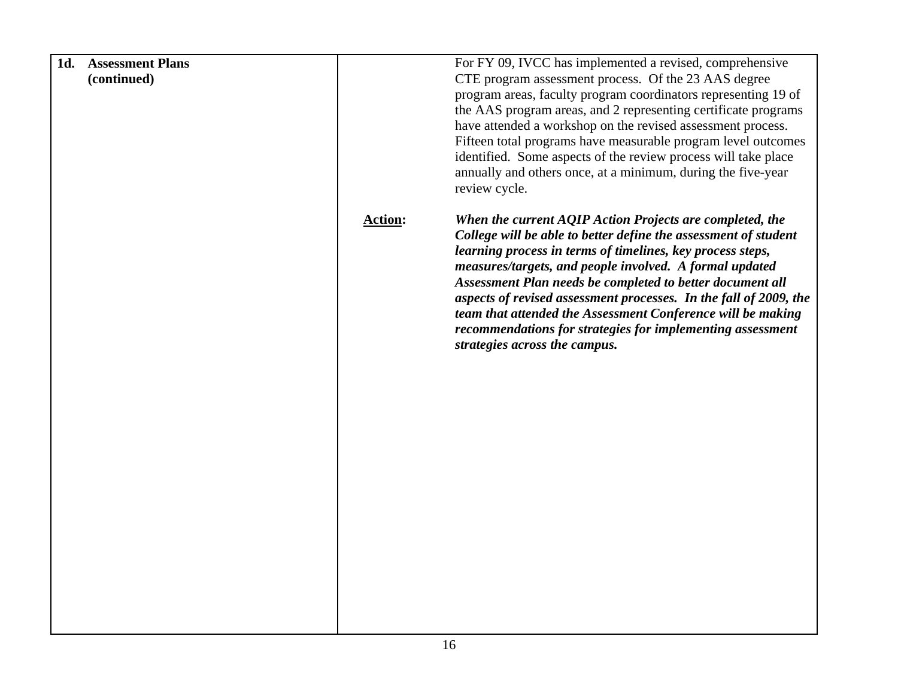| | | |
|---|---|---|
| **1d. Assessment Plans (continued)** | | For FY 09, IVCC has implemented a revised, comprehensive CTE program assessment process. Of the 23 AAS degree program areas, faculty program coordinators representing 19 of the AAS program areas, and 2 representing certificate programs have attended a workshop on the revised assessment process. Fifteen total programs have measurable program level outcomes identified. Some aspects of the review process will take place annually and others once, at a minimum, during the five-year review cycle. |
| | **Action:** | ***When the current AQIP Action Projects are completed, the College will be able to better define the assessment of student learning process in terms of timelines, key process steps, measures/targets, and people involved. A formal updated Assessment Plan needs be completed to better document all aspects of revised assessment processes. In the fall of 2009, the team that attended the Assessment Conference will be making recommendations for strategies for implementing assessment strategies across the campus.*** |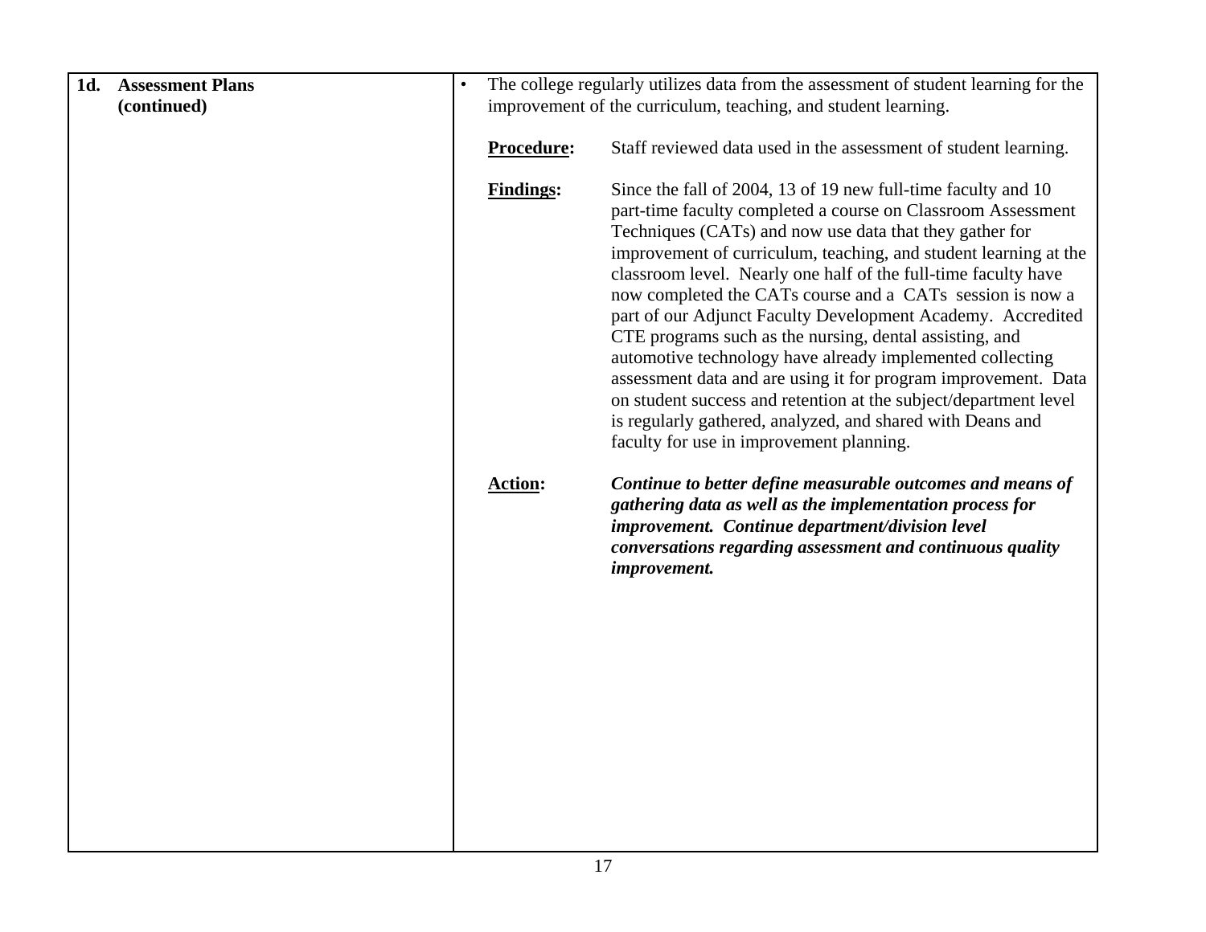| **1d. Assessment Plans (continued)** | • The college regularly utilizes data from the assessment of student learning for the improvement of the curriculum, teaching, and student learning.<br><br>**Procedure:** Staff reviewed data used in the assessment of student learning.<br><br>**Findings:** Since the fall of 2004, 13 of 19 new full-time faculty and 10 part-time faculty completed a course on Classroom Assessment Techniques (CATs) and now use data that they gather for improvement of curriculum, teaching, and student learning at the classroom level. Nearly one half of the full-time faculty have now completed the CATs course and a CATs session is now a part of our Adjunct Faculty Development Academy. Accredited CTE programs such as the nursing, dental assisting, and automotive technology have already implemented collecting assessment data and are using it for program improvement. Data on student success and retention at the subject/department level is regularly gathered, analyzed, and shared with Deans and faculty for use in improvement planning.<br><br>**Action:** ***Continue to better define measurable outcomes and means of gathering data as well as the implementation process for improvement. Continue department/division level conversations regarding assessment and continuous quality improvement.*** |
|---|---|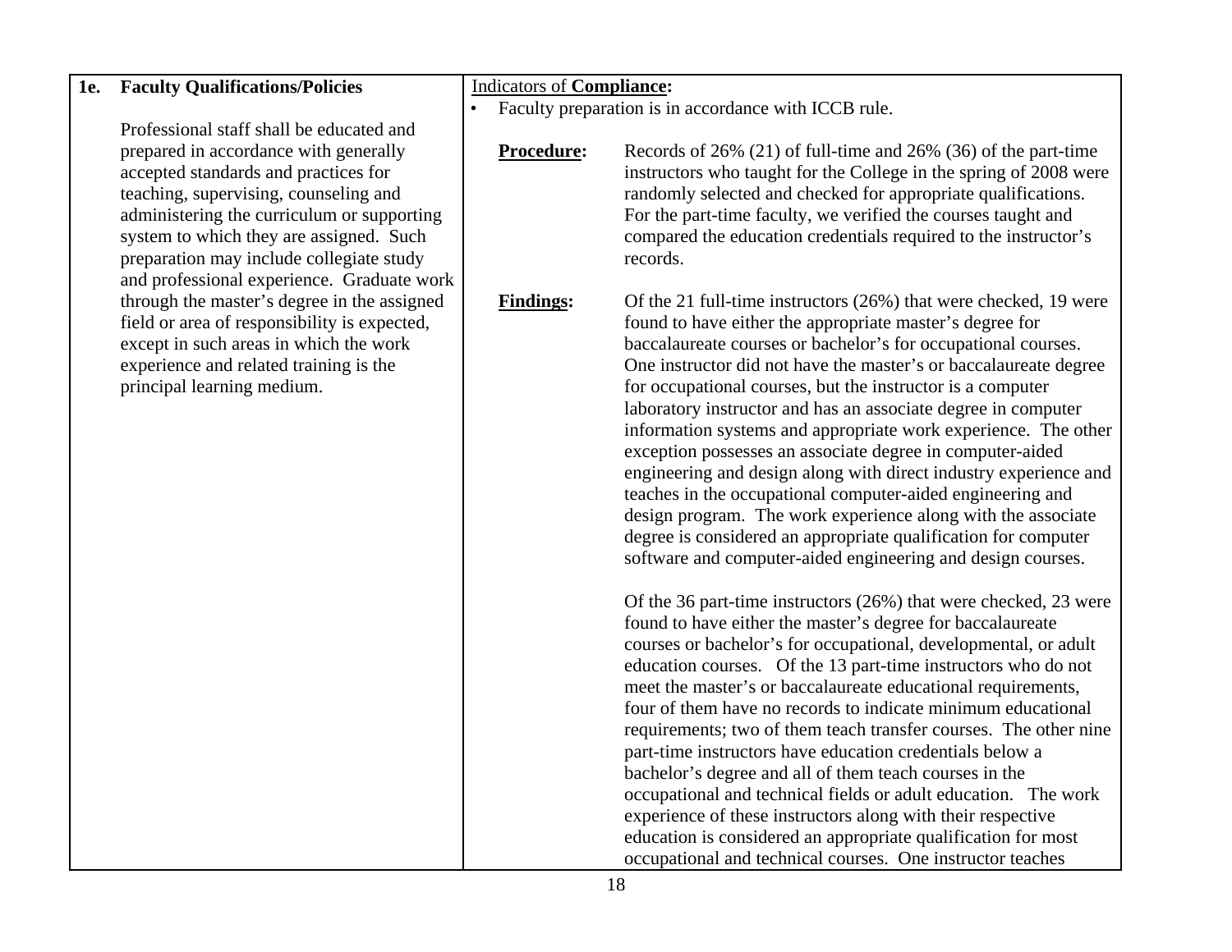| **1e. Faculty Qualifications/Policies** | Indicators of **Compliance:** |
|---|---|
| Professional staff shall be educated and prepared in accordance with generally accepted standards and practices for teaching, supervising, counseling and administering the curriculum or supporting system to which they are assigned. Such preparation may include collegiate study and professional experience. Graduate work through the master's degree in the assigned field or area of responsibility is expected, except in such areas in which the work experience and related training is the principal learning medium. | • Faculty preparation is in accordance with ICCB rule.<br><br>**Procedure:** Records of 26% (21) of full-time and 26% (36) of the part-time instructors who taught for the College in the spring of 2008 were randomly selected and checked for appropriate qualifications. For the part-time faculty, we verified the courses taught and compared the education credentials required to the instructor's records.<br><br>**Findings:** Of the 21 full-time instructors (26%) that were checked, 19 were found to have either the appropriate master's degree for baccalaureate courses or bachelor's for occupational courses. One instructor did not have the master's or baccalaureate degree for occupational courses, but the instructor is a computer laboratory instructor and has an associate degree in computer information systems and appropriate work experience. The other exception possesses an associate degree in computer-aided engineering and design along with direct industry experience and teaches in the occupational computer-aided engineering and design program. The work experience along with the associate degree is considered an appropriate qualification for computer software and computer-aided engineering and design courses.<br><br>Of the 36 part-time instructors (26%) that were checked, 23 were found to have either the master's degree for baccalaureate courses or bachelor's for occupational, developmental, or adult education courses. Of the 13 part-time instructors who do not meet the master's or baccalaureate educational requirements, four of them have no records to indicate minimum educational requirements; two of them teach transfer courses. The other nine part-time instructors have education credentials below a bachelor's degree and all of them teach courses in the occupational and technical fields or adult education. The work experience of these instructors along with their respective education is considered an appropriate qualification for most occupational and technical courses. One instructor teaches |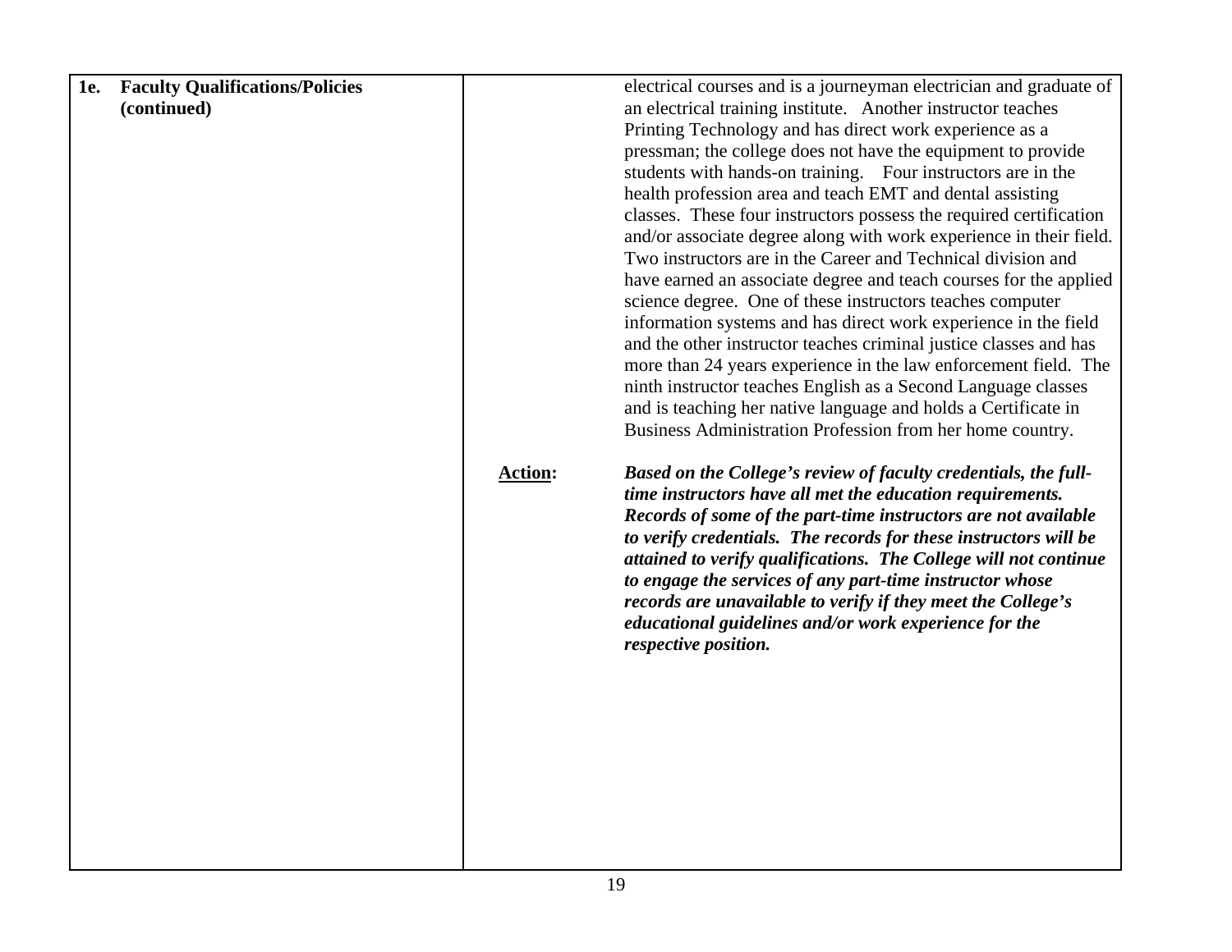| **1e. Faculty Qualifications/Policies (continued)** | | electrical courses and is a journeyman electrician and graduate of an electrical training institute. Another instructor teaches Printing Technology and has direct work experience as a pressman; the college does not have the equipment to provide students with hands-on training. Four instructors are in the health profession area and teach EMT and dental assisting classes. These four instructors possess the required certification and/or associate degree along with work experience in their field. Two instructors are in the Career and Technical division and have earned an associate degree and teach courses for the applied science degree. One of these instructors teaches computer information systems and has direct work experience in the field and the other instructor teaches criminal justice classes and has more than 24 years experience in the law enforcement field. The ninth instructor teaches English as a Second Language classes and is teaching her native language and holds a Certificate in Business Administration Profession from her home country. |
|---|---|---|
| | **Action:** | ***Based on the College's review of faculty credentials, the full-time instructors have all met the education requirements. Records of some of the part-time instructors are not available to verify credentials. The records for these instructors will be attained to verify qualifications. The College will not continue to engage the services of any part-time instructor whose records are unavailable to verify if they meet the College's educational guidelines and/or work experience for the respective position.*** |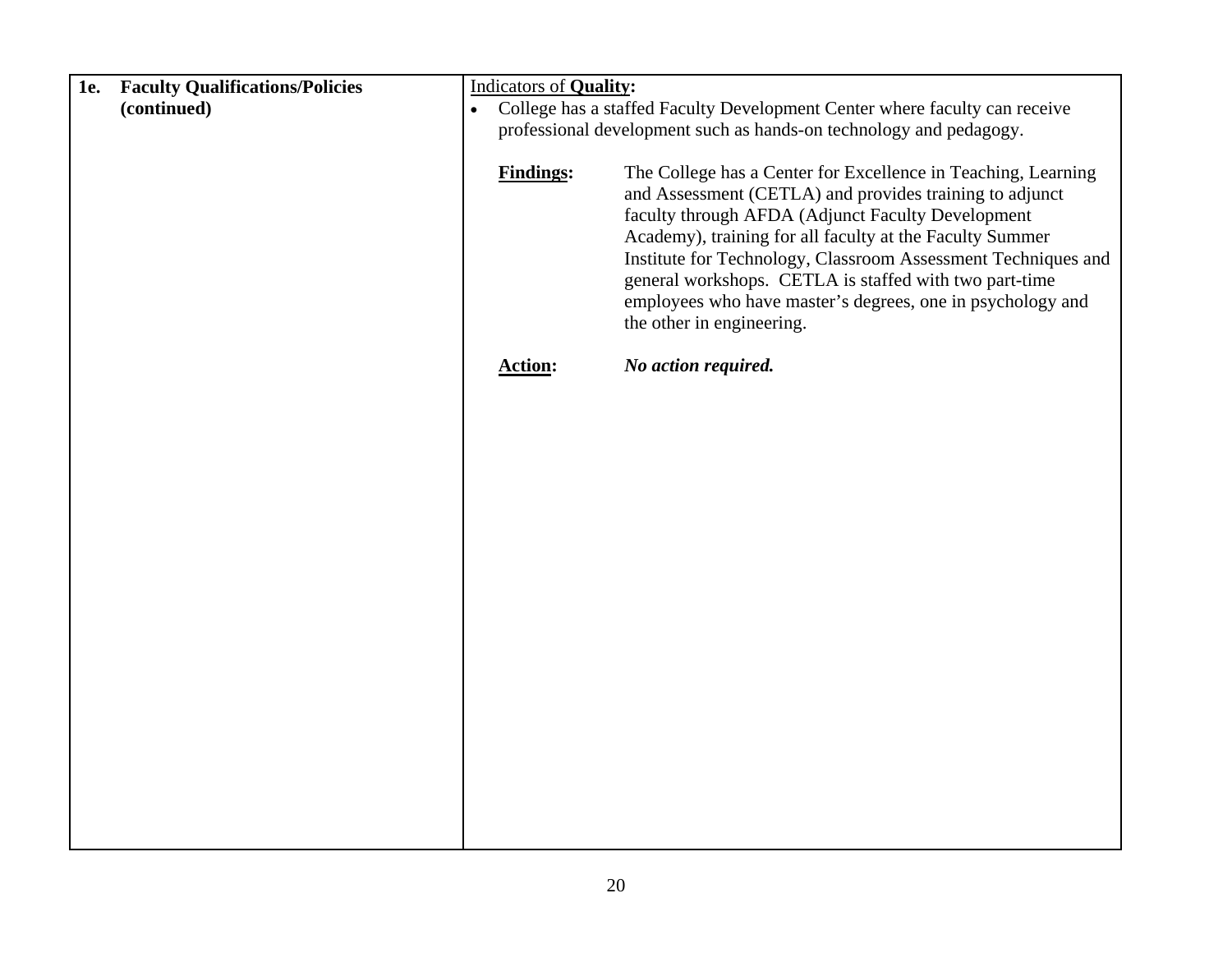| **1e. Faculty Qualifications/Policies (continued)** | Indicators of **Quality:**<br>• College has a staffed Faculty Development Center where faculty can receive professional development such as hands-on technology and pedagogy.<br><br>**Findings:** The College has a Center for Excellence in Teaching, Learning and Assessment (CETLA) and provides training to adjunct faculty through AFDA (Adjunct Faculty Development Academy), training for all faculty at the Faculty Summer Institute for Technology, Classroom Assessment Techniques and general workshops. CETLA is staffed with two part-time employees who have master's degrees, one in psychology and the other in engineering.<br><br>**Action:** ***No action required.*** |
|---|---|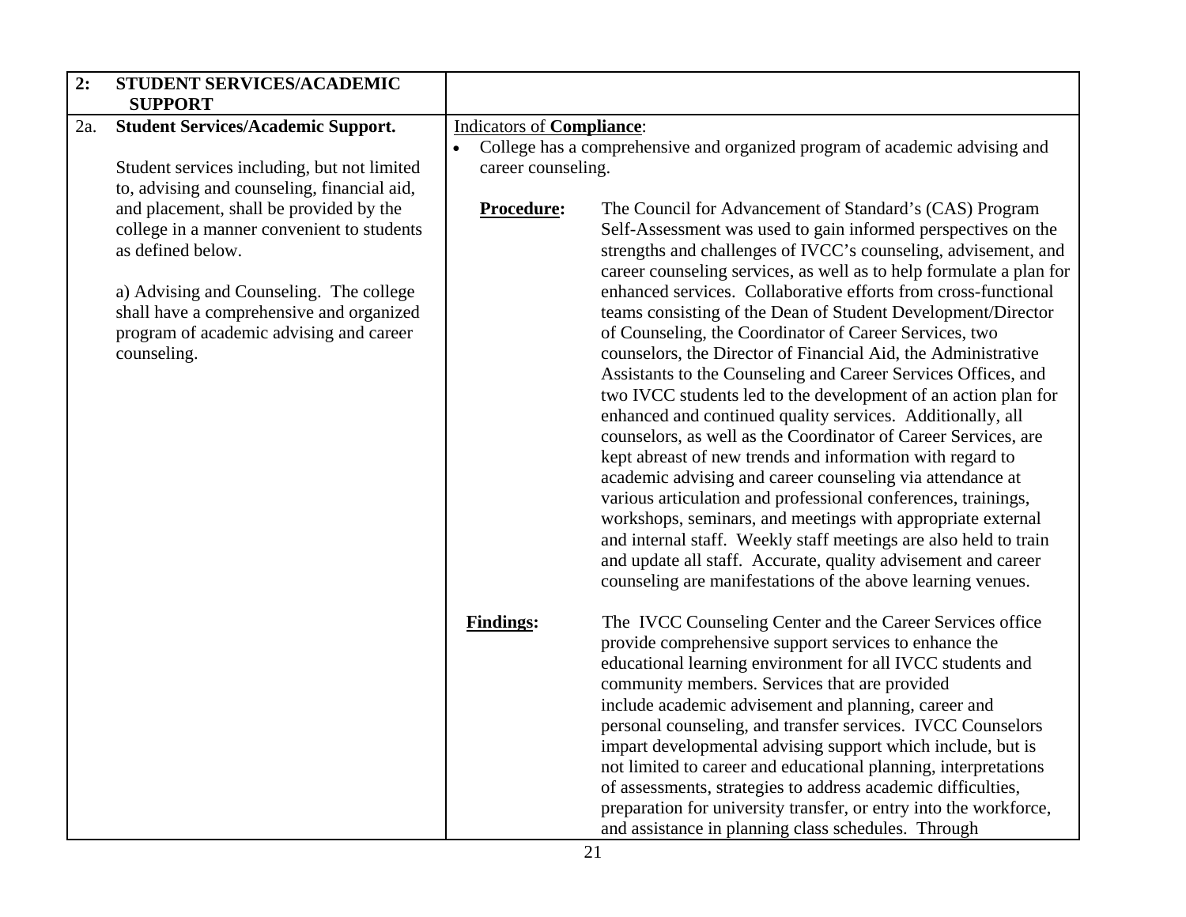| 2: STUDENT SERVICES/ACADEMIC SUPPORT | |
|---|---|
| 2a. **Student Services/Academic Support.**<br><br>Student services including, but not limited to, advising and counseling, financial aid, and placement, shall be provided by the college in a manner convenient to students as defined below.<br><br>a) Advising and Counseling. The college shall have a comprehensive and organized program of academic advising and career counseling. | Indicators of **Compliance**:<br>• College has a comprehensive and organized program of academic advising and career counseling.<br><br>**Procedure:** The Council for Advancement of Standard's (CAS) Program Self-Assessment was used to gain informed perspectives on the strengths and challenges of IVCC's counseling, advisement, and career counseling services, as well as to help formulate a plan for enhanced services. Collaborative efforts from cross-functional teams consisting of the Dean of Student Development/Director of Counseling, the Coordinator of Career Services, two counselors, the Director of Financial Aid, the Administrative Assistants to the Counseling and Career Services Offices, and two IVCC students led to the development of an action plan for enhanced and continued quality services. Additionally, all counselors, as well as the Coordinator of Career Services, are kept abreast of new trends and information with regard to academic advising and career counseling via attendance at various articulation and professional conferences, trainings, workshops, seminars, and meetings with appropriate external and internal staff. Weekly staff meetings are also held to train and update all staff. Accurate, quality advisement and career counseling are manifestations of the above learning venues.<br><br>**Findings:** The IVCC Counseling Center and the Career Services office provide comprehensive support services to enhance the educational learning environment for all IVCC students and community members. Services that are provided include academic advisement and planning, career and personal counseling, and transfer services. IVCC Counselors impart developmental advising support which include, but is not limited to career and educational planning, interpretations of assessments, strategies to address academic difficulties, preparation for university transfer, or entry into the workforce, and assistance in planning class schedules. Through |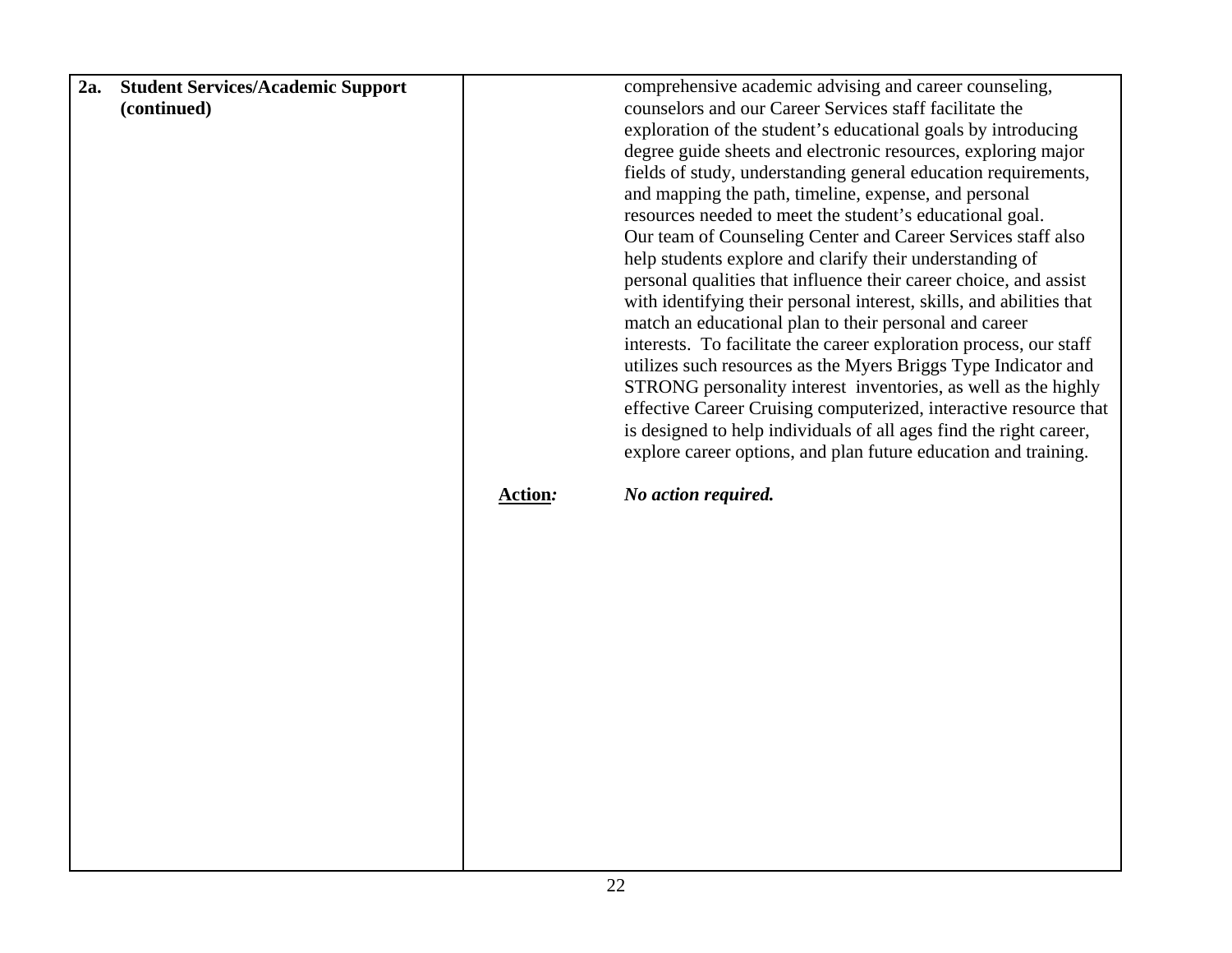| **2a. Student Services/Academic Support (continued)** | | comprehensive academic advising and career counseling, counselors and our Career Services staff facilitate the exploration of the student's educational goals by introducing degree guide sheets and electronic resources, exploring major fields of study, understanding general education requirements, and mapping the path, timeline, expense, and personal resources needed to meet the student's educational goal. Our team of Counseling Center and Career Services staff also help students explore and clarify their understanding of personal qualities that influence their career choice, and assist with identifying their personal interest, skills, and abilities that match an educational plan to their personal and career interests. To facilitate the career exploration process, our staff utilizes such resources as the Myers Briggs Type Indicator and STRONG personality interest inventories, as well as the highly effective Career Cruising computerized, interactive resource that is designed to help individuals of all ages find the right career, explore career options, and plan future education and training. |
|---|---|---|
| | **Action:** | ***No action required.*** |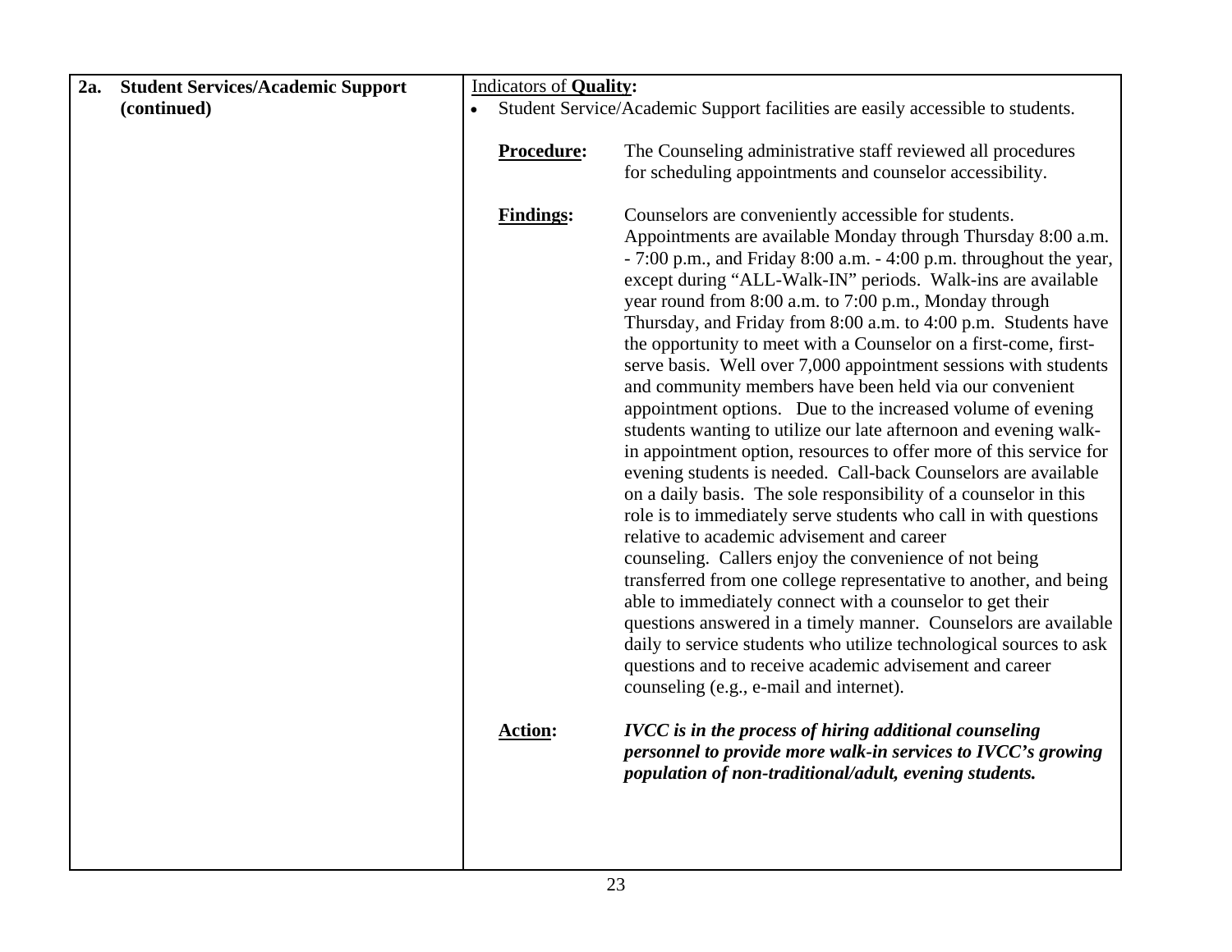| **2a. Student Services/Academic Support (continued)** | Indicators of **Quality:** |
| --- | --- |
| | • Student Service/Academic Support facilities are easily accessible to students.<br><br>**Procedure:** The Counseling administrative staff reviewed all procedures for scheduling appointments and counselor accessibility.<br><br>**Findings:** Counselors are conveniently accessible for students. Appointments are available Monday through Thursday 8:00 a.m. - 7:00 p.m., and Friday 8:00 a.m. - 4:00 p.m. throughout the year, except during "ALL-Walk-IN" periods. Walk-ins are available year round from 8:00 a.m. to 7:00 p.m., Monday through Thursday, and Friday from 8:00 a.m. to 4:00 p.m. Students have the opportunity to meet with a Counselor on a first-come, first-serve basis. Well over 7,000 appointment sessions with students and community members have been held via our convenient appointment options. Due to the increased volume of evening students wanting to utilize our late afternoon and evening walk-in appointment option, resources to offer more of this service for evening students is needed. Call-back Counselors are available on a daily basis. The sole responsibility of a counselor in this role is to immediately serve students who call in with questions relative to academic advisement and career counseling. Callers enjoy the convenience of not being transferred from one college representative to another, and being able to immediately connect with a counselor to get their questions answered in a timely manner. Counselors are available daily to service students who utilize technological sources to ask questions and to receive academic advisement and career counseling (e.g., e-mail and internet).<br><br>**Action:** ***IVCC is in the process of hiring additional counseling personnel to provide more walk-in services to IVCC's growing population of non-traditional/adult, evening students.*** |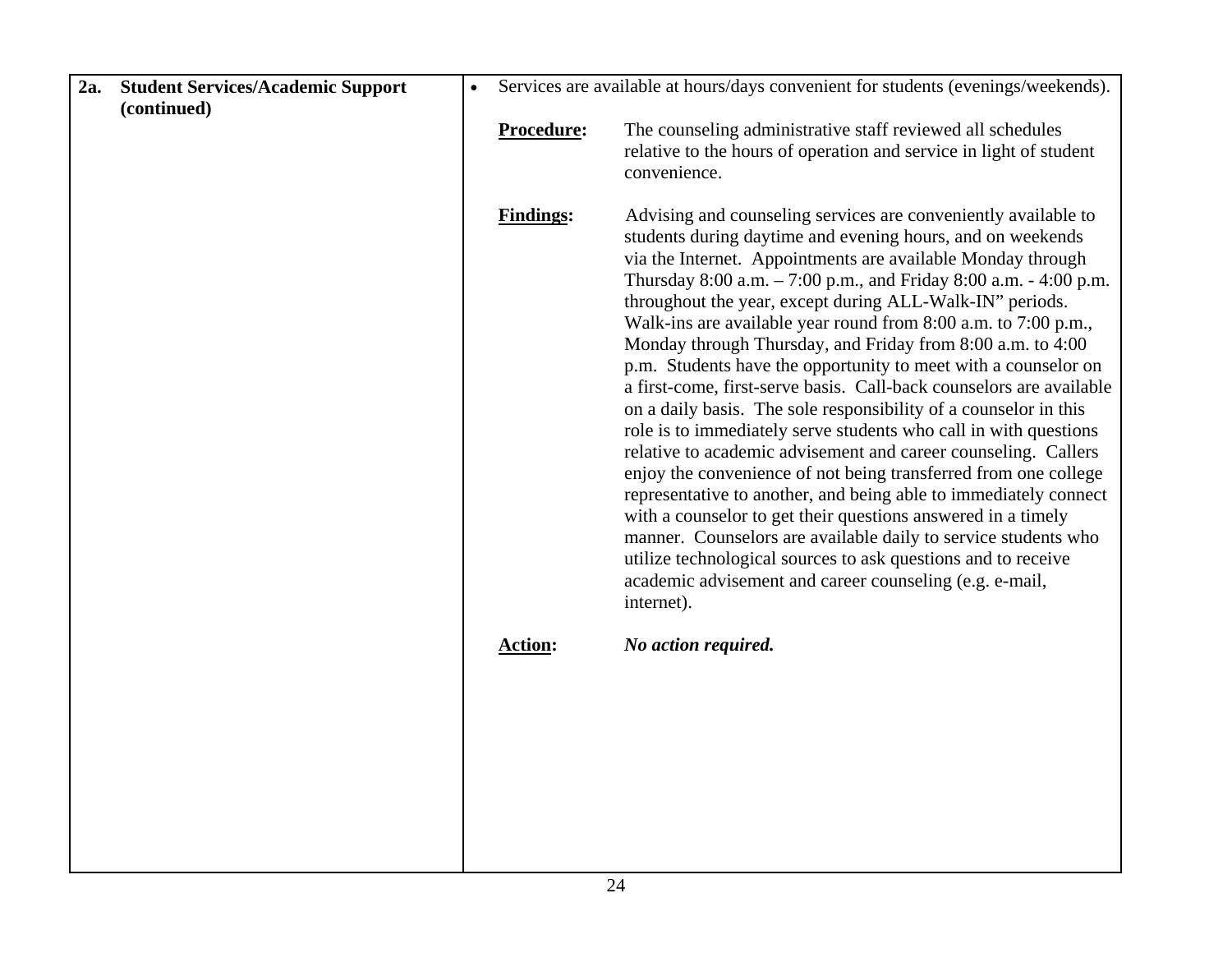| **2a. Student Services/Academic Support (continued)** | • Services are available at hours/days convenient for students (evenings/weekends).<br><br>**Procedure:** The counseling administrative staff reviewed all schedules relative to the hours of operation and service in light of student convenience.<br><br>**Findings:** Advising and counseling services are conveniently available to students during daytime and evening hours, and on weekends via the Internet. Appointments are available Monday through Thursday 8:00 a.m. – 7:00 p.m., and Friday 8:00 a.m. - 4:00 p.m. throughout the year, except during ALL-Walk-IN" periods. Walk-ins are available year round from 8:00 a.m. to 7:00 p.m., Monday through Thursday, and Friday from 8:00 a.m. to 4:00 p.m. Students have the opportunity to meet with a counselor on a first-come, first-serve basis. Call-back counselors are available on a daily basis. The sole responsibility of a counselor in this role is to immediately serve students who call in with questions relative to academic advisement and career counseling. Callers enjoy the convenience of not being transferred from one college representative to another, and being able to immediately connect with a counselor to get their questions answered in a timely manner. Counselors are available daily to service students who utilize technological sources to ask questions and to receive academic advisement and career counseling (e.g. e-mail, internet).<br><br>**Action:** ***No action required.*** |
|---|---|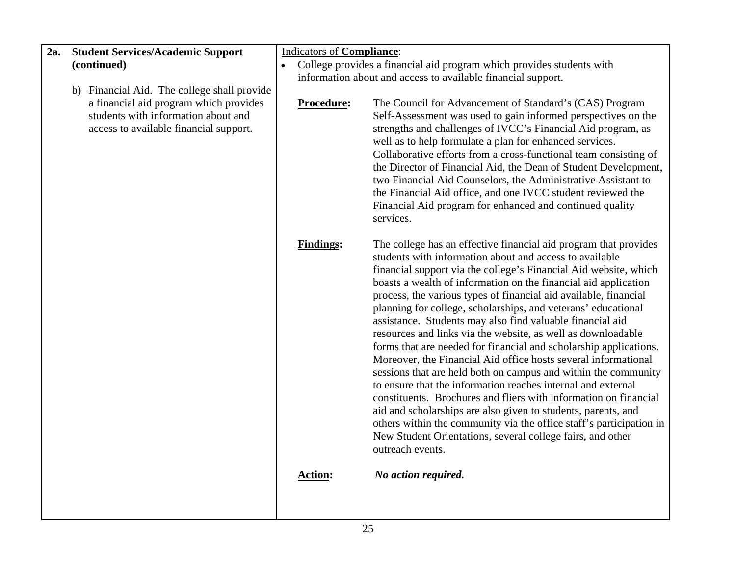| **2a. Student Services/Academic Support (continued)** | Indicators of **Compliance**: |
|---|---|
| b) Financial Aid. The college shall provide a financial aid program which provides students with information about and access to available financial support. | • College provides a financial aid program which provides students with information about and access to available financial support.<br><br>**Procedure:** The Council for Advancement of Standard's (CAS) Program Self-Assessment was used to gain informed perspectives on the strengths and challenges of IVCC's Financial Aid program, as well as to help formulate a plan for enhanced services. Collaborative efforts from a cross-functional team consisting of the Director of Financial Aid, the Dean of Student Development, two Financial Aid Counselors, the Administrative Assistant to the Financial Aid office, and one IVCC student reviewed the Financial Aid program for enhanced and continued quality services.<br><br>**Findings:** The college has an effective financial aid program that provides students with information about and access to available financial support via the college's Financial Aid website, which boasts a wealth of information on the financial aid application process, the various types of financial aid available, financial planning for college, scholarships, and veterans' educational assistance. Students may also find valuable financial aid resources and links via the website, as well as downloadable forms that are needed for financial and scholarship applications. Moreover, the Financial Aid office hosts several informational sessions that are held both on campus and within the community to ensure that the information reaches internal and external constituents. Brochures and fliers with information on financial aid and scholarships are also given to students, parents, and others within the community via the office staff's participation in New Student Orientations, several college fairs, and other outreach events.<br><br>**Action:** ***No action required.*** |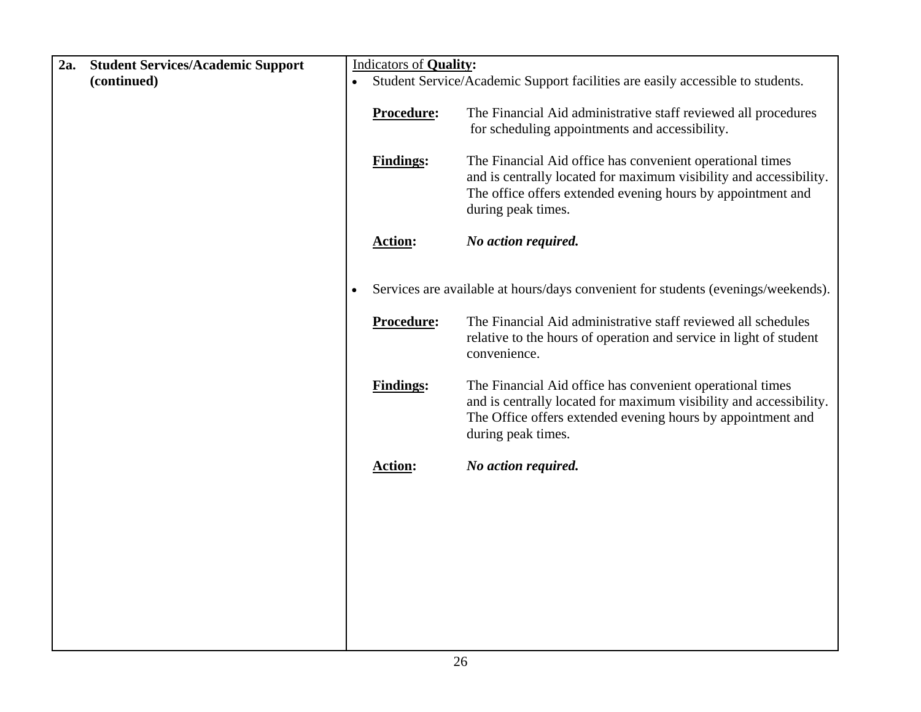| **2a. Student Services/Academic Support (continued)** | Indicators of **Quality:**<br><br>• Student Service/Academic Support facilities are easily accessible to students.<br><br>**Procedure:** The Financial Aid administrative staff reviewed all procedures for scheduling appointments and accessibility.<br><br>**Findings:** The Financial Aid office has convenient operational times and is centrally located for maximum visibility and accessibility. The office offers extended evening hours by appointment and during peak times.<br><br>**Action:** ***No action required.***<br><br>• Services are available at hours/days convenient for students (evenings/weekends).<br><br>**Procedure:** The Financial Aid administrative staff reviewed all schedules relative to the hours of operation and service in light of student convenience.<br><br>**Findings:** The Financial Aid office has convenient operational times and is centrally located for maximum visibility and accessibility. The Office offers extended evening hours by appointment and during peak times.<br><br>**Action:** ***No action required.*** |
|---|---|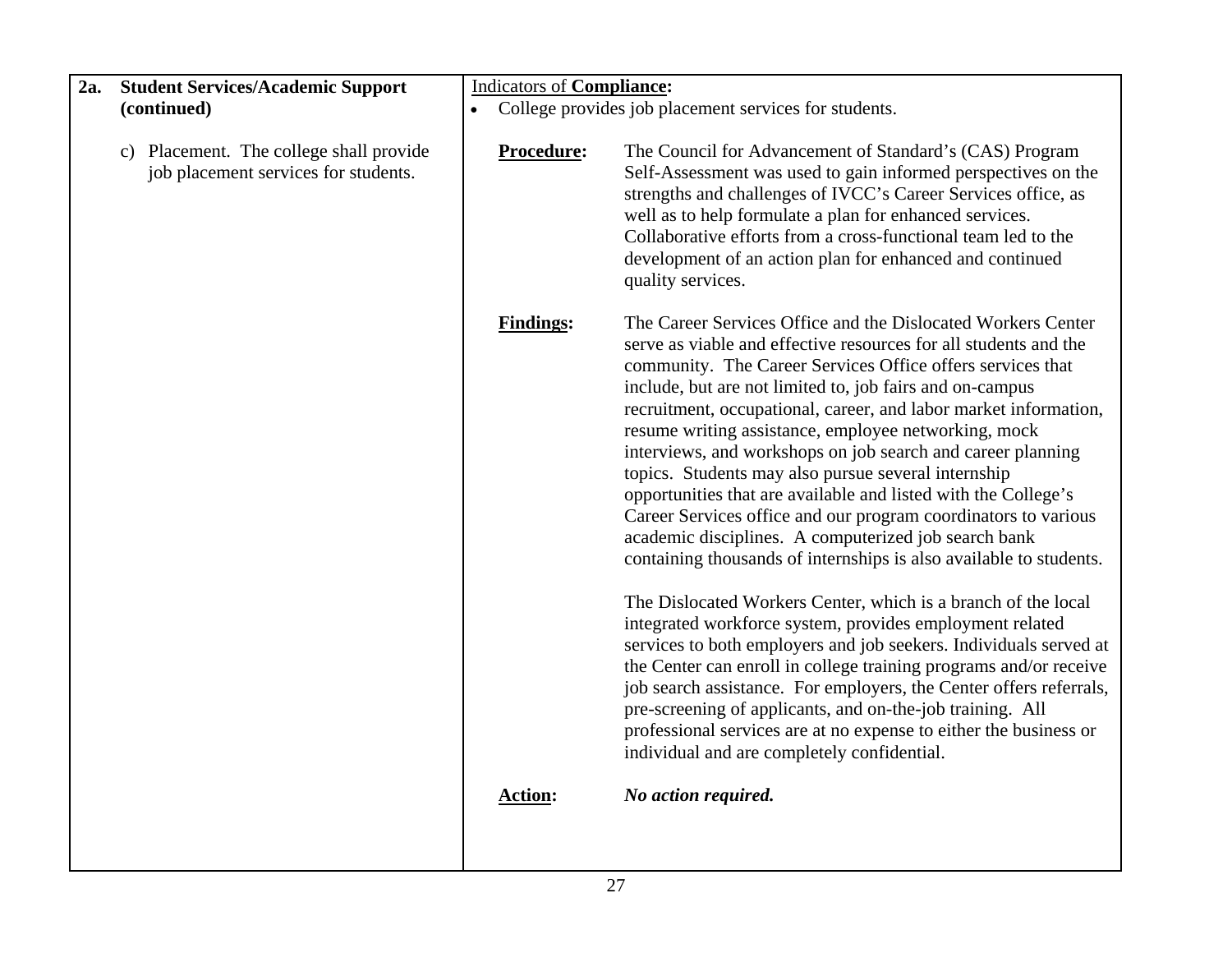| **2a. Student Services/Academic Support (continued)** | Indicators of **Compliance:** |
|---|---|
| c) Placement. The college shall provide job placement services for students. | • College provides job placement services for students.<br><br>**Procedure:** The Council for Advancement of Standard's (CAS) Program Self-Assessment was used to gain informed perspectives on the strengths and challenges of IVCC's Career Services office, as well as to help formulate a plan for enhanced services. Collaborative efforts from a cross-functional team led to the development of an action plan for enhanced and continued quality services.<br><br>**Findings:** The Career Services Office and the Dislocated Workers Center serve as viable and effective resources for all students and the community. The Career Services Office offers services that include, but are not limited to, job fairs and on-campus recruitment, occupational, career, and labor market information, resume writing assistance, employee networking, mock interviews, and workshops on job search and career planning topics. Students may also pursue several internship opportunities that are available and listed with the College's Career Services office and our program coordinators to various academic disciplines. A computerized job search bank containing thousands of internships is also available to students.<br><br>The Dislocated Workers Center, which is a branch of the local integrated workforce system, provides employment related services to both employers and job seekers. Individuals served at the Center can enroll in college training programs and/or receive job search assistance. For employers, the Center offers referrals, pre-screening of applicants, and on-the-job training. All professional services are at no expense to either the business or individual and are completely confidential.<br><br>**Action:** ***No action required.*** |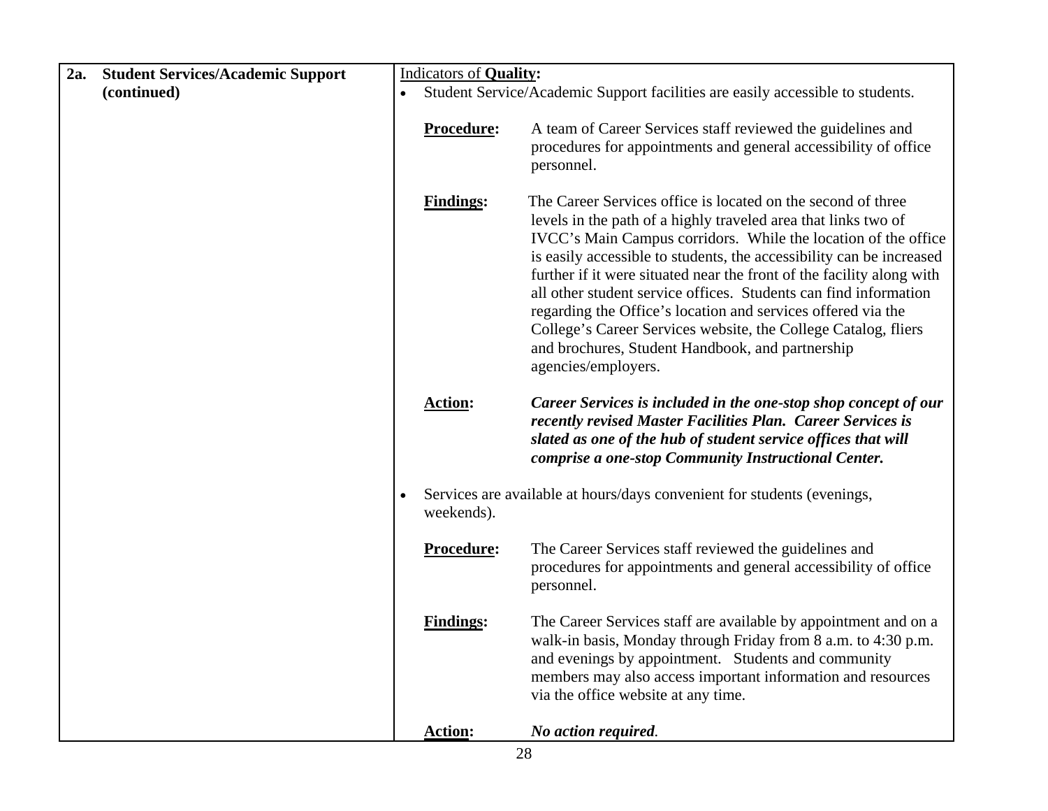| **2a. Student Services/Academic Support (continued)** | Indicators of **Quality:** |
|---|---|
| | • Student Service/Academic Support facilities are easily accessible to students.<br><br>**Procedure:** A team of Career Services staff reviewed the guidelines and procedures for appointments and general accessibility of office personnel.<br><br>**Findings:** The Career Services office is located on the second of three levels in the path of a highly traveled area that links two of IVCC's Main Campus corridors. While the location of the office is easily accessible to students, the accessibility can be increased further if it were situated near the front of the facility along with all other student service offices. Students can find information regarding the Office's location and services offered via the College's Career Services website, the College Catalog, fliers and brochures, Student Handbook, and partnership agencies/employers.<br><br>**Action:** ***Career Services is included in the one-stop shop concept of our recently revised Master Facilities Plan. Career Services is slated as one of the hub of student service offices that will comprise a one-stop Community Instructional Center.*** |
| | • Services are available at hours/days convenient for students (evenings, weekends).<br><br>**Procedure:** The Career Services staff reviewed the guidelines and procedures for appointments and general accessibility of office personnel.<br><br>**Findings:** The Career Services staff are available by appointment and on a walk-in basis, Monday through Friday from 8 a.m. to 4:30 p.m. and evenings by appointment. Students and community members may also access important information and resources via the office website at any time.<br><br>**Action:** ***No action required.*** |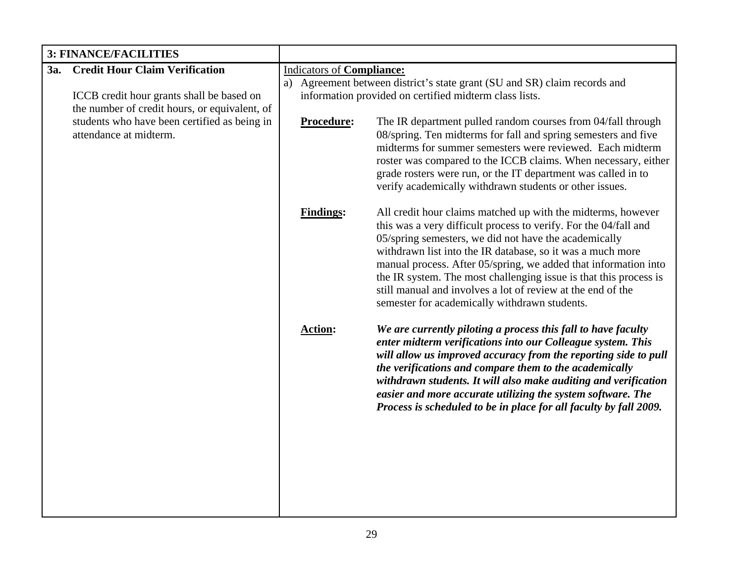| 3: FINANCE/FACILITIES | |
|---|---|
| **3a. Credit Hour Claim Verification**<br><br>ICCB credit hour grants shall be based on the number of credit hours, or equivalent, of students who have been certified as being in attendance at midterm. | Indicators of **Compliance:**<br>a) Agreement between district's state grant (SU and SR) claim records and information provided on certified midterm class lists.<br><br>**Procedure:** The IR department pulled random courses from 04/fall through 08/spring. Ten midterms for fall and spring semesters and five midterms for summer semesters were reviewed. Each midterm roster was compared to the ICCB claims. When necessary, either grade rosters were run, or the IT department was called in to verify academically withdrawn students or other issues.<br><br>**Findings:** All credit hour claims matched up with the midterms, however this was a very difficult process to verify. For the 04/fall and 05/spring semesters, we did not have the academically withdrawn list into the IR database, so it was a much more manual process. After 05/spring, we added that information into the IR system. The most challenging issue is that this process is still manual and involves a lot of review at the end of the semester for academically withdrawn students.<br><br>**Action:** ***We are currently piloting a process this fall to have faculty enter midterm verifications into our Colleague system. This will allow us improved accuracy from the reporting side to pull the verifications and compare them to the academically withdrawn students. It will also make auditing and verification easier and more accurate utilizing the system software. The Process is scheduled to be in place for all faculty by fall 2009.*** |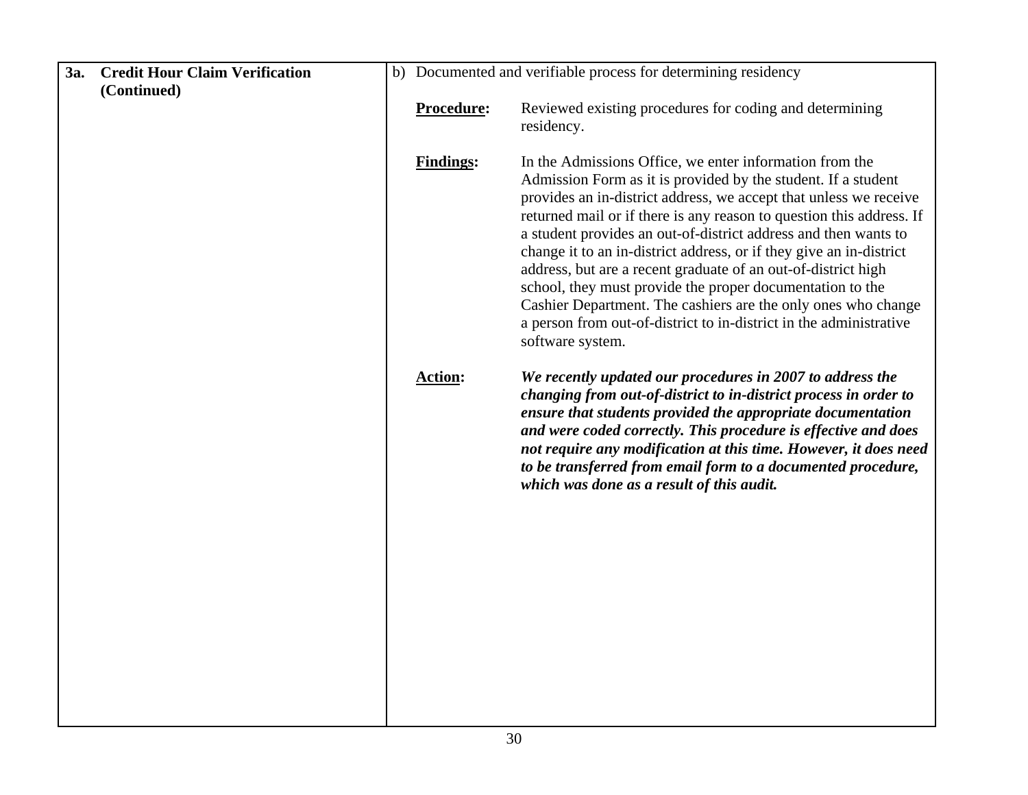| **3a. Credit Hour Claim Verification (Continued)** | b) Documented and verifiable process for determining residency<br><br>**Procedure:** Reviewed existing procedures for coding and determining residency.<br><br>**Findings:** In the Admissions Office, we enter information from the Admission Form as it is provided by the student. If a student provides an in-district address, we accept that unless we receive returned mail or if there is any reason to question this address. If a student provides an out-of-district address and then wants to change it to an in-district address, or if they give an in-district address, but are a recent graduate of an out-of-district high school, they must provide the proper documentation to the Cashier Department. The cashiers are the only ones who change a person from out-of-district to in-district in the administrative software system.<br><br>**Action:** ***We recently updated our procedures in 2007 to address the changing from out-of-district to in-district process in order to ensure that students provided the appropriate documentation and were coded correctly. This procedure is effective and does not require any modification at this time. However, it does need to be transferred from email form to a documented procedure, which was done as a result of this audit.*** |
|---|---|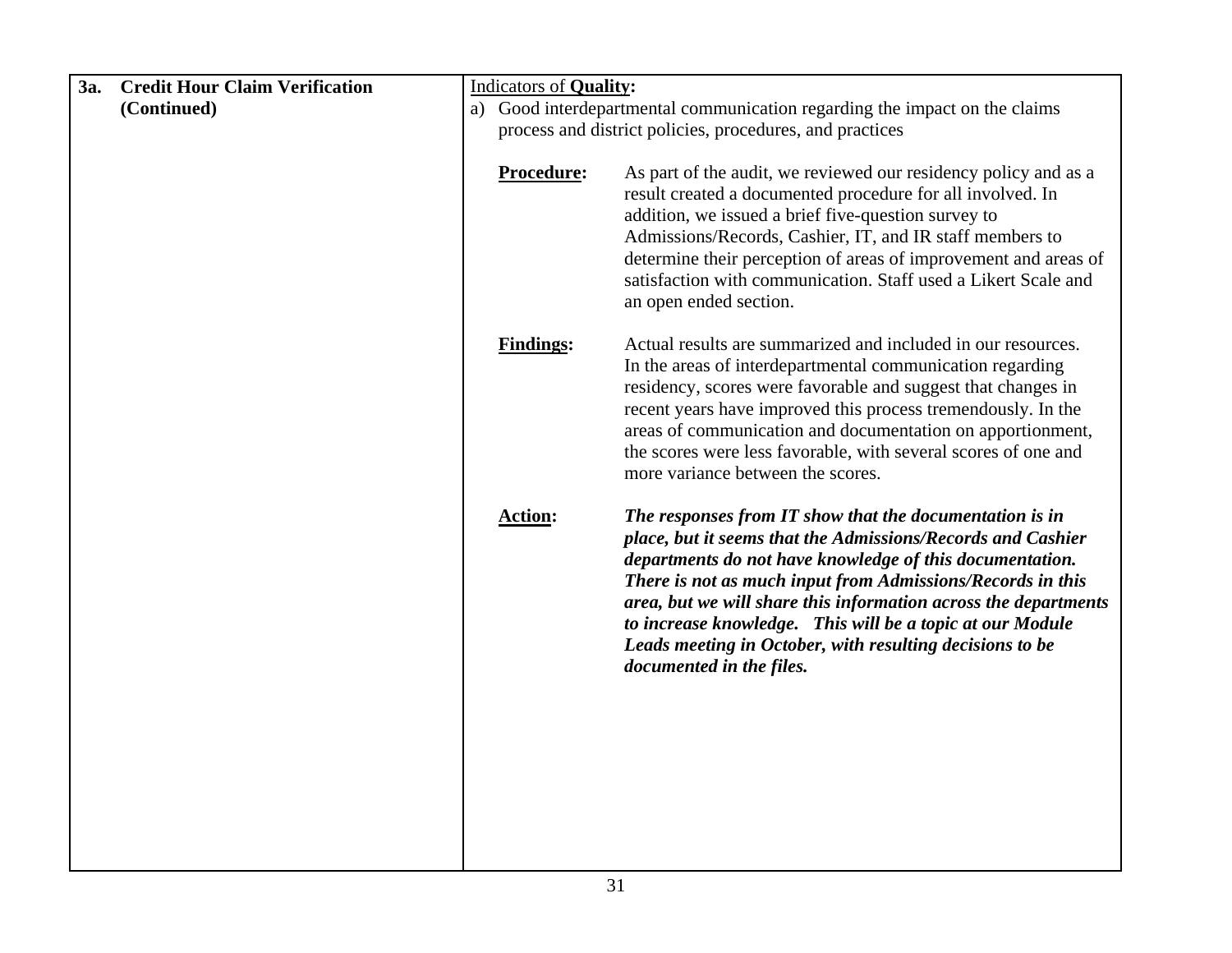| **3a. Credit Hour Claim Verification (Continued)** | Indicators of **Quality:**<br>a) Good interdepartmental communication regarding the impact on the claims process and district policies, procedures, and practices<br><br>**Procedure:** As part of the audit, we reviewed our residency policy and as a result created a documented procedure for all involved. In addition, we issued a brief five-question survey to Admissions/Records, Cashier, IT, and IR staff members to determine their perception of areas of improvement and areas of satisfaction with communication. Staff used a Likert Scale and an open ended section.<br><br>**Findings:** Actual results are summarized and included in our resources. In the areas of interdepartmental communication regarding residency, scores were favorable and suggest that changes in recent years have improved this process tremendously. In the areas of communication and documentation on apportionment, the scores were less favorable, with several scores of one and more variance between the scores.<br><br>**Action:** ***The responses from IT show that the documentation is in place, but it seems that the Admissions/Records and Cashier departments do not have knowledge of this documentation. There is not as much input from Admissions/Records in this area, but we will share this information across the departments to increase knowledge. This will be a topic at our Module Leads meeting in October, with resulting decisions to be documented in the files.*** |
|---|---|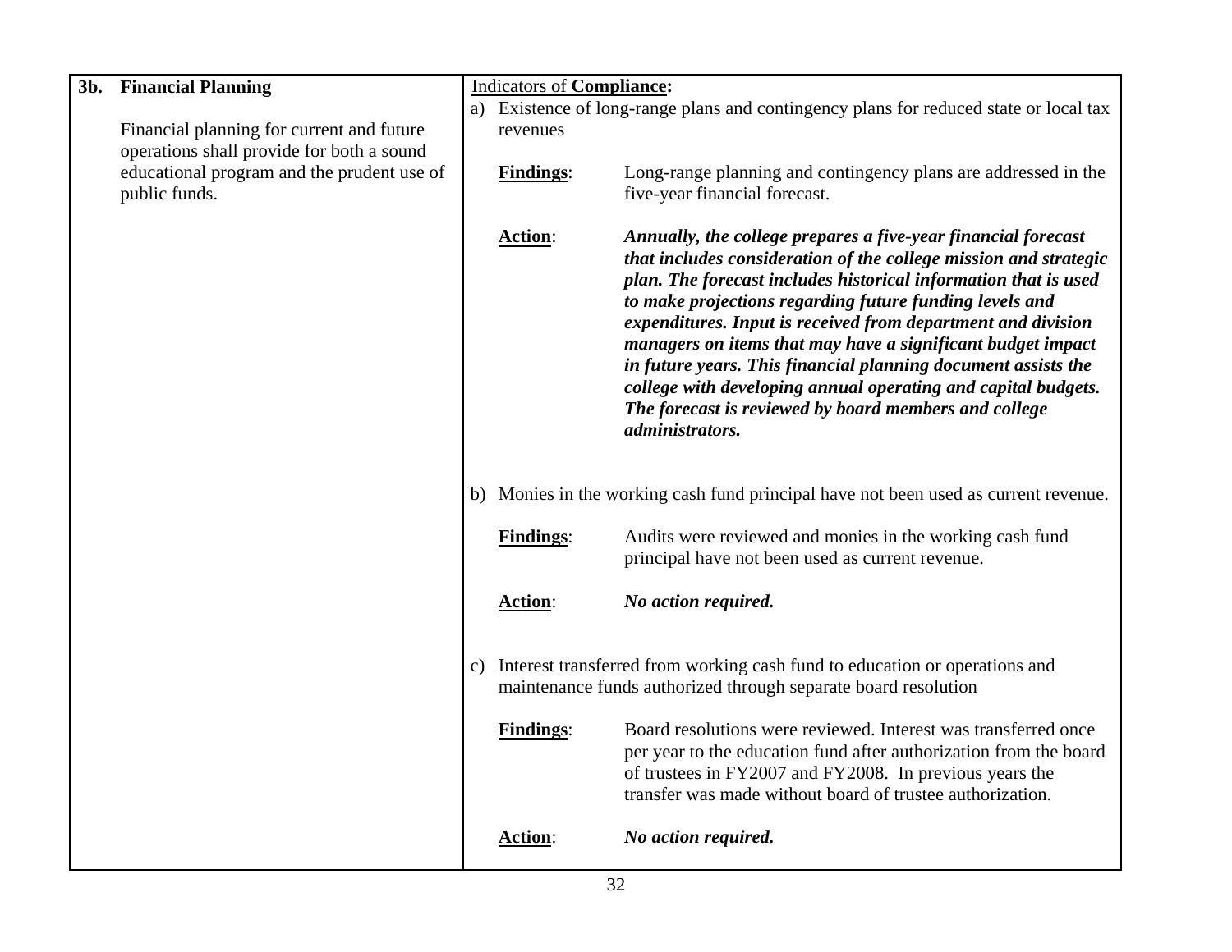| **3b. Financial Planning** | Indicators of **Compliance:** |
|---|---|
| Financial planning for current and future operations shall provide for both a sound educational program and the prudent use of public funds. | a) Existence of long-range plans and contingency plans for reduced state or local tax revenues<br><br>**Findings**: Long-range planning and contingency plans are addressed in the five-year financial forecast.<br><br>**Action**: ***Annually, the college prepares a five-year financial forecast that includes consideration of the college mission and strategic plan. The forecast includes historical information that is used to make projections regarding future funding levels and expenditures. Input is received from department and division managers on items that may have a significant budget impact in future years. This financial planning document assists the college with developing annual operating and capital budgets. The forecast is reviewed by board members and college administrators.***<br><br>b) Monies in the working cash fund principal have not been used as current revenue.<br><br>**Findings**: Audits were reviewed and monies in the working cash fund principal have not been used as current revenue.<br><br>**Action**: ***No action required.***<br><br>c) Interest transferred from working cash fund to education or operations and maintenance funds authorized through separate board resolution<br><br>**Findings**: Board resolutions were reviewed. Interest was transferred once per year to the education fund after authorization from the board of trustees in FY2007 and FY2008. In previous years the transfer was made without board of trustee authorization.<br><br>**Action**: ***No action required.*** |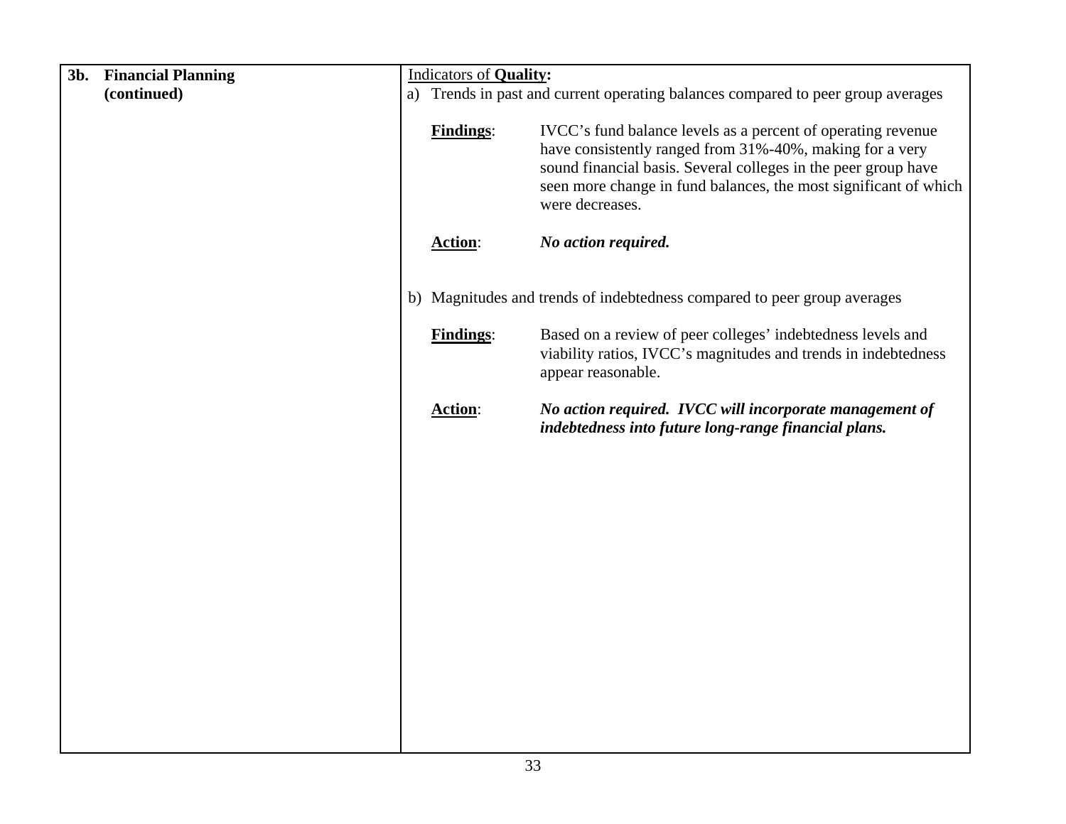| **3b. Financial Planning (continued)** | Indicators of **Quality:** |
|---|---|
| | a) Trends in past and current operating balances compared to peer group averages<br><br>**Findings**: IVCC's fund balance levels as a percent of operating revenue have consistently ranged from 31%-40%, making for a very sound financial basis. Several colleges in the peer group have seen more change in fund balances, the most significant of which were decreases.<br><br>**Action**: ***No action required.***<br><br>b) Magnitudes and trends of indebtedness compared to peer group averages<br><br>**Findings**: Based on a review of peer colleges' indebtedness levels and viability ratios, IVCC's magnitudes and trends in indebtedness appear reasonable.<br><br>**Action**: ***No action required. IVCC will incorporate management of indebtedness into future long-range financial plans.*** |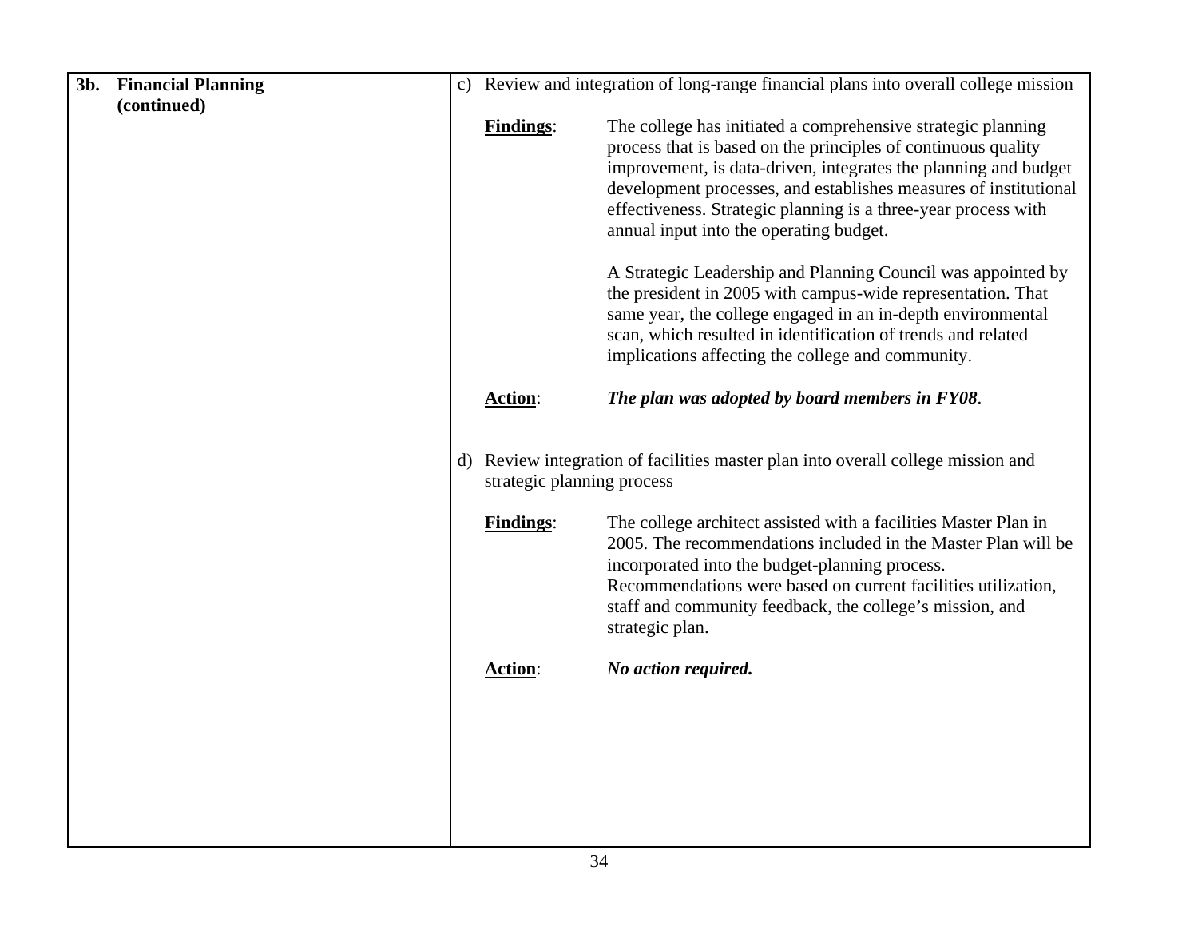| **3b. Financial Planning (continued)** | c) Review and integration of long-range financial plans into overall college mission<br><br>**Findings**: The college has initiated a comprehensive strategic planning process that is based on the principles of continuous quality improvement, is data-driven, integrates the planning and budget development processes, and establishes measures of institutional effectiveness. Strategic planning is a three-year process with annual input into the operating budget.<br><br>A Strategic Leadership and Planning Council was appointed by the president in 2005 with campus-wide representation. That same year, the college engaged in an in-depth environmental scan, which resulted in identification of trends and related implications affecting the college and community.<br><br>**Action**: ***The plan was adopted by board members in FY08***.<br><br>d) Review integration of facilities master plan into overall college mission and strategic planning process<br><br>**Findings**: The college architect assisted with a facilities Master Plan in 2005. The recommendations included in the Master Plan will be incorporated into the budget-planning process. Recommendations were based on current facilities utilization, staff and community feedback, the college's mission, and strategic plan.<br><br>**Action**: ***No action required.*** |
|---|---|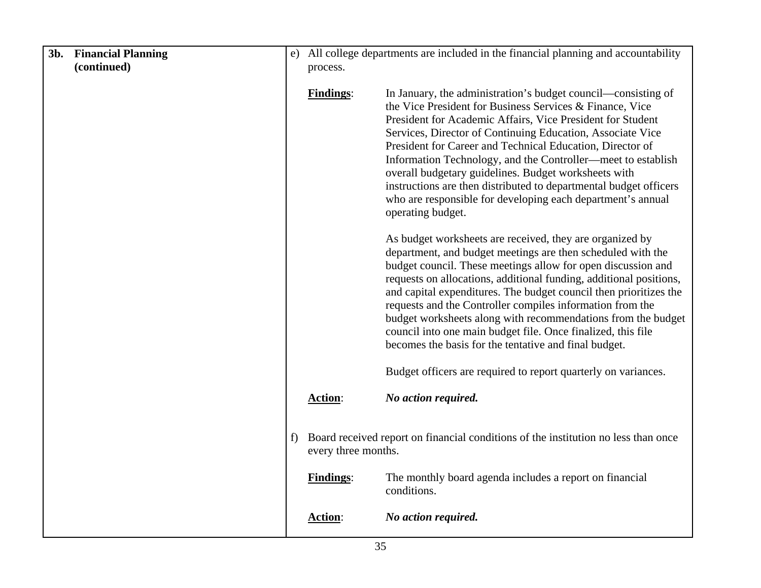| **3b. Financial Planning (continued)** | e) All college departments are included in the financial planning and accountability process.<br><br>**Findings**: In January, the administration's budget council—consisting of the Vice President for Business Services & Finance, Vice President for Academic Affairs, Vice President for Student Services, Director of Continuing Education, Associate Vice President for Career and Technical Education, Director of Information Technology, and the Controller—meet to establish overall budgetary guidelines. Budget worksheets with instructions are then distributed to departmental budget officers who are responsible for developing each department's annual operating budget.<br><br>As budget worksheets are received, they are organized by department, and budget meetings are then scheduled with the budget council. These meetings allow for open discussion and requests on allocations, additional funding, additional positions, and capital expenditures. The budget council then prioritizes the requests and the Controller compiles information from the budget worksheets along with recommendations from the budget council into one main budget file. Once finalized, this file becomes the basis for the tentative and final budget.<br><br>Budget officers are required to report quarterly on variances.<br><br>**Action**: ***No action required.***<br><br>f) Board received report on financial conditions of the institution no less than once every three months.<br><br>**Findings**: The monthly board agenda includes a report on financial conditions.<br><br>**Action**: ***No action required.*** |
|---|---|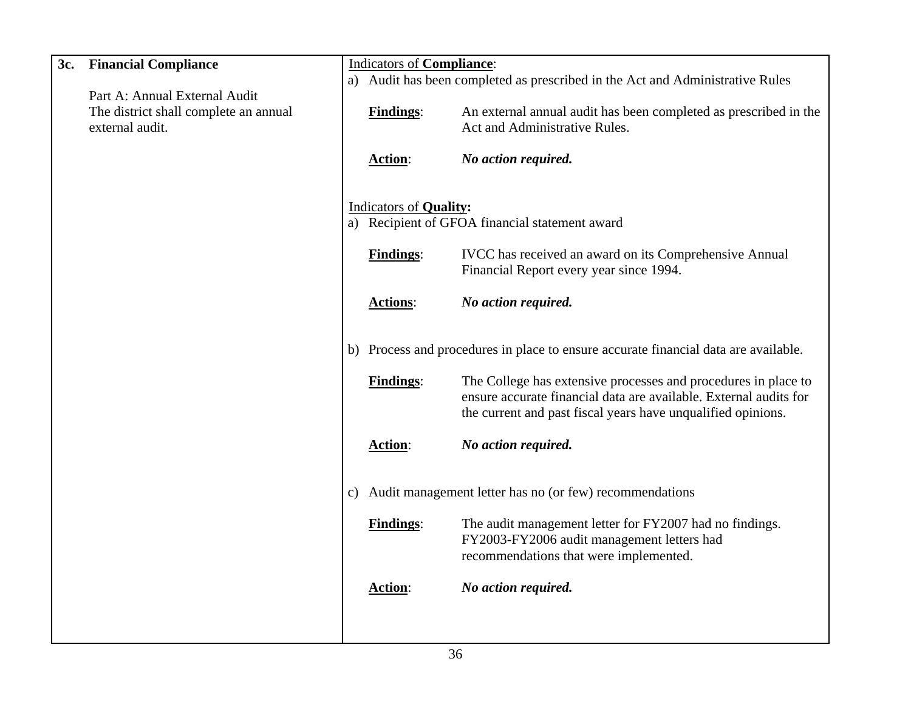| 3c. **Financial Compliance** | Indicators of **Compliance**: |
|---|---|
| Part A: Annual External Audit<br>The district shall complete an annual external audit. | a) Audit has been completed as prescribed in the Act and Administrative Rules<br><br>**Findings**: An external annual audit has been completed as prescribed in the Act and Administrative Rules.<br><br>**Action**: ***No action required.***<br><br>Indicators of **Quality:**<br>a) Recipient of GFOA financial statement award<br><br>**Findings**: IVCC has received an award on its Comprehensive Annual Financial Report every year since 1994.<br><br>**Actions**: ***No action required.***<br><br>b) Process and procedures in place to ensure accurate financial data are available.<br><br>**Findings**: The College has extensive processes and procedures in place to ensure accurate financial data are available. External audits for the current and past fiscal years have unqualified opinions.<br><br>**Action**: ***No action required.***<br><br>c) Audit management letter has no (or few) recommendations<br><br>**Findings**: The audit management letter for FY2007 had no findings. FY2003-FY2006 audit management letters had recommendations that were implemented.<br><br>**Action**: ***No action required.*** |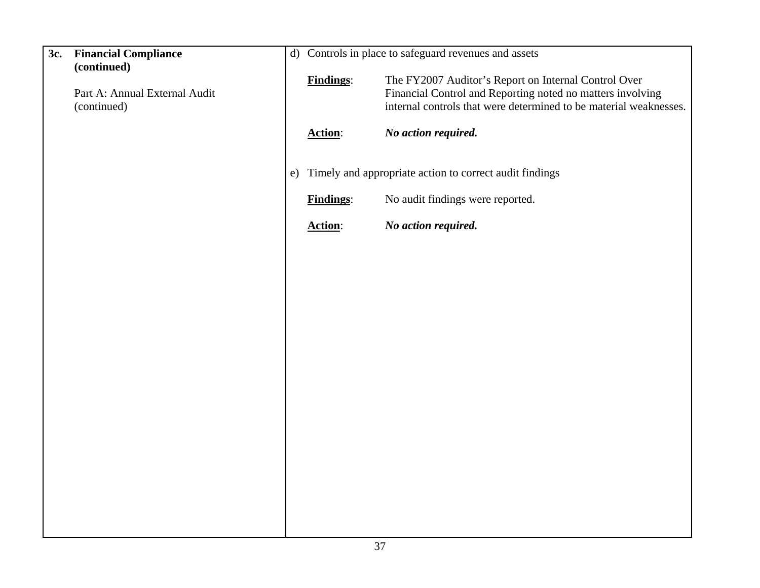| | |
|---|---|
| **3c. Financial Compliance (continued)**<br><br>Part A: Annual External Audit (continued) | d) Controls in place to safeguard revenues and assets<br><br>**Findings**: The FY2007 Auditor's Report on Internal Control Over Financial Control and Reporting noted no matters involving internal controls that were determined to be material weaknesses.<br><br>**Action**: ***No action required.***<br><br>e) Timely and appropriate action to correct audit findings<br><br>**Findings**: No audit findings were reported.<br><br>**Action**: ***No action required.*** |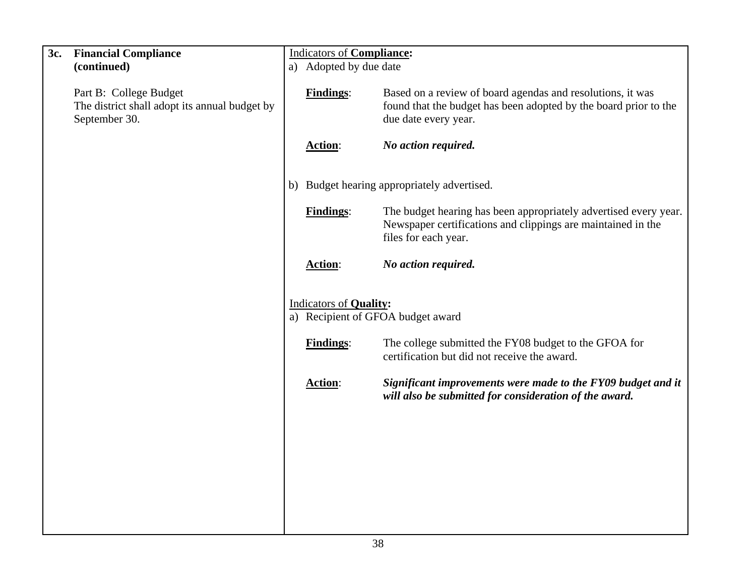| **3c. Financial Compliance (continued)**<br><br>Part B: College Budget<br>The district shall adopt its annual budget by September 30. | Indicators of **Compliance:**<br>a) Adopted by due date<br><br>**Findings**: Based on a review of board agendas and resolutions, it was found that the budget has been adopted by the board prior to the due date every year.<br><br>**Action**: ***No action required.***<br><br>b) Budget hearing appropriately advertised.<br><br>**Findings**: The budget hearing has been appropriately advertised every year. Newspaper certifications and clippings are maintained in the files for each year.<br><br>**Action**: ***No action required.***<br><br>Indicators of **Quality:**<br>a) Recipient of GFOA budget award<br><br>**Findings**: The college submitted the FY08 budget to the GFOA for certification but did not receive the award.<br><br>**Action**: ***Significant improvements were made to the FY09 budget and it will also be submitted for consideration of the award.*** |
|---|---|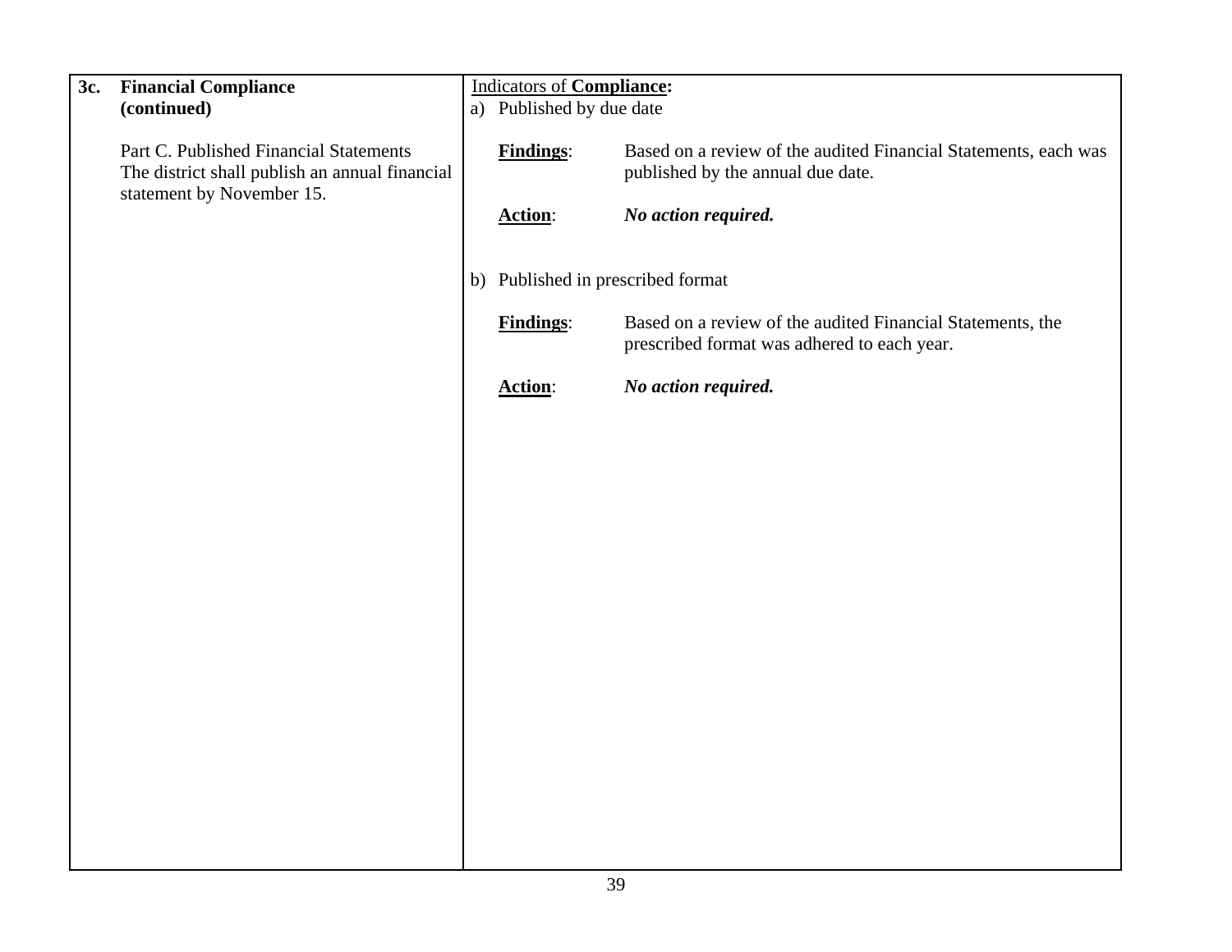| **3c.** | **Financial Compliance (continued)**<br><br>Part C. Published Financial Statements<br>The district shall publish an annual financial statement by November 15. | <u>Indicators of **Compliance:**</u><br>a) Published by due date<br><br>**<u>Findings</u>**: Based on a review of the audited Financial Statements, each was published by the annual due date.<br><br>**<u>Action</u>**: ***No action required.***<br><br>b) Published in prescribed format<br><br>**<u>Findings</u>**: Based on a review of the audited Financial Statements, the prescribed format was adhered to each year.<br><br>**<u>Action</u>**: ***No action required.*** |
|---|---|---|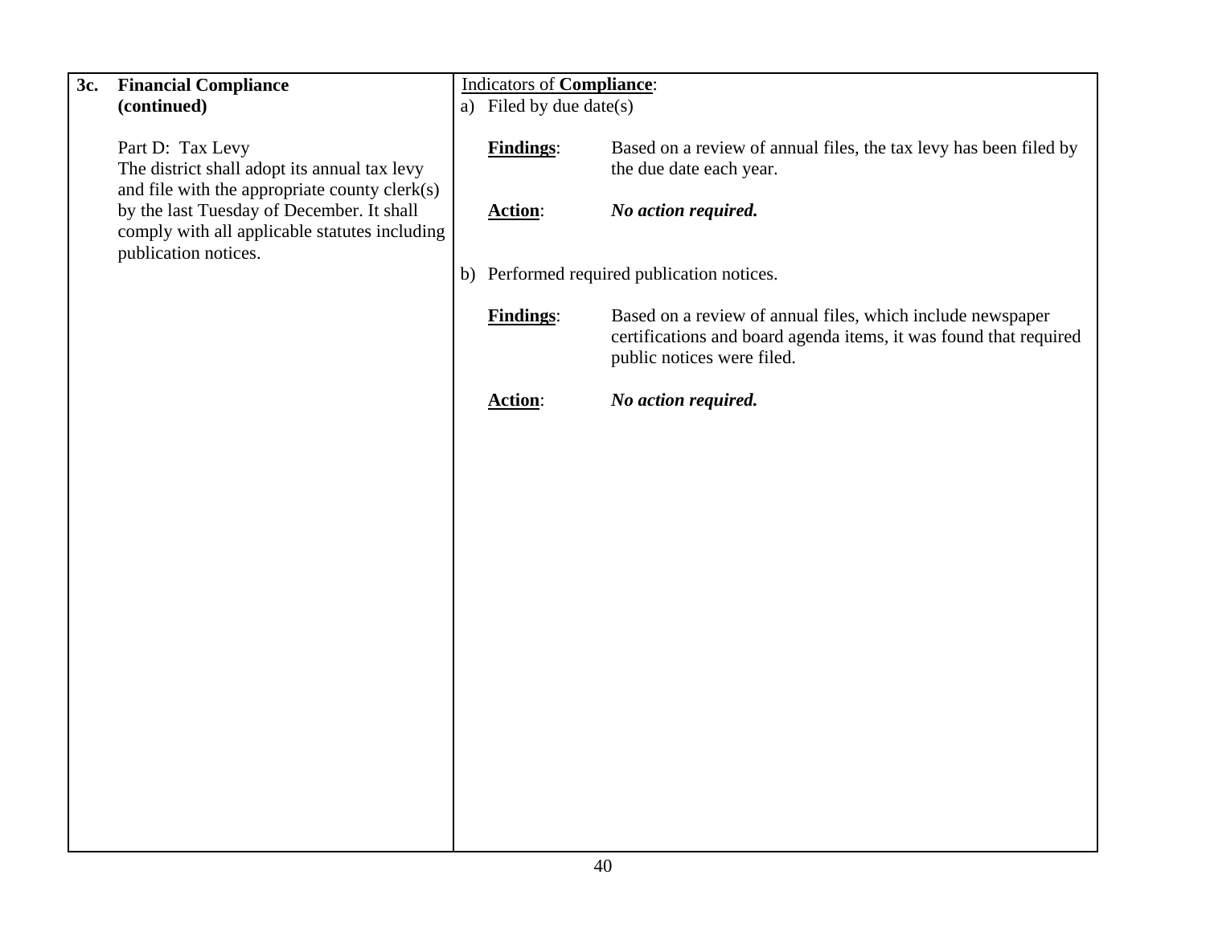| **3c. Financial Compliance (continued)** | Indicators of **Compliance**: |
|---|---|
| Part D: Tax Levy<br>The district shall adopt its annual tax levy and file with the appropriate county clerk(s) by the last Tuesday of December. It shall comply with all applicable statutes including publication notices. | a) Filed by due date(s)<br><br>**Findings**: Based on a review of annual files, the tax levy has been filed by the due date each year.<br><br>**Action**: ***No action required.***<br><br>b) Performed required publication notices.<br><br>**Findings**: Based on a review of annual files, which include newspaper certifications and board agenda items, it was found that required public notices were filed.<br><br>**Action**: ***No action required.*** |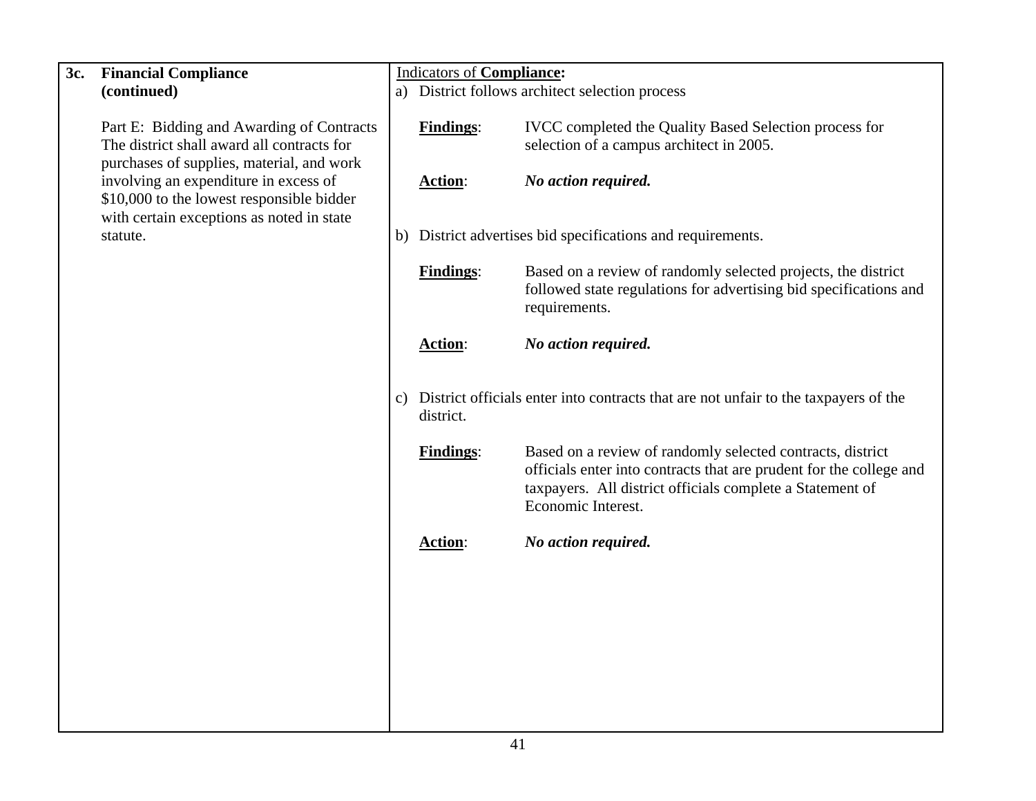| **3c. Financial Compliance (continued)** | Indicators of **Compliance:** |
|---|---|
| Part E: Bidding and Awarding of Contracts<br>The district shall award all contracts for purchases of supplies, material, and work involving an expenditure in excess of $10,000 to the lowest responsible bidder with certain exceptions as noted in state statute. | a) District follows architect selection process<br><br>**Findings**: IVCC completed the Quality Based Selection process for selection of a campus architect in 2005.<br><br>**Action**: ***No action required.***<br><br>b) District advertises bid specifications and requirements.<br><br>**Findings**: Based on a review of randomly selected projects, the district followed state regulations for advertising bid specifications and requirements.<br><br>**Action**: ***No action required.***<br><br>c) District officials enter into contracts that are not unfair to the taxpayers of the district.<br><br>**Findings**: Based on a review of randomly selected contracts, district officials enter into contracts that are prudent for the college and taxpayers. All district officials complete a Statement of Economic Interest.<br><br>**Action**: ***No action required.*** |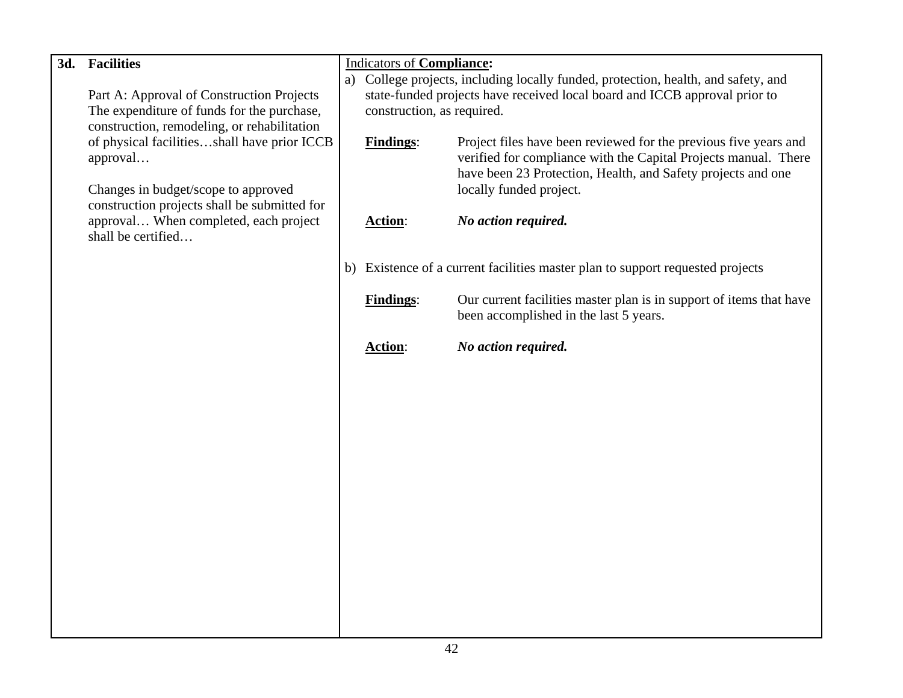| **3d. Facilities** | Indicators of **Compliance:** |
|---|---|
| Part A: Approval of Construction Projects<br>The expenditure of funds for the purchase, construction, remodeling, or rehabilitation of physical facilities…shall have prior ICCB approval…<br><br>Changes in budget/scope to approved construction projects shall be submitted for approval… When completed, each project shall be certified… | a) College projects, including locally funded, protection, health, and safety, and state-funded projects have received local board and ICCB approval prior to construction, as required.<br><br>**Findings**: Project files have been reviewed for the previous five years and verified for compliance with the Capital Projects manual. There have been 23 Protection, Health, and Safety projects and one locally funded project.<br><br>**Action**: ***No action required.***<br><br>b) Existence of a current facilities master plan to support requested projects<br><br>**Findings**: Our current facilities master plan is in support of items that have been accomplished in the last 5 years.<br><br>**Action**: ***No action required.*** |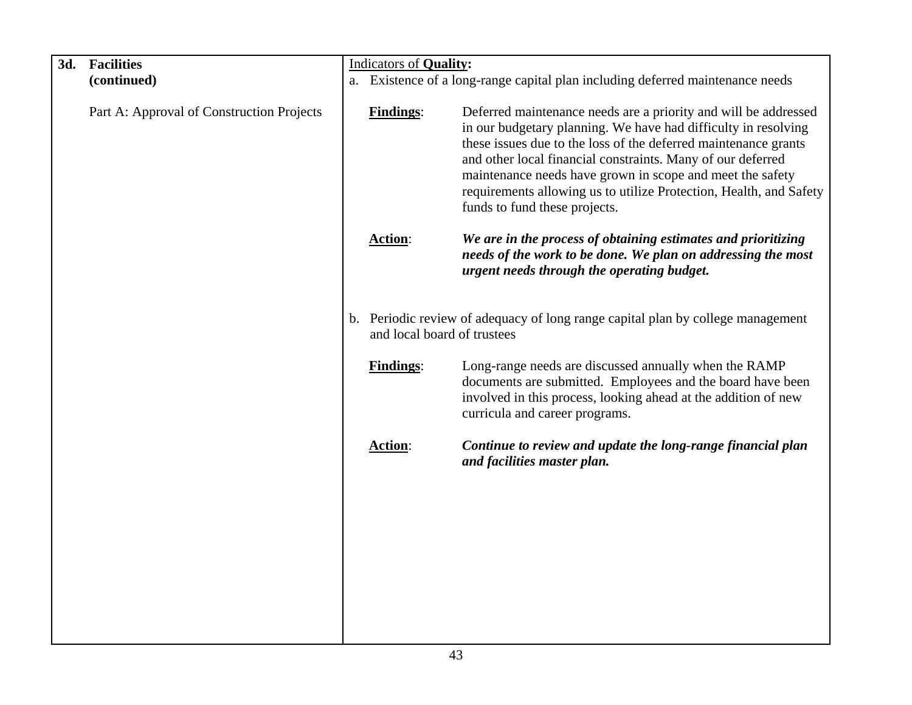| **3d. Facilities (continued)**<br><br>Part A: Approval of Construction Projects | Indicators of **Quality:**<br>a. Existence of a long-range capital plan including deferred maintenance needs<br><br>**Findings**: Deferred maintenance needs are a priority and will be addressed in our budgetary planning. We have had difficulty in resolving these issues due to the loss of the deferred maintenance grants and other local financial constraints. Many of our deferred maintenance needs have grown in scope and meet the safety requirements allowing us to utilize Protection, Health, and Safety funds to fund these projects.<br><br>**Action**: ***We are in the process of obtaining estimates and prioritizing needs of the work to be done. We plan on addressing the most urgent needs through the operating budget.***<br><br>b. Periodic review of adequacy of long range capital plan by college management and local board of trustees<br><br>**Findings**: Long-range needs are discussed annually when the RAMP documents are submitted. Employees and the board have been involved in this process, looking ahead at the addition of new curricula and career programs.<br><br>**Action**: ***Continue to review and update the long-range financial plan and facilities master plan.*** |
|---|---|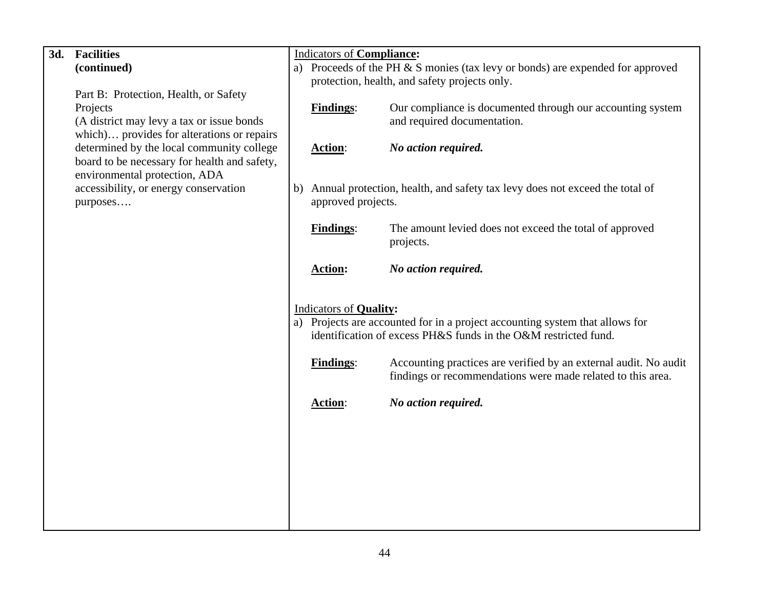| **3d. Facilities (continued)** | Indicators of **Compliance:** |
|---|---|
| Part B: Protection, Health, or Safety Projects<br>(A district may levy a tax or issue bonds which)… provides for alterations or repairs determined by the local community college board to be necessary for health and safety, environmental protection, ADA accessibility, or energy conservation purposes…. | a) Proceeds of the PH & S monies (tax levy or bonds) are expended for approved protection, health, and safety projects only.<br><br>**Findings**: Our compliance is documented through our accounting system and required documentation.<br><br>**Action**: ***No action required.***<br><br>b) Annual protection, health, and safety tax levy does not exceed the total of approved projects.<br><br>**Findings**: The amount levied does not exceed the total of approved projects.<br><br>**Action:** ***No action required.***<br><br>Indicators of **Quality:**<br>a) Projects are accounted for in a project accounting system that allows for identification of excess PH&S funds in the O&M restricted fund.<br><br>**Findings**: Accounting practices are verified by an external audit. No audit findings or recommendations were made related to this area.<br><br>**Action**: ***No action required.*** |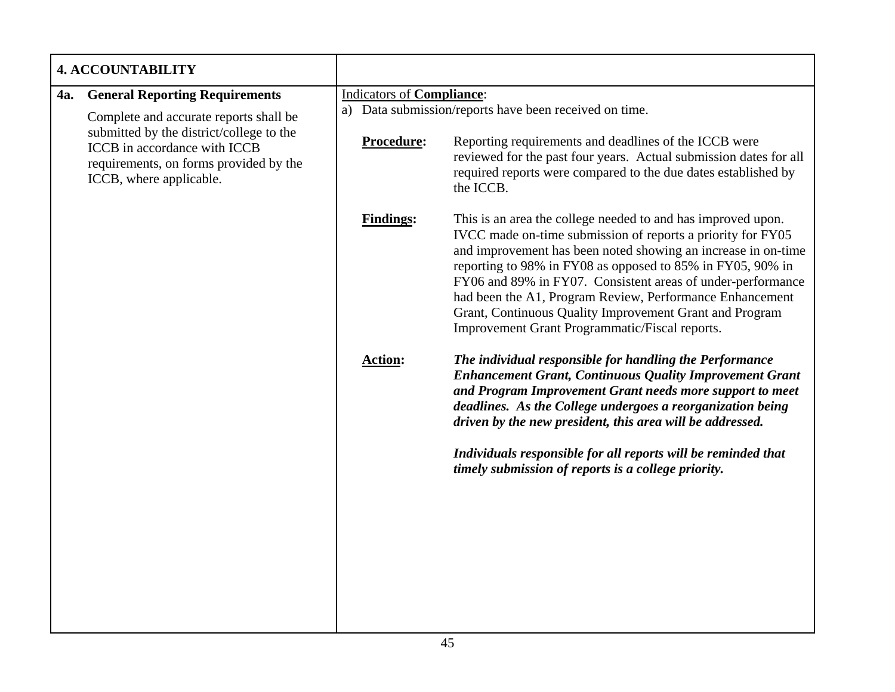| **4. ACCOUNTABILITY** | |
|---|---|
| **4a. General Reporting Requirements**<br><br>Complete and accurate reports shall be submitted by the district/college to the ICCB in accordance with ICCB requirements, on forms provided by the ICCB, where applicable. | Indicators of **Compliance**:<br>a) Data submission/reports have been received on time.<br><br>**Procedure:** Reporting requirements and deadlines of the ICCB were reviewed for the past four years. Actual submission dates for all required reports were compared to the due dates established by the ICCB.<br><br>**Findings:** This is an area the college needed to and has improved upon. IVCC made on-time submission of reports a priority for FY05 and improvement has been noted showing an increase in on-time reporting to 98% in FY08 as opposed to 85% in FY05, 90% in FY06 and 89% in FY07. Consistent areas of under-performance had been the A1, Program Review, Performance Enhancement Grant, Continuous Quality Improvement Grant and Program Improvement Grant Programmatic/Fiscal reports.<br><br>**Action:** ***The individual responsible for handling the Performance Enhancement Grant, Continuous Quality Improvement Grant and Program Improvement Grant needs more support to meet deadlines. As the College undergoes a reorganization being driven by the new president, this area will be addressed.***<br><br>***Individuals responsible for all reports will be reminded that timely submission of reports is a college priority.*** |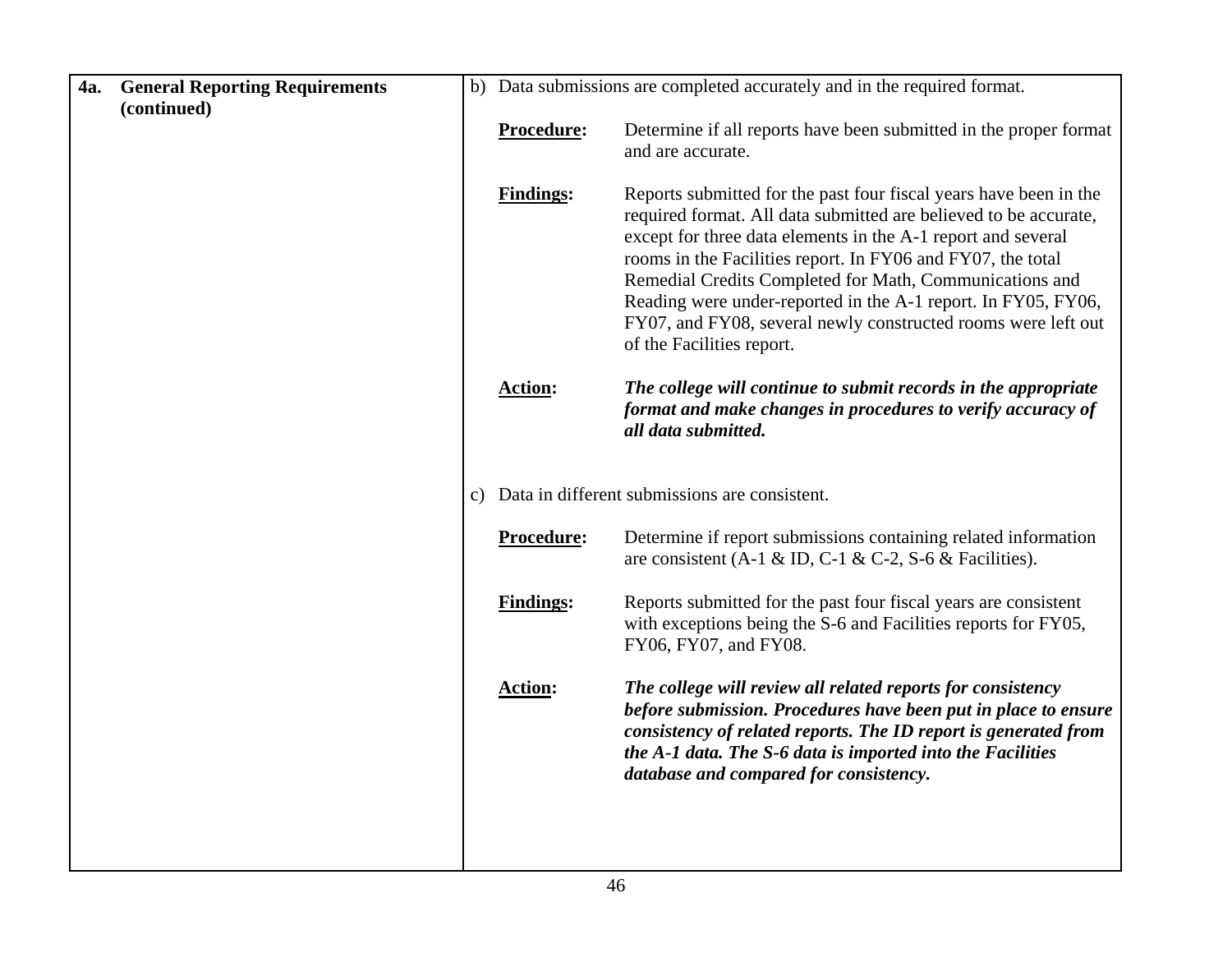| **4a. General Reporting Requirements (continued)** | b) Data submissions are completed accurately and in the required format.<br><br>**Procedure:** Determine if all reports have been submitted in the proper format and are accurate.<br><br>**Findings:** Reports submitted for the past four fiscal years have been in the required format. All data submitted are believed to be accurate, except for three data elements in the A-1 report and several rooms in the Facilities report. In FY06 and FY07, the total Remedial Credits Completed for Math, Communications and Reading were under-reported in the A-1 report. In FY05, FY06, FY07, and FY08, several newly constructed rooms were left out of the Facilities report.<br><br>**Action:** ***The college will continue to submit records in the appropriate format and make changes in procedures to verify accuracy of all data submitted.***<br><br>c) Data in different submissions are consistent.<br><br>**Procedure:** Determine if report submissions containing related information are consistent (A-1 & ID, C-1 & C-2, S-6 & Facilities).<br><br>**Findings:** Reports submitted for the past four fiscal years are consistent with exceptions being the S-6 and Facilities reports for FY05, FY06, FY07, and FY08.<br><br>**Action:** ***The college will review all related reports for consistency before submission. Procedures have been put in place to ensure consistency of related reports. The ID report is generated from the A-1 data. The S-6 data is imported into the Facilities database and compared for consistency.*** |
|---|---|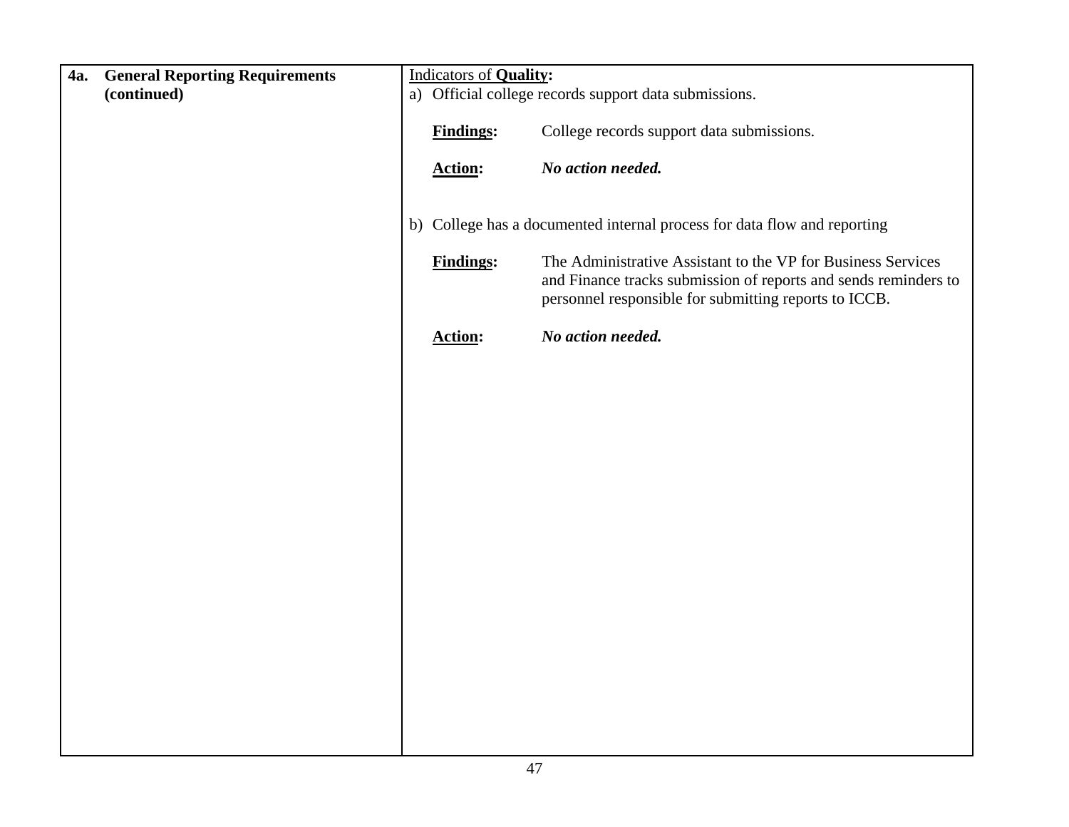| **4a. General Reporting Requirements (continued)** | Indicators of **Quality:**<br>a) Official college records support data submissions.<br><br>**Findings:** College records support data submissions.<br><br>**Action:** ***No action needed.***<br><br>b) College has a documented internal process for data flow and reporting<br><br>**Findings:** The Administrative Assistant to the VP for Business Services and Finance tracks submission of reports and sends reminders to personnel responsible for submitting reports to ICCB.<br><br>**Action:** ***No action needed.*** |
|---|---|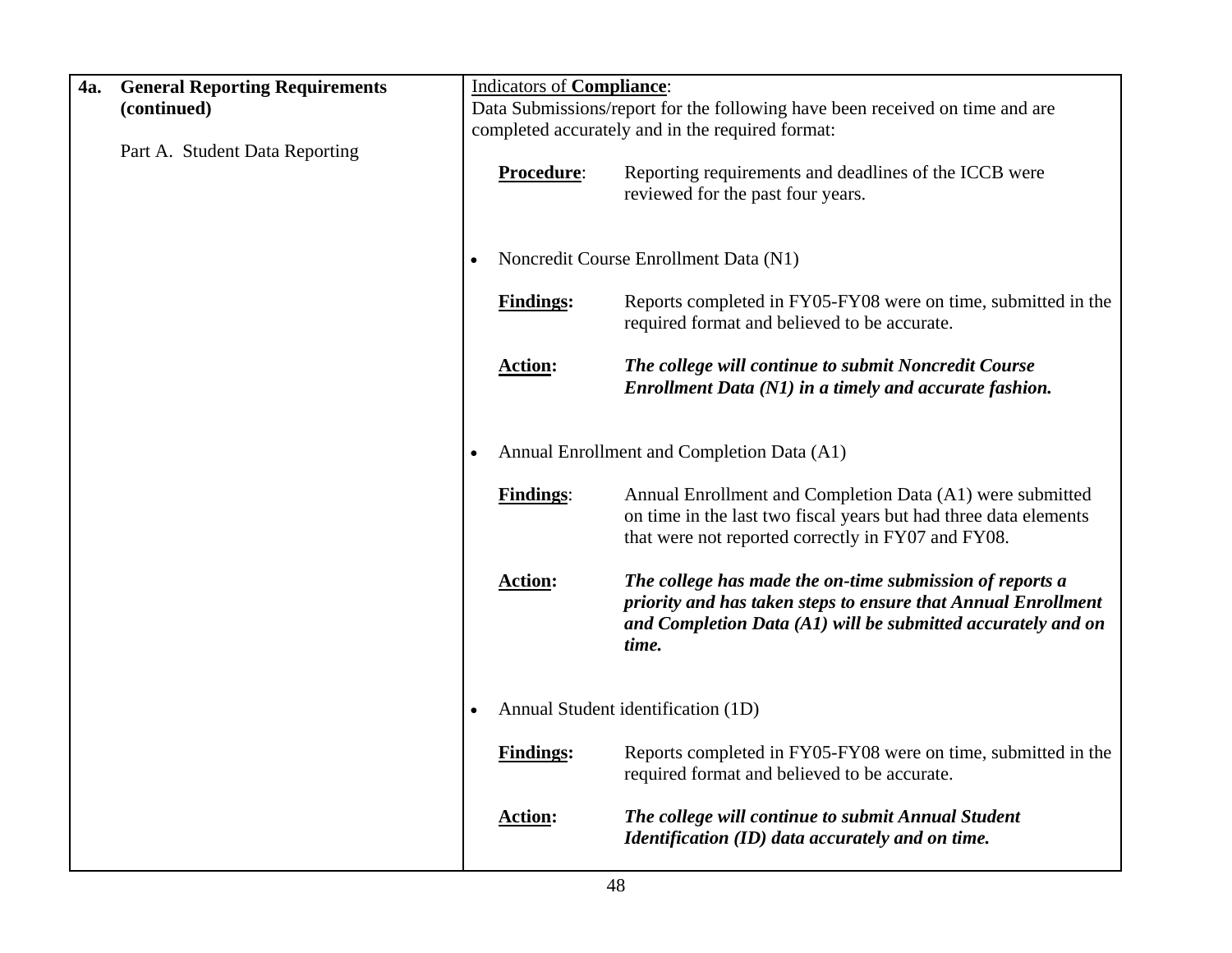| **4a. General Reporting Requirements (continued)**<br><br>Part A. Student Data Reporting | Indicators of **Compliance**:<br>Data Submissions/report for the following have been received on time and are completed accurately and in the required format:<br><br>**Procedure**: Reporting requirements and deadlines of the ICCB were reviewed for the past four years.<br><br>• Noncredit Course Enrollment Data (N1)<br><br>**Findings:** Reports completed in FY05-FY08 were on time, submitted in the required format and believed to be accurate.<br><br>**Action:** ***The college will continue to submit Noncredit Course Enrollment Data (N1) in a timely and accurate fashion.***<br><br>• Annual Enrollment and Completion Data (A1)<br><br>**Findings**: Annual Enrollment and Completion Data (A1) were submitted on time in the last two fiscal years but had three data elements that were not reported correctly in FY07 and FY08.<br><br>**Action:** ***The college has made the on-time submission of reports a priority and has taken steps to ensure that Annual Enrollment and Completion Data (A1) will be submitted accurately and on time.***<br><br>• Annual Student identification (1D)<br><br>**Findings:** Reports completed in FY05-FY08 were on time, submitted in the required format and believed to be accurate.<br><br>**Action:** ***The college will continue to submit Annual Student Identification (ID) data accurately and on time.*** |
|---|---|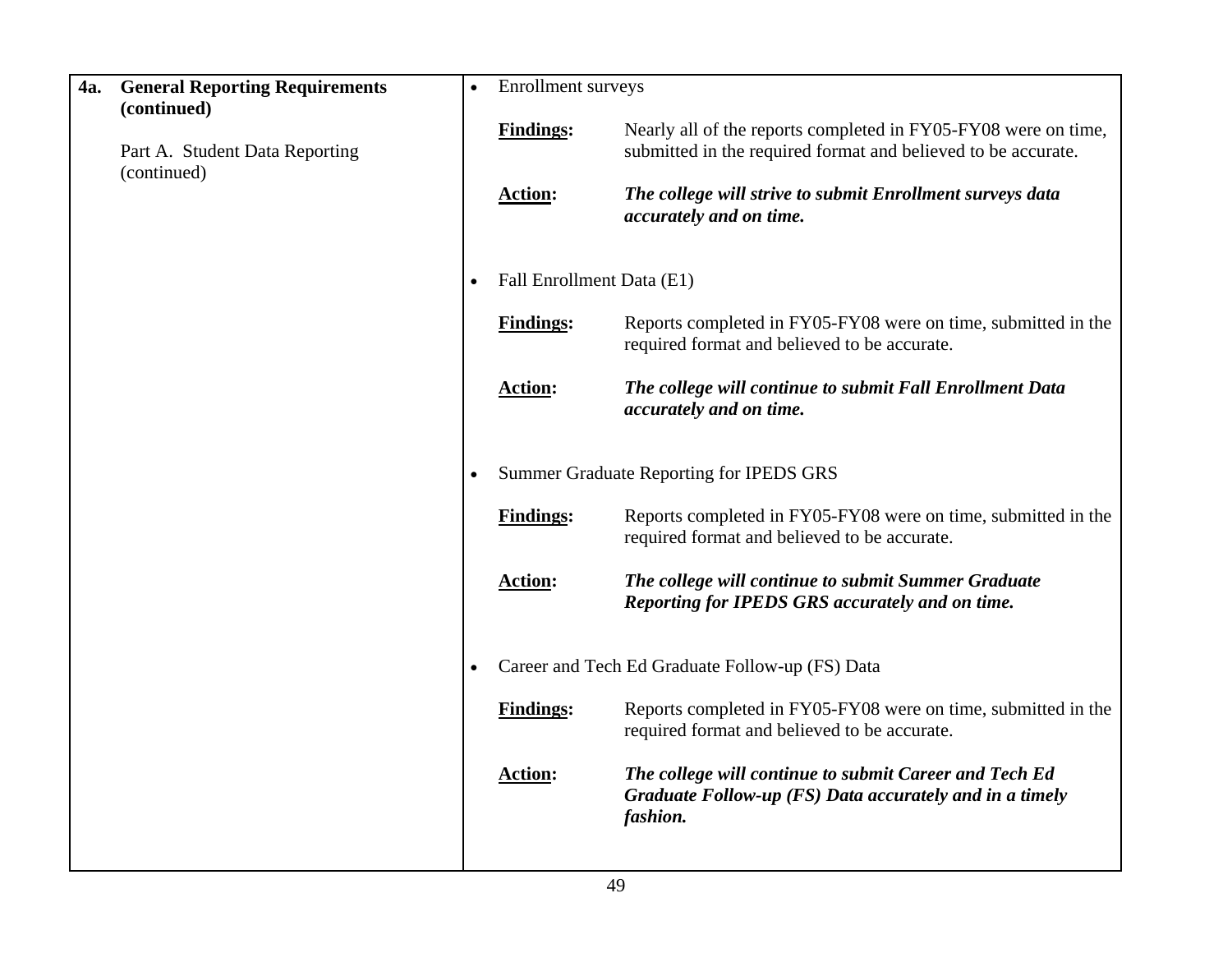| **4a. General Reporting Requirements (continued)**<br><br>Part A. Student Data Reporting (continued) | • Enrollment surveys<br><br>**<u>Findings</u>:** Nearly all of the reports completed in FY05-FY08 were on time, submitted in the required format and believed to be accurate.<br><br>**<u>Action</u>:** ***The college will strive to submit Enrollment surveys data accurately and on time.***<br><br>• Fall Enrollment Data (E1)<br><br>**<u>Findings</u>:** Reports completed in FY05-FY08 were on time, submitted in the required format and believed to be accurate.<br><br>**<u>Action</u>:** ***The college will continue to submit Fall Enrollment Data accurately and on time.***<br><br>• Summer Graduate Reporting for IPEDS GRS<br><br>**<u>Findings</u>:** Reports completed in FY05-FY08 were on time, submitted in the required format and believed to be accurate.<br><br>**<u>Action</u>:** ***The college will continue to submit Summer Graduate Reporting for IPEDS GRS accurately and on time.***<br><br>• Career and Tech Ed Graduate Follow-up (FS) Data<br><br>**<u>Findings</u>:** Reports completed in FY05-FY08 were on time, submitted in the required format and believed to be accurate.<br><br>**<u>Action</u>:** ***The college will continue to submit Career and Tech Ed Graduate Follow-up (FS) Data accurately and in a timely fashion.*** |
|---|---|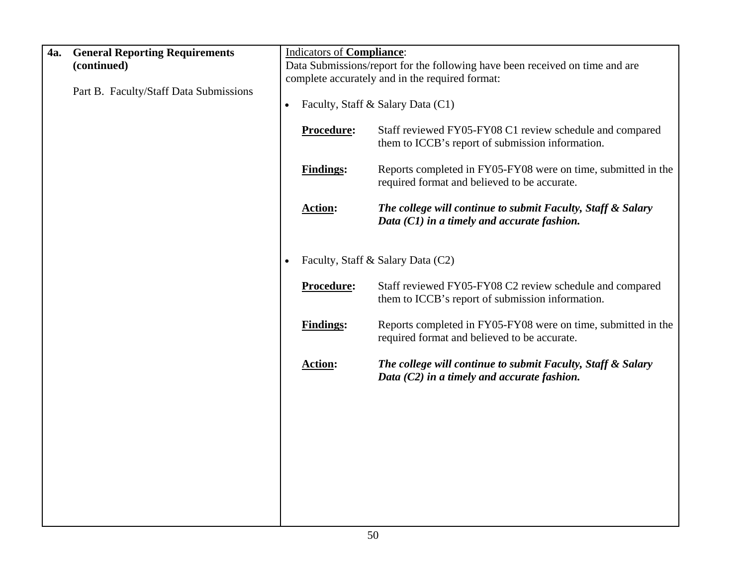| **4a. General Reporting Requirements (continued)**<br><br>Part B. Faculty/Staff Data Submissions | Indicators of **Compliance**:<br>Data Submissions/report for the following have been received on time and are complete accurately and in the required format:<br><br>• Faculty, Staff & Salary Data (C1)<br><br>**Procedure:** Staff reviewed FY05-FY08 C1 review schedule and compared them to ICCB's report of submission information.<br><br>**Findings:** Reports completed in FY05-FY08 were on time, submitted in the required format and believed to be accurate.<br><br>**Action:** ***The college will continue to submit Faculty, Staff & Salary Data (C1) in a timely and accurate fashion.***<br><br>• Faculty, Staff & Salary Data (C2)<br><br>**Procedure:** Staff reviewed FY05-FY08 C2 review schedule and compared them to ICCB's report of submission information.<br><br>**Findings:** Reports completed in FY05-FY08 were on time, submitted in the required format and believed to be accurate.<br><br>**Action:** ***The college will continue to submit Faculty, Staff & Salary Data (C2) in a timely and accurate fashion.*** |
|---|---|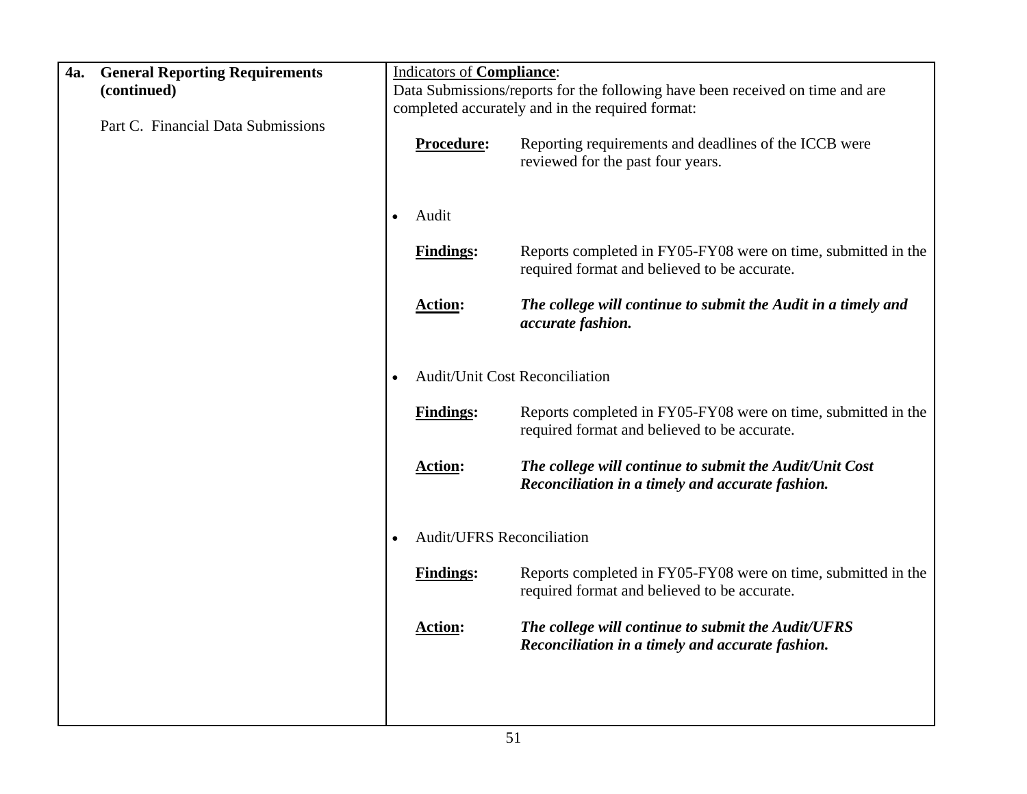| **4a. General Reporting Requirements (continued)**<br><br>Part C. Financial Data Submissions | Indicators of **Compliance**:<br>Data Submissions/reports for the following have been received on time and are completed accurately and in the required format:<br><br>**Procedure:** Reporting requirements and deadlines of the ICCB were reviewed for the past four years.<br><br>• Audit<br><br>**Findings:** Reports completed in FY05-FY08 were on time, submitted in the required format and believed to be accurate.<br><br>**Action:** ***The college will continue to submit the Audit in a timely and accurate fashion.***<br><br>• Audit/Unit Cost Reconciliation<br><br>**Findings:** Reports completed in FY05-FY08 were on time, submitted in the required format and believed to be accurate.<br><br>**Action:** ***The college will continue to submit the Audit/Unit Cost Reconciliation in a timely and accurate fashion.***<br><br>• Audit/UFRS Reconciliation<br><br>**Findings:** Reports completed in FY05-FY08 were on time, submitted in the required format and believed to be accurate.<br><br>**Action:** ***The college will continue to submit the Audit/UFRS Reconciliation in a timely and accurate fashion.*** |
|---|---|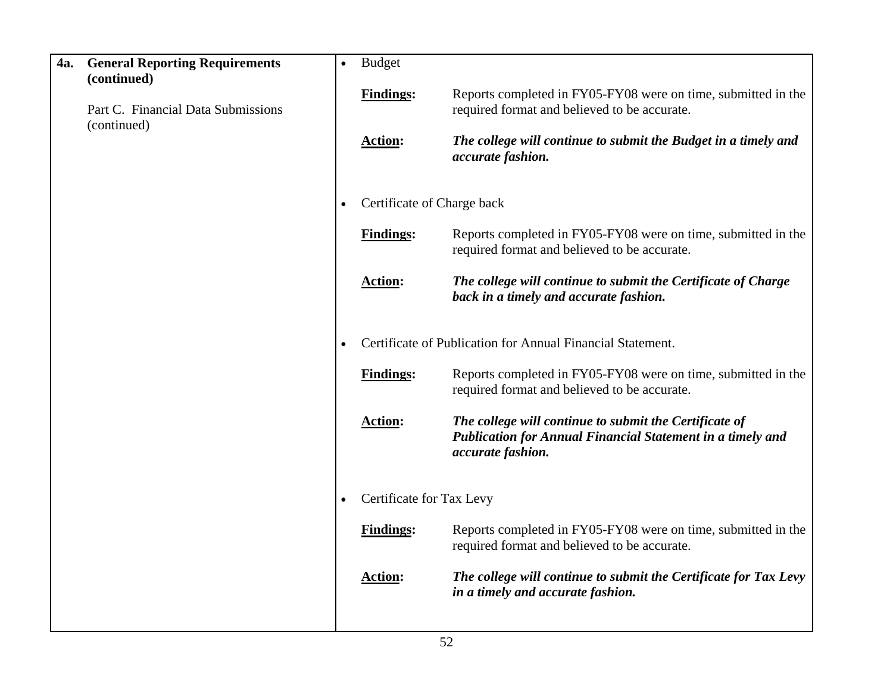| **4a. General Reporting Requirements (continued)**<br><br>Part C. Financial Data Submissions (continued) | • Budget<br><br>**<u>Findings</u>:** Reports completed in FY05-FY08 were on time, submitted in the required format and believed to be accurate.<br><br>**<u>Action</u>:** ***The college will continue to submit the Budget in a timely and accurate fashion.***<br><br>• Certificate of Charge back<br><br>**<u>Findings</u>:** Reports completed in FY05-FY08 were on time, submitted in the required format and believed to be accurate.<br><br>**<u>Action</u>:** ***The college will continue to submit the Certificate of Charge back in a timely and accurate fashion.***<br><br>• Certificate of Publication for Annual Financial Statement.<br><br>**<u>Findings</u>:** Reports completed in FY05-FY08 were on time, submitted in the required format and believed to be accurate.<br><br>**<u>Action</u>:** ***The college will continue to submit the Certificate of Publication for Annual Financial Statement in a timely and accurate fashion.***<br><br>• Certificate for Tax Levy<br><br>**<u>Findings</u>:** Reports completed in FY05-FY08 were on time, submitted in the required format and believed to be accurate.<br><br>**<u>Action</u>:** ***The college will continue to submit the Certificate for Tax Levy in a timely and accurate fashion.*** |
|---|---|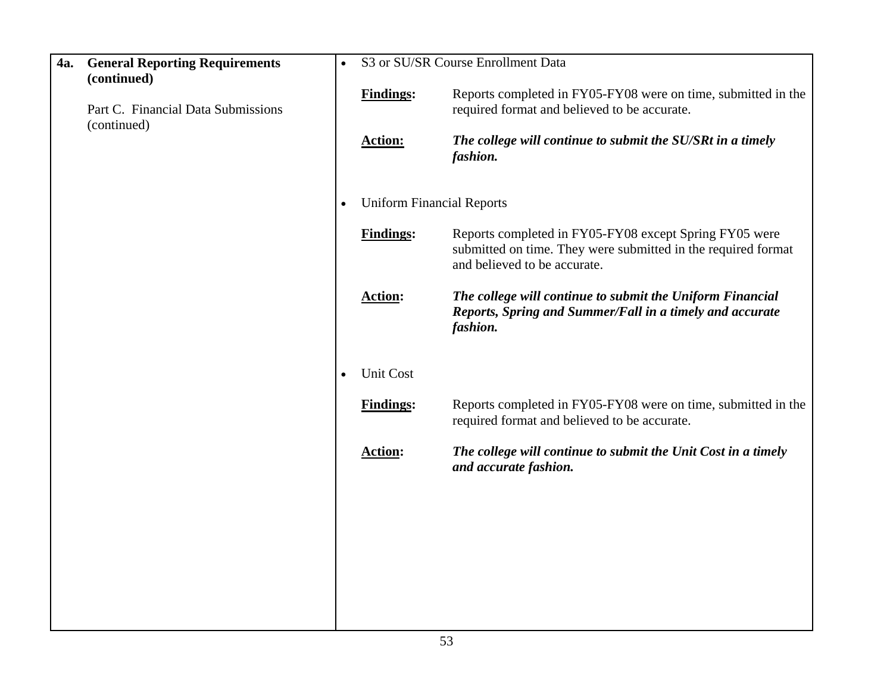| | |
|---|---|
| **4a. General Reporting Requirements (continued)**<br><br>Part C. Financial Data Submissions (continued) | • S3 or SU/SR Course Enrollment Data<br><br>**Findings:** Reports completed in FY05-FY08 were on time, submitted in the required format and believed to be accurate.<br><br>**Action:** ***The college will continue to submit the SU/SRt in a timely fashion.***<br><br>• Uniform Financial Reports<br><br>**Findings:** Reports completed in FY05-FY08 except Spring FY05 were submitted on time. They were submitted in the required format and believed to be accurate.<br><br>**Action:** ***The college will continue to submit the Uniform Financial Reports, Spring and Summer/Fall in a timely and accurate fashion.***<br><br>• Unit Cost<br><br>**Findings:** Reports completed in FY05-FY08 were on time, submitted in the required format and believed to be accurate.<br><br>**Action:** ***The college will continue to submit the Unit Cost in a timely and accurate fashion.*** |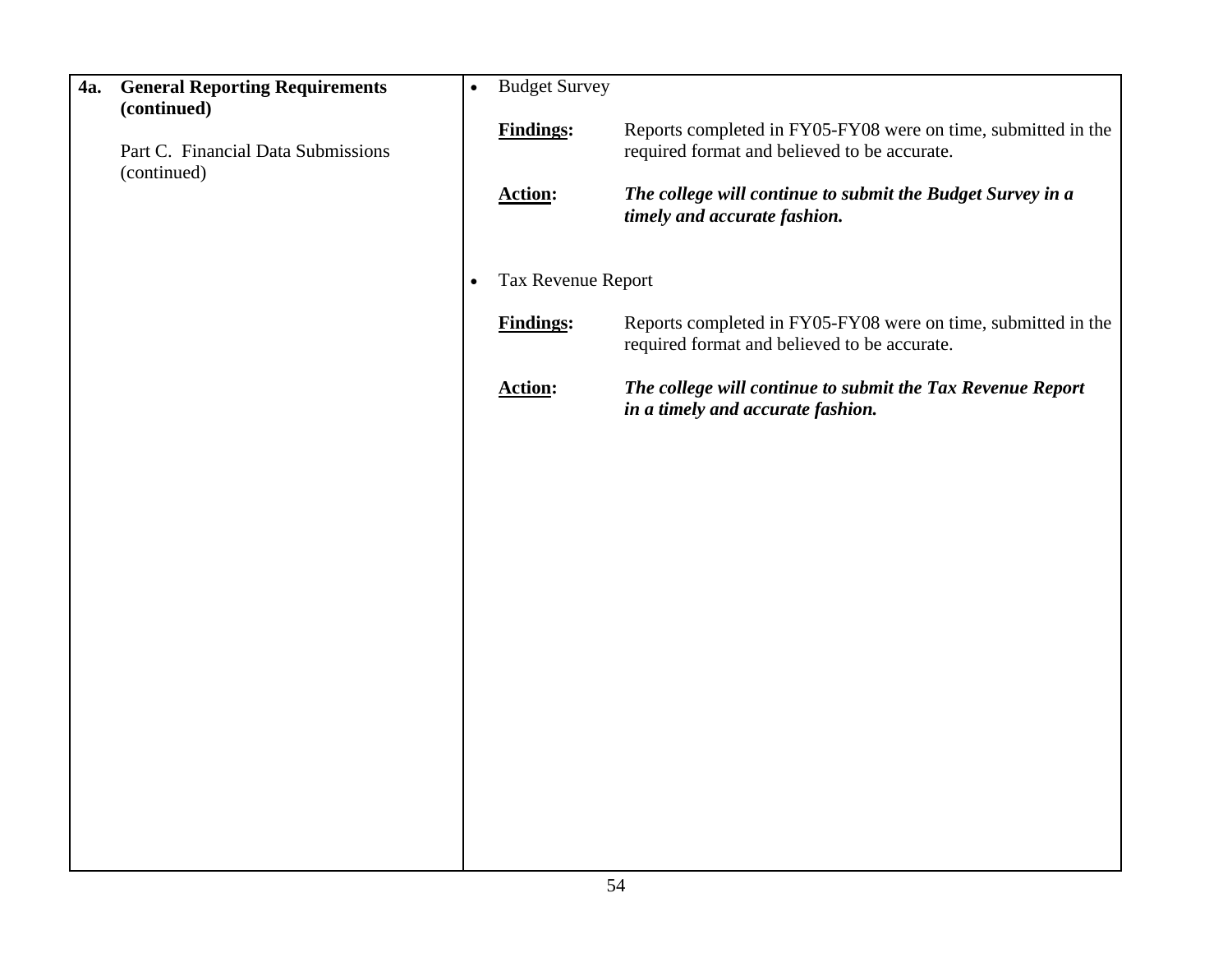| **4a. General Reporting Requirements (continued)**<br><br>Part C. Financial Data Submissions (continued) | • Budget Survey<br><br>**Findings:** Reports completed in FY05-FY08 were on time, submitted in the required format and believed to be accurate.<br><br>**Action:** ***The college will continue to submit the Budget Survey in a timely and accurate fashion.***<br><br>• Tax Revenue Report<br><br>**Findings:** Reports completed in FY05-FY08 were on time, submitted in the required format and believed to be accurate.<br><br>**Action:** ***The college will continue to submit the Tax Revenue Report in a timely and accurate fashion.*** |
|---|---|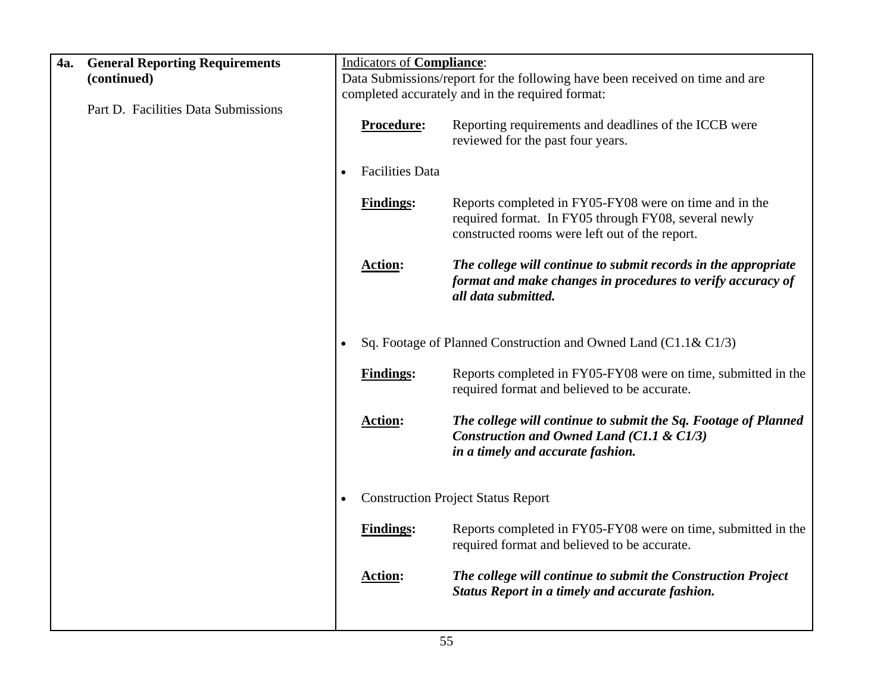| | |
|---|---|
| **4a. General Reporting Requirements (continued)**<br><br>Part D. Facilities Data Submissions | Indicators of **Compliance**:<br>Data Submissions/report for the following have been received on time and are completed accurately and in the required format:<br><br>**Procedure:** Reporting requirements and deadlines of the ICCB were reviewed for the past four years.<br><br>• Facilities Data<br><br>**Findings:** Reports completed in FY05-FY08 were on time and in the required format. In FY05 through FY08, several newly constructed rooms were left out of the report.<br><br>**Action:** ***The college will continue to submit records in the appropriate format and make changes in procedures to verify accuracy of all data submitted.***<br><br>• Sq. Footage of Planned Construction and Owned Land (C1.1& C1/3)<br><br>**Findings:** Reports completed in FY05-FY08 were on time, submitted in the required format and believed to be accurate.<br><br>**Action:** ***The college will continue to submit the Sq. Footage of Planned Construction and Owned Land (C1.1 & C1/3) in a timely and accurate fashion.***<br><br>• Construction Project Status Report<br><br>**Findings:** Reports completed in FY05-FY08 were on time, submitted in the required format and believed to be accurate.<br><br>**Action:** ***The college will continue to submit the Construction Project Status Report in a timely and accurate fashion.*** |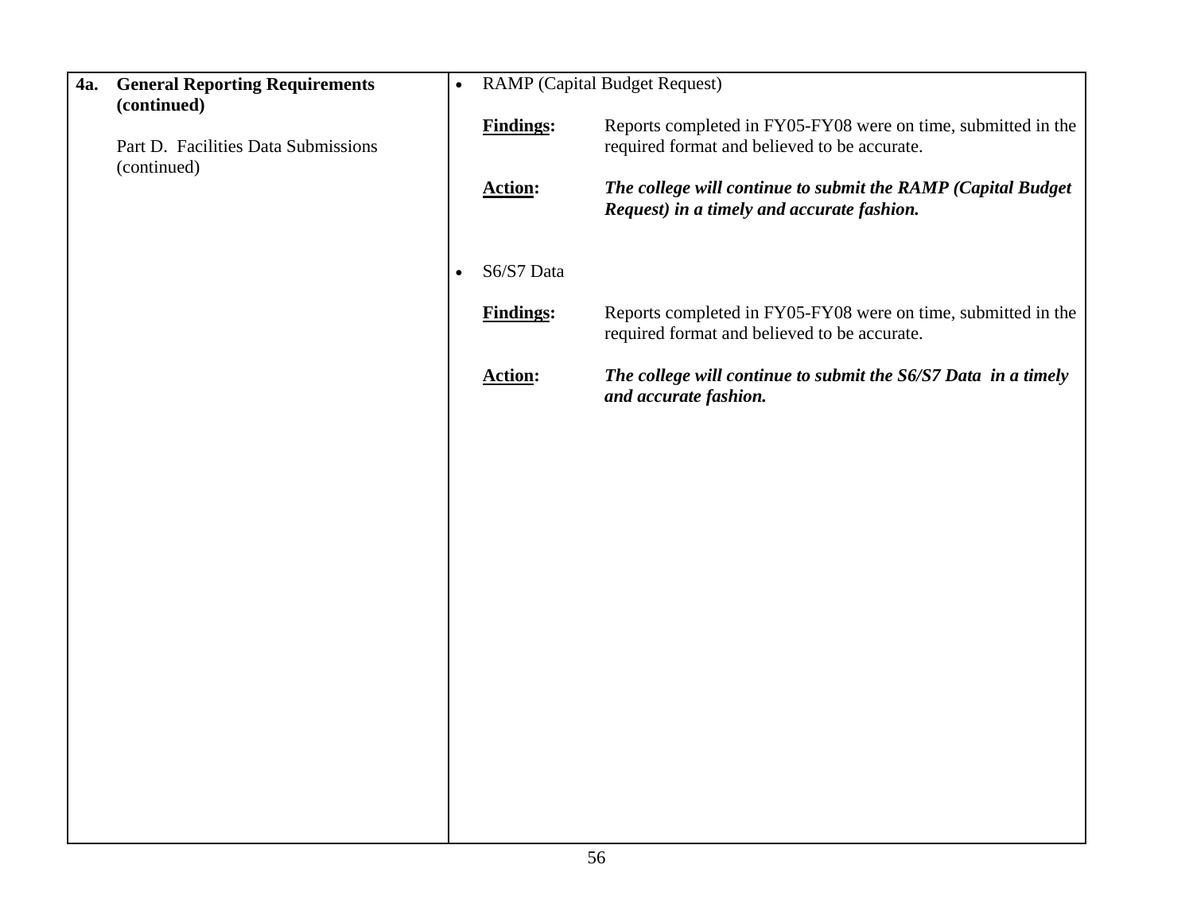| **4a. General Reporting Requirements (continued)**<br><br>Part D. Facilities Data Submissions (continued) | • RAMP (Capital Budget Request)<br><br>**Findings:** Reports completed in FY05-FY08 were on time, submitted in the required format and believed to be accurate.<br><br>**Action:** ***The college will continue to submit the RAMP (Capital Budget Request) in a timely and accurate fashion.***<br><br>• S6/S7 Data<br><br>**Findings:** Reports completed in FY05-FY08 were on time, submitted in the required format and believed to be accurate.<br><br>**Action:** ***The college will continue to submit the S6/S7 Data in a timely and accurate fashion.*** |
|---|---|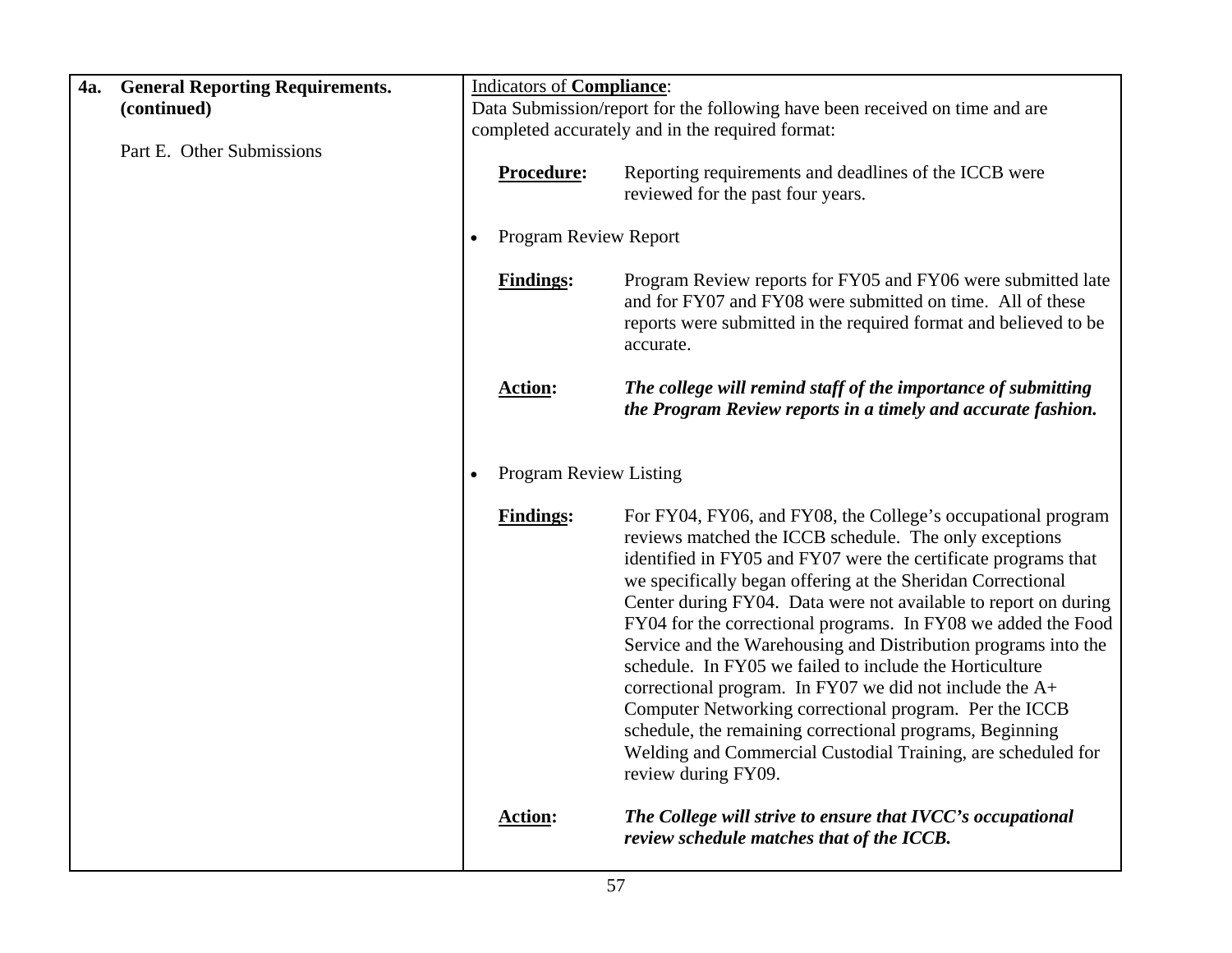| **4a. General Reporting Requirements. (continued)**<br><br>Part E. Other Submissions | Indicators of **Compliance**:<br>Data Submission/report for the following have been received on time and are completed accurately and in the required format:<br><br>**Procedure:** Reporting requirements and deadlines of the ICCB were reviewed for the past four years.<br><br>• Program Review Report<br><br>**Findings:** Program Review reports for FY05 and FY06 were submitted late and for FY07 and FY08 were submitted on time. All of these reports were submitted in the required format and believed to be accurate.<br><br>**Action:** ***The college will remind staff of the importance of submitting the Program Review reports in a timely and accurate fashion.***<br><br>• Program Review Listing<br><br>**Findings:** For FY04, FY06, and FY08, the College's occupational program reviews matched the ICCB schedule. The only exceptions identified in FY05 and FY07 were the certificate programs that we specifically began offering at the Sheridan Correctional Center during FY04. Data were not available to report on during FY04 for the correctional programs. In FY08 we added the Food Service and the Warehousing and Distribution programs into the schedule. In FY05 we failed to include the Horticulture correctional program. In FY07 we did not include the A+ Computer Networking correctional program. Per the ICCB schedule, the remaining correctional programs, Beginning Welding and Commercial Custodial Training, are scheduled for review during FY09.<br><br>**Action:** ***The College will strive to ensure that IVCC's occupational review schedule matches that of the ICCB.*** |
|---|---|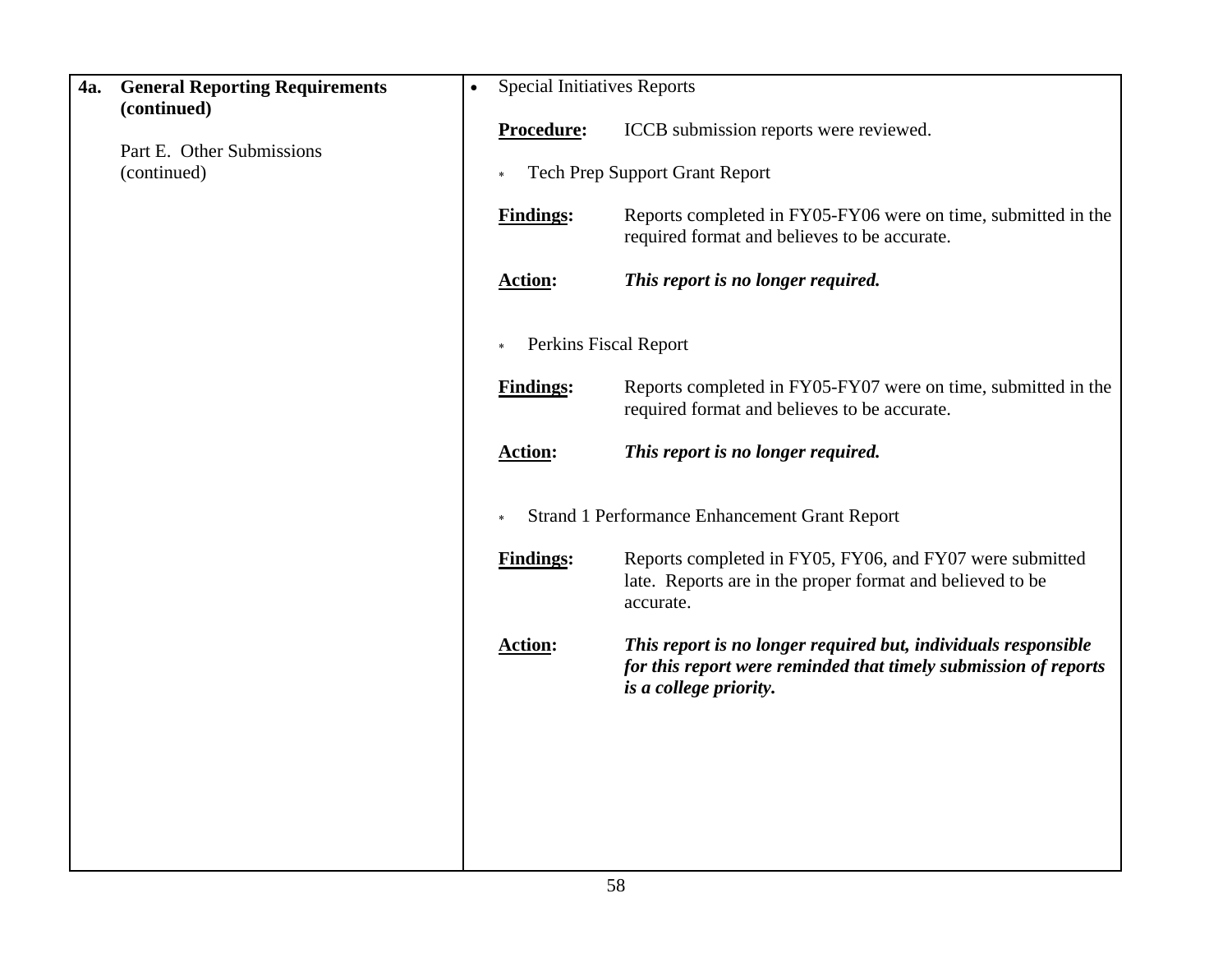| **4a. General Reporting Requirements (continued)**<br><br>Part E. Other Submissions (continued) | • Special Initiatives Reports<br><br>**Procedure:** ICCB submission reports were reviewed.<br><br>* Tech Prep Support Grant Report<br><br>**Findings:** Reports completed in FY05-FY06 were on time, submitted in the required format and believes to be accurate.<br><br>**Action:** ***This report is no longer required.***<br><br>* Perkins Fiscal Report<br><br>**Findings:** Reports completed in FY05-FY07 were on time, submitted in the required format and believes to be accurate.<br><br>**Action:** ***This report is no longer required.***<br><br>* Strand 1 Performance Enhancement Grant Report<br><br>**Findings:** Reports completed in FY05, FY06, and FY07 were submitted late. Reports are in the proper format and believed to be accurate.<br><br>**Action:** ***This report is no longer required but, individuals responsible for this report were reminded that timely submission of reports is a college priority.*** |
|---|---|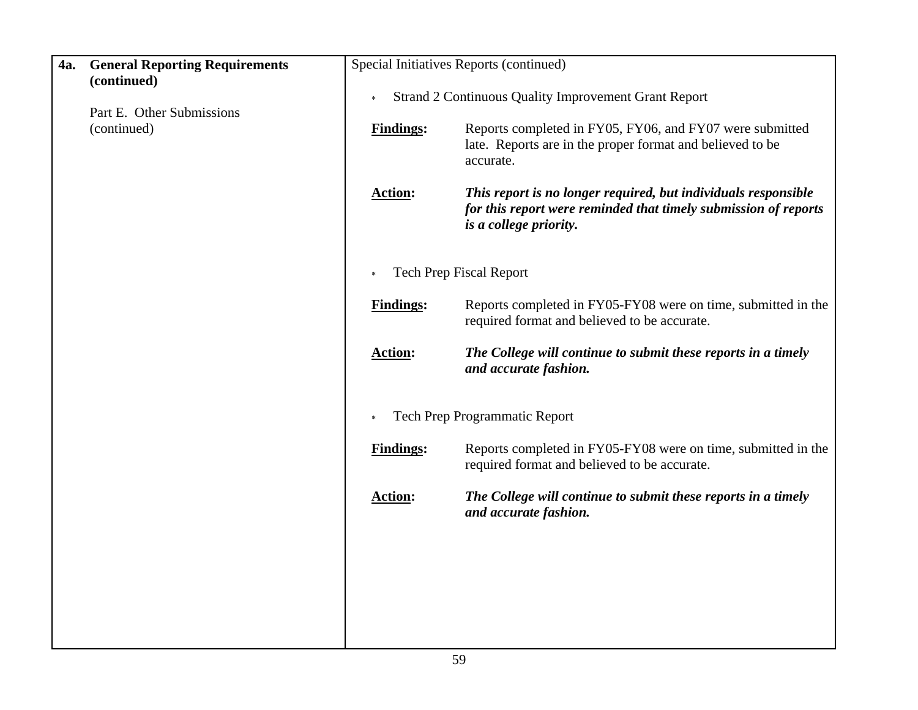| **4a. General Reporting Requirements (continued)**<br><br>Part E. Other Submissions (continued) | Special Initiatives Reports (continued)<br><br>* Strand 2 Continuous Quality Improvement Grant Report<br><br>**Findings:** Reports completed in FY05, FY06, and FY07 were submitted late. Reports are in the proper format and believed to be accurate.<br><br>**Action:** ***This report is no longer required, but individuals responsible for this report were reminded that timely submission of reports is a college priority.***<br><br>* Tech Prep Fiscal Report<br><br>**Findings:** Reports completed in FY05-FY08 were on time, submitted in the required format and believed to be accurate.<br><br>**Action:** ***The College will continue to submit these reports in a timely and accurate fashion.***<br><br>* Tech Prep Programmatic Report<br><br>**Findings:** Reports completed in FY05-FY08 were on time, submitted in the required format and believed to be accurate.<br><br>**Action:** ***The College will continue to submit these reports in a timely and accurate fashion.*** |
|---|---|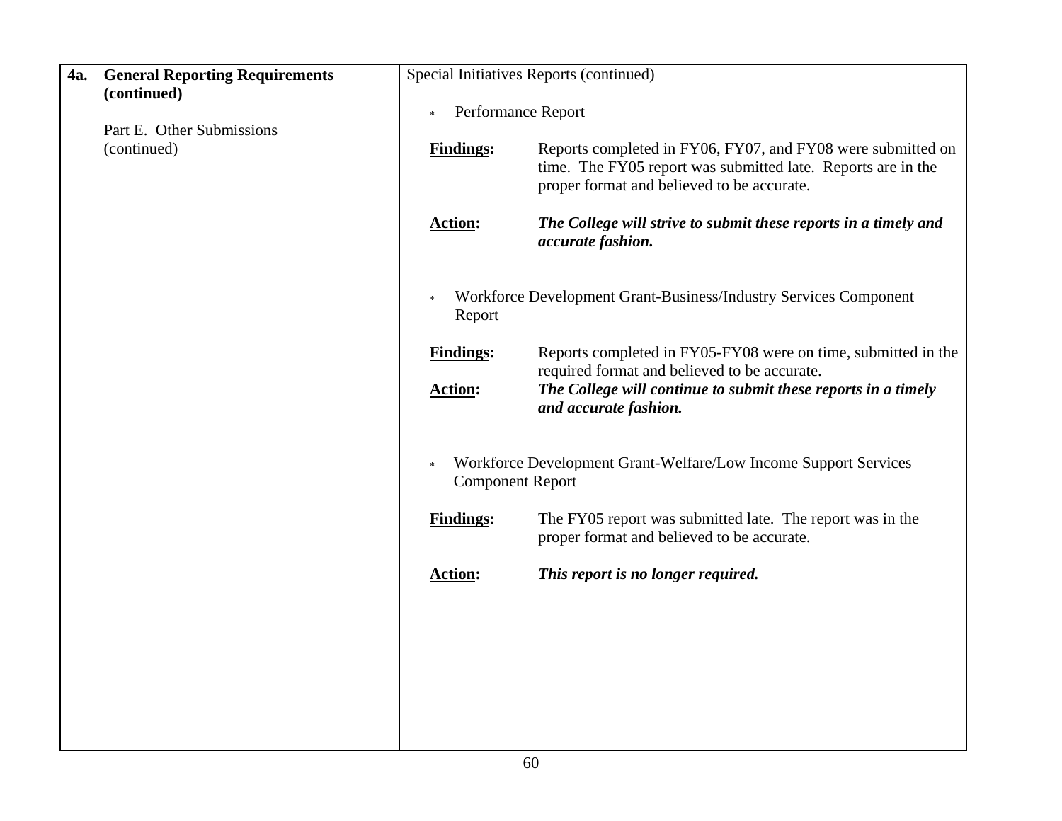| **4a. General Reporting Requirements (continued)**<br><br>Part E. Other Submissions (continued) | Special Initiatives Reports (continued)<br><br>* Performance Report<br><br>**Findings:** Reports completed in FY06, FY07, and FY08 were submitted on time. The FY05 report was submitted late. Reports are in the proper format and believed to be accurate.<br><br>**Action:** ***The College will strive to submit these reports in a timely and accurate fashion.***<br><br>* Workforce Development Grant-Business/Industry Services Component Report<br><br>**Findings:** Reports completed in FY05-FY08 were on time, submitted in the required format and believed to be accurate.<br>**Action:** ***The College will continue to submit these reports in a timely and accurate fashion.***<br><br>* Workforce Development Grant-Welfare/Low Income Support Services Component Report<br><br>**Findings:** The FY05 report was submitted late. The report was in the proper format and believed to be accurate.<br><br>**Action:** ***This report is no longer required.*** |
|---|---|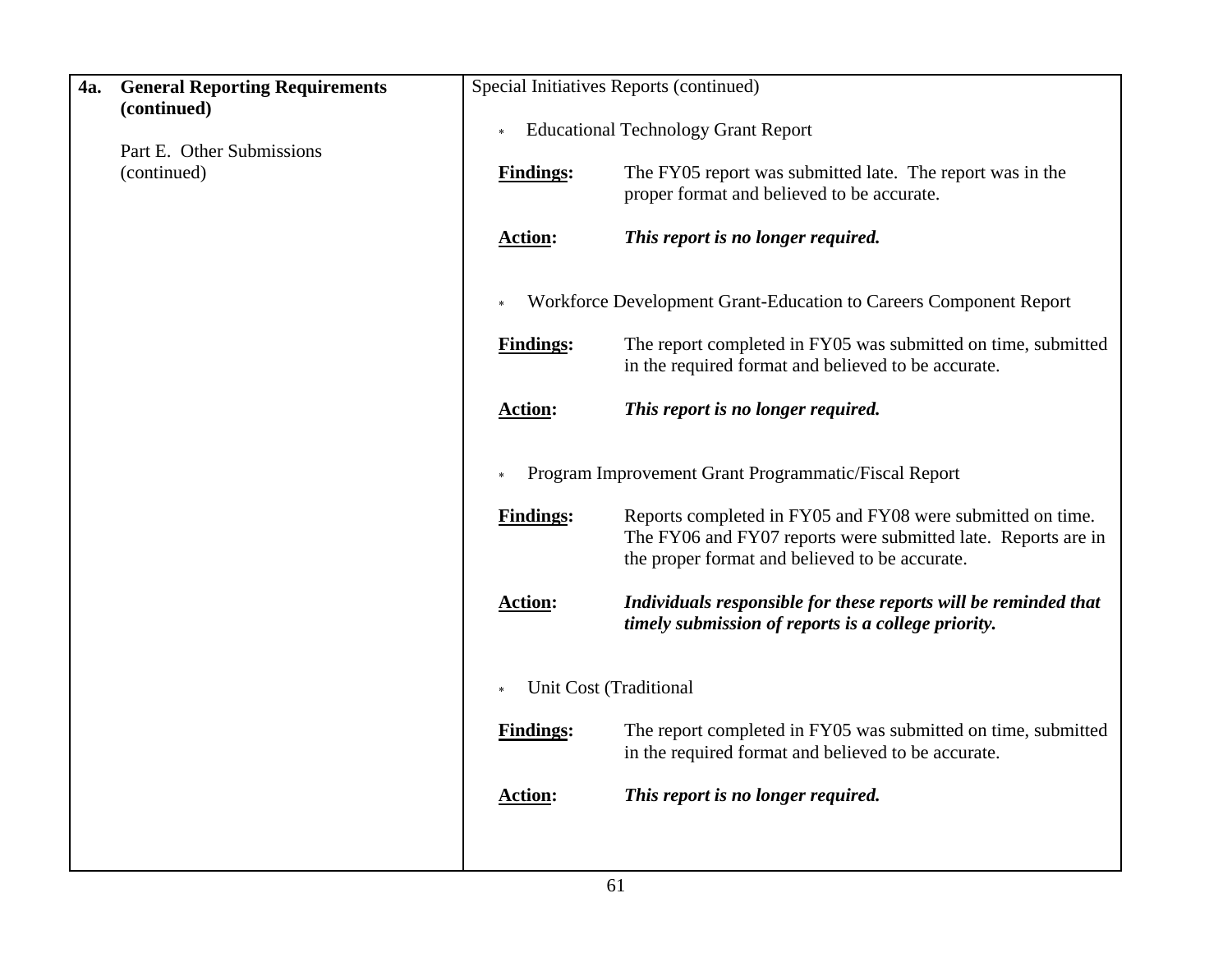| **4a. General Reporting Requirements (continued)** <br><br> Part E. Other Submissions (continued) | Special Initiatives Reports (continued) <br><br> * Educational Technology Grant Report <br><br> **Findings:** The FY05 report was submitted late. The report was in the proper format and believed to be accurate. <br><br> **Action:** ***This report is no longer required.*** <br><br> * Workforce Development Grant-Education to Careers Component Report <br><br> **Findings:** The report completed in FY05 was submitted on time, submitted in the required format and believed to be accurate. <br><br> **Action:** ***This report is no longer required.*** <br><br> * Program Improvement Grant Programmatic/Fiscal Report <br><br> **Findings:** Reports completed in FY05 and FY08 were submitted on time. The FY06 and FY07 reports were submitted late. Reports are in the proper format and believed to be accurate. <br><br> **Action:** ***Individuals responsible for these reports will be reminded that timely submission of reports is a college priority.*** <br><br> * Unit Cost (Traditional <br><br> **Findings:** The report completed in FY05 was submitted on time, submitted in the required format and believed to be accurate. <br><br> **Action:** ***This report is no longer required.*** |
|---|---|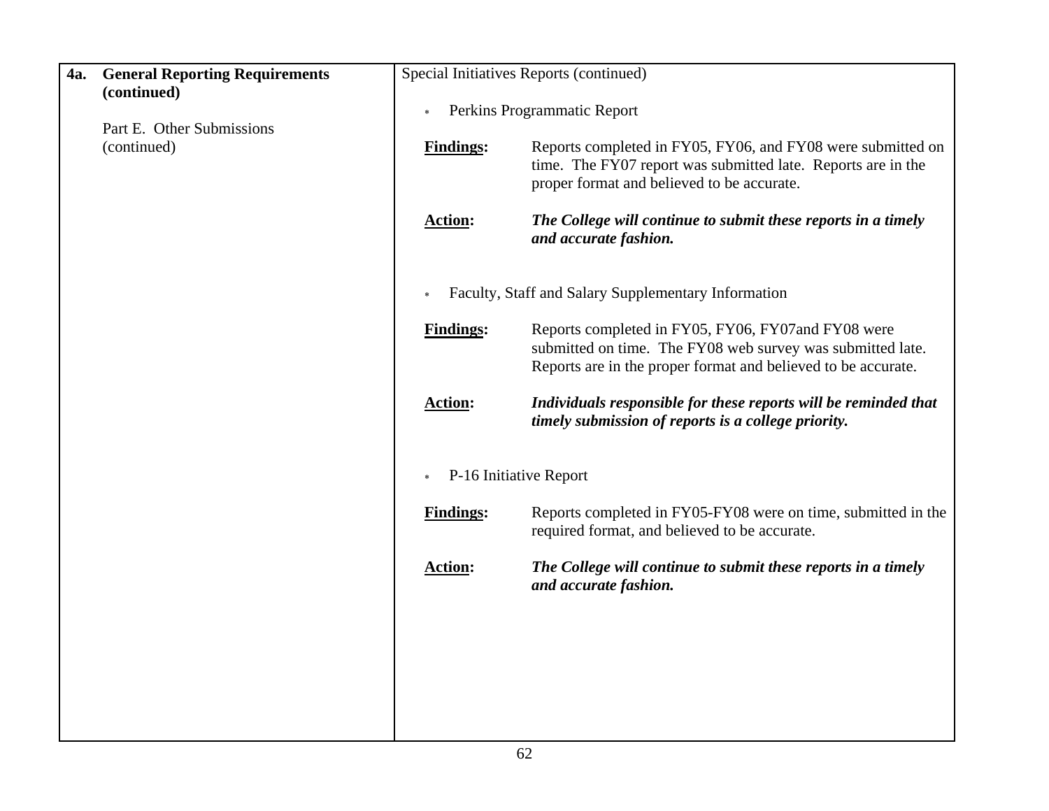| **4a. General Reporting Requirements (continued)**<br><br>Part E. Other Submissions (continued) | Special Initiatives Reports (continued)<br><br>* Perkins Programmatic Report<br><br>**Findings:** Reports completed in FY05, FY06, and FY08 were submitted on time. The FY07 report was submitted late. Reports are in the proper format and believed to be accurate.<br><br>**Action:** ***The College will continue to submit these reports in a timely and accurate fashion.***<br><br>* Faculty, Staff and Salary Supplementary Information<br><br>**Findings:** Reports completed in FY05, FY06, FY07and FY08 were submitted on time. The FY08 web survey was submitted late. Reports are in the proper format and believed to be accurate.<br><br>**Action:** ***Individuals responsible for these reports will be reminded that timely submission of reports is a college priority.***<br><br>* P-16 Initiative Report<br><br>**Findings:** Reports completed in FY05-FY08 were on time, submitted in the required format, and believed to be accurate.<br><br>**Action:** ***The College will continue to submit these reports in a timely and accurate fashion.*** |
|---|---|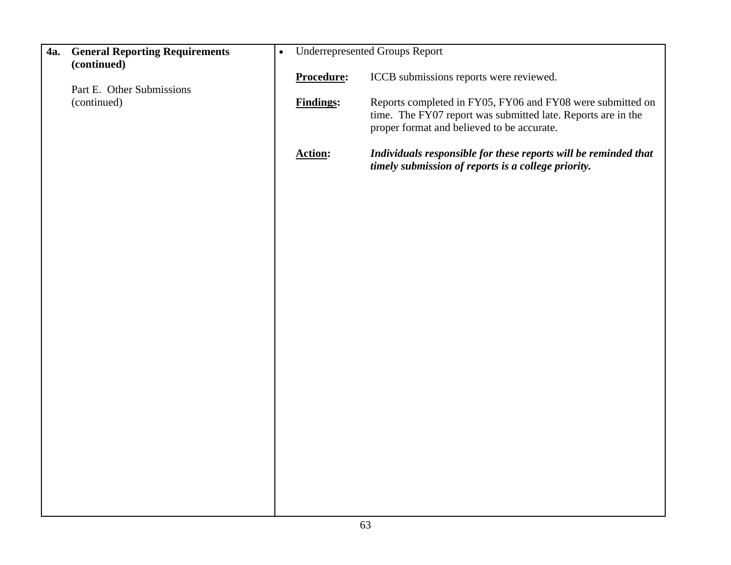| **4a. General Reporting Requirements (continued)**<br><br>Part E. Other Submissions (continued) | • Underrepresented Groups Report<br><br>**Procedure:** ICCB submissions reports were reviewed.<br><br>**Findings:** Reports completed in FY05, FY06 and FY08 were submitted on time. The FY07 report was submitted late. Reports are in the proper format and believed to be accurate.<br><br>**Action:** ***Individuals responsible for these reports will be reminded that timely submission of reports is a college priority.*** |
|---|---|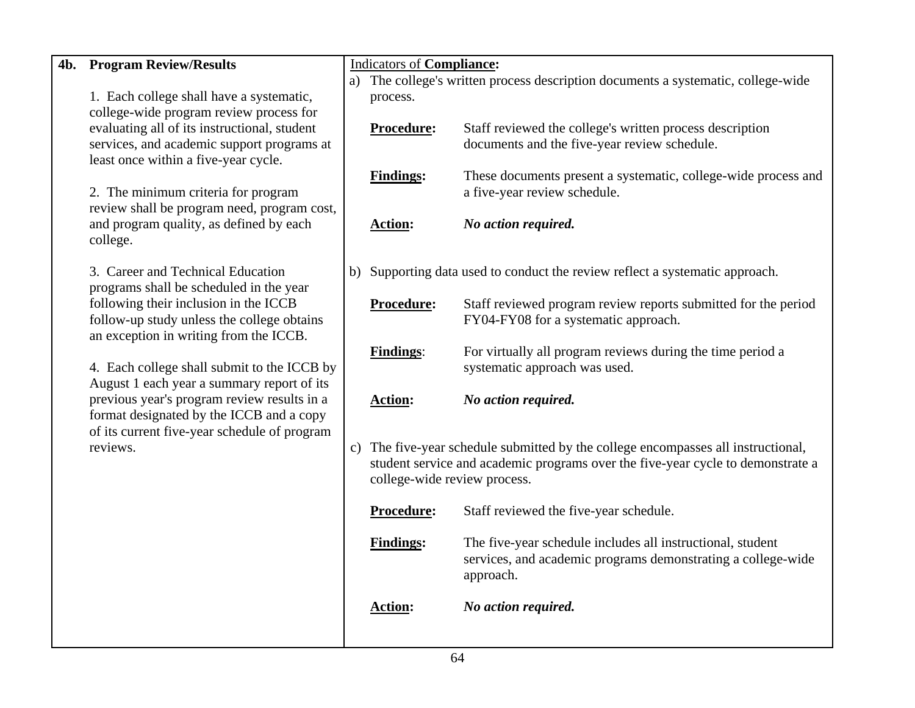| **4b. Program Review/Results** | Indicators of **Compliance:** |
|---|---|
| 1. Each college shall have a systematic, college-wide program review process for evaluating all of its instructional, student services, and academic support programs at least once within a five-year cycle.<br><br>2. The minimum criteria for program review shall be program need, program cost, and program quality, as defined by each college.<br><br>3. Career and Technical Education programs shall be scheduled in the year following their inclusion in the ICCB follow-up study unless the college obtains an exception in writing from the ICCB.<br><br>4. Each college shall submit to the ICCB by August 1 each year a summary report of its previous year's program review results in a format designated by the ICCB and a copy of its current five-year schedule of program reviews. | a) The college's written process description documents a systematic, college-wide process.<br><br>**Procedure:** Staff reviewed the college's written process description documents and the five-year review schedule.<br><br>**Findings:** These documents present a systematic, college-wide process and a five-year review schedule.<br><br>**Action:** ***No action required.***<br><br>b) Supporting data used to conduct the review reflect a systematic approach.<br><br>**Procedure:** Staff reviewed program review reports submitted for the period FY04-FY08 for a systematic approach.<br><br>**Findings**: For virtually all program reviews during the time period a systematic approach was used.<br><br>**Action:** ***No action required.***<br><br>c) The five-year schedule submitted by the college encompasses all instructional, student service and academic programs over the five-year cycle to demonstrate a college-wide review process.<br><br>**Procedure:** Staff reviewed the five-year schedule.<br><br>**Findings:** The five-year schedule includes all instructional, student services, and academic programs demonstrating a college-wide approach.<br><br>**Action:** ***No action required.*** |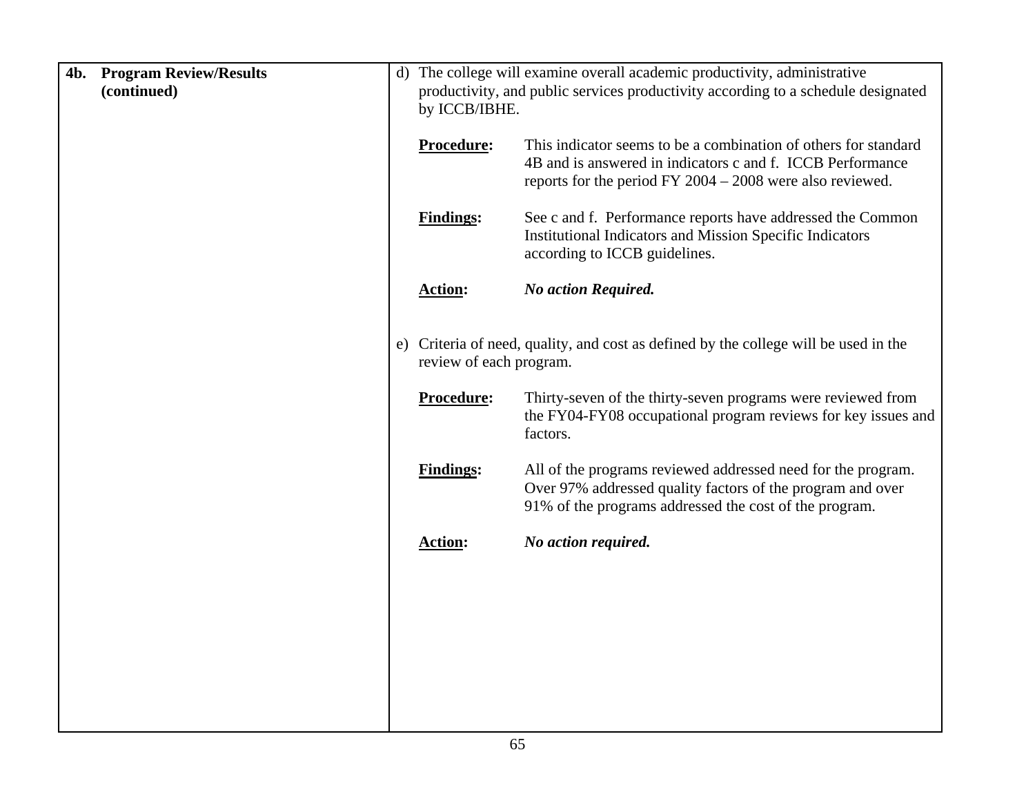| **4b. Program Review/Results (continued)** | d) The college will examine overall academic productivity, administrative productivity, and public services productivity according to a schedule designated by ICCB/IBHE.<br><br>**Procedure:** This indicator seems to be a combination of others for standard 4B and is answered in indicators c and f. ICCB Performance reports for the period FY 2004 – 2008 were also reviewed.<br><br>**Findings:** See c and f. Performance reports have addressed the Common Institutional Indicators and Mission Specific Indicators according to ICCB guidelines.<br><br>**Action:** ***No action Required.***<br><br>e) Criteria of need, quality, and cost as defined by the college will be used in the review of each program.<br><br>**Procedure:** Thirty-seven of the thirty-seven programs were reviewed from the FY04-FY08 occupational program reviews for key issues and factors.<br><br>**Findings:** All of the programs reviewed addressed need for the program. Over 97% addressed quality factors of the program and over 91% of the programs addressed the cost of the program.<br><br>**Action:** ***No action required.*** |
|---|---|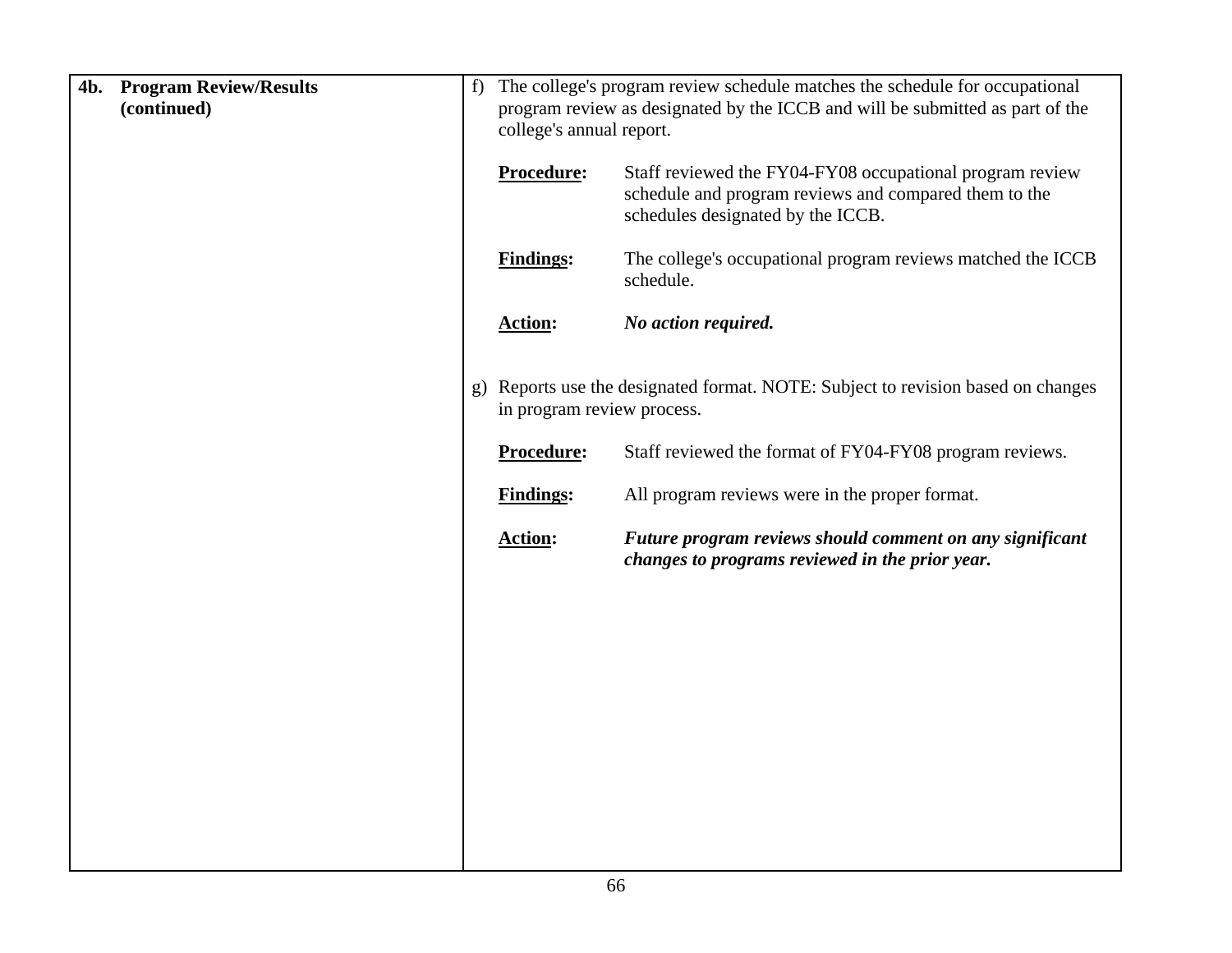| **4b. Program Review/Results (continued)** | f) The college's program review schedule matches the schedule for occupational program review as designated by the ICCB and will be submitted as part of the college's annual report.<br><br>**Procedure:** Staff reviewed the FY04-FY08 occupational program review schedule and program reviews and compared them to the schedules designated by the ICCB.<br><br>**Findings:** The college's occupational program reviews matched the ICCB schedule.<br><br>**Action:** ***No action required.***<br><br>g) Reports use the designated format. NOTE: Subject to revision based on changes in program review process.<br><br>**Procedure:** Staff reviewed the format of FY04-FY08 program reviews.<br><br>**Findings:** All program reviews were in the proper format.<br><br>**Action:** ***Future program reviews should comment on any significant changes to programs reviewed in the prior year.*** |
|---|---|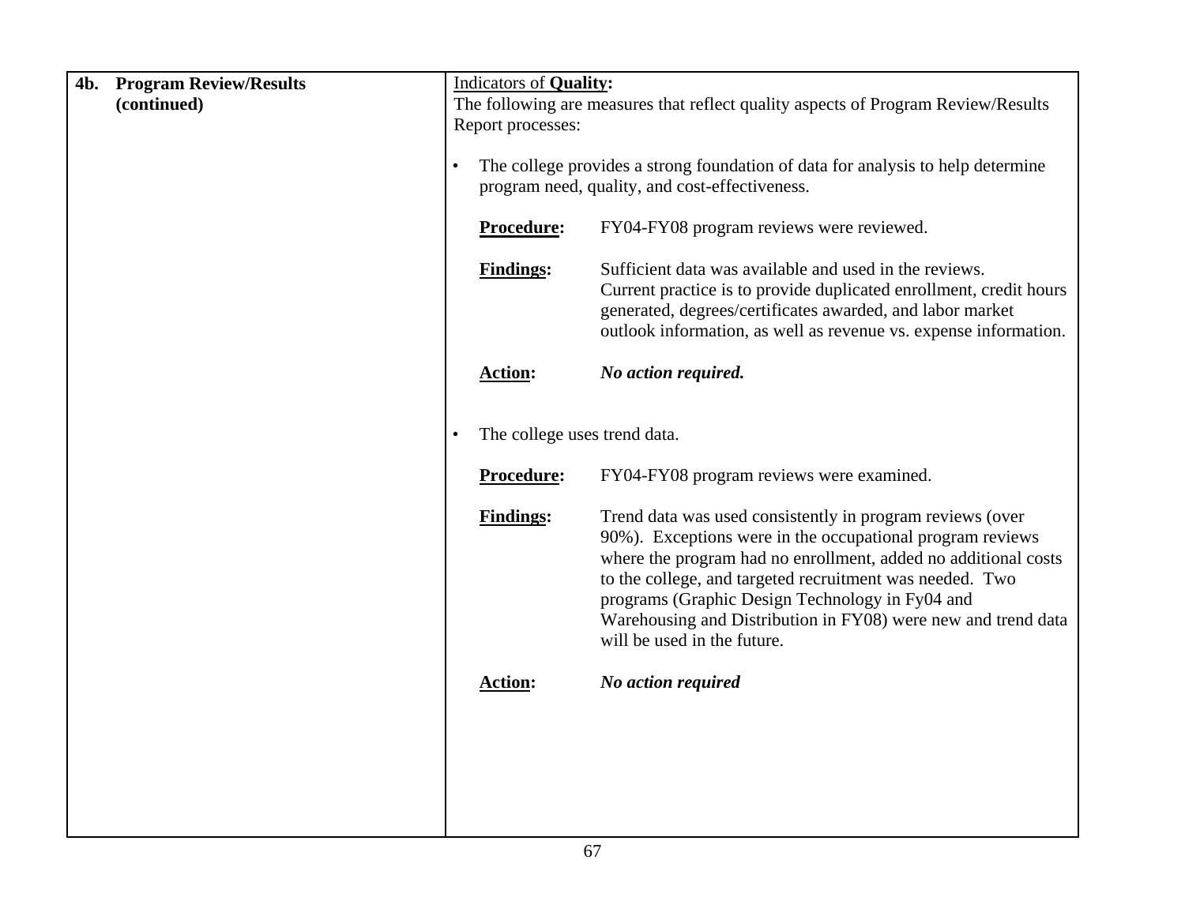| **4b. Program Review/Results (continued)** | Indicators of **Quality:** |
|---|---|

The following are measures that reflect quality aspects of Program Review/Results Report processes:

- The college provides a strong foundation of data for analysis to help determine program need, quality, and cost-effectiveness.

  **Procedure:** FY04-FY08 program reviews were reviewed.

  **Findings:** Sufficient data was available and used in the reviews. Current practice is to provide duplicated enrollment, credit hours generated, degrees/certificates awarded, and labor market outlook information, as well as revenue vs. expense information.

  **Action:** ***No action required.***

- The college uses trend data.

  **Procedure:** FY04-FY08 program reviews were examined.

  **Findings:** Trend data was used consistently in program reviews (over 90%). Exceptions were in the occupational program reviews where the program had no enrollment, added no additional costs to the college, and targeted recruitment was needed. Two programs (Graphic Design Technology in Fy04 and Warehousing and Distribution in FY08) were new and trend data will be used in the future.

  **Action:** ***No action required***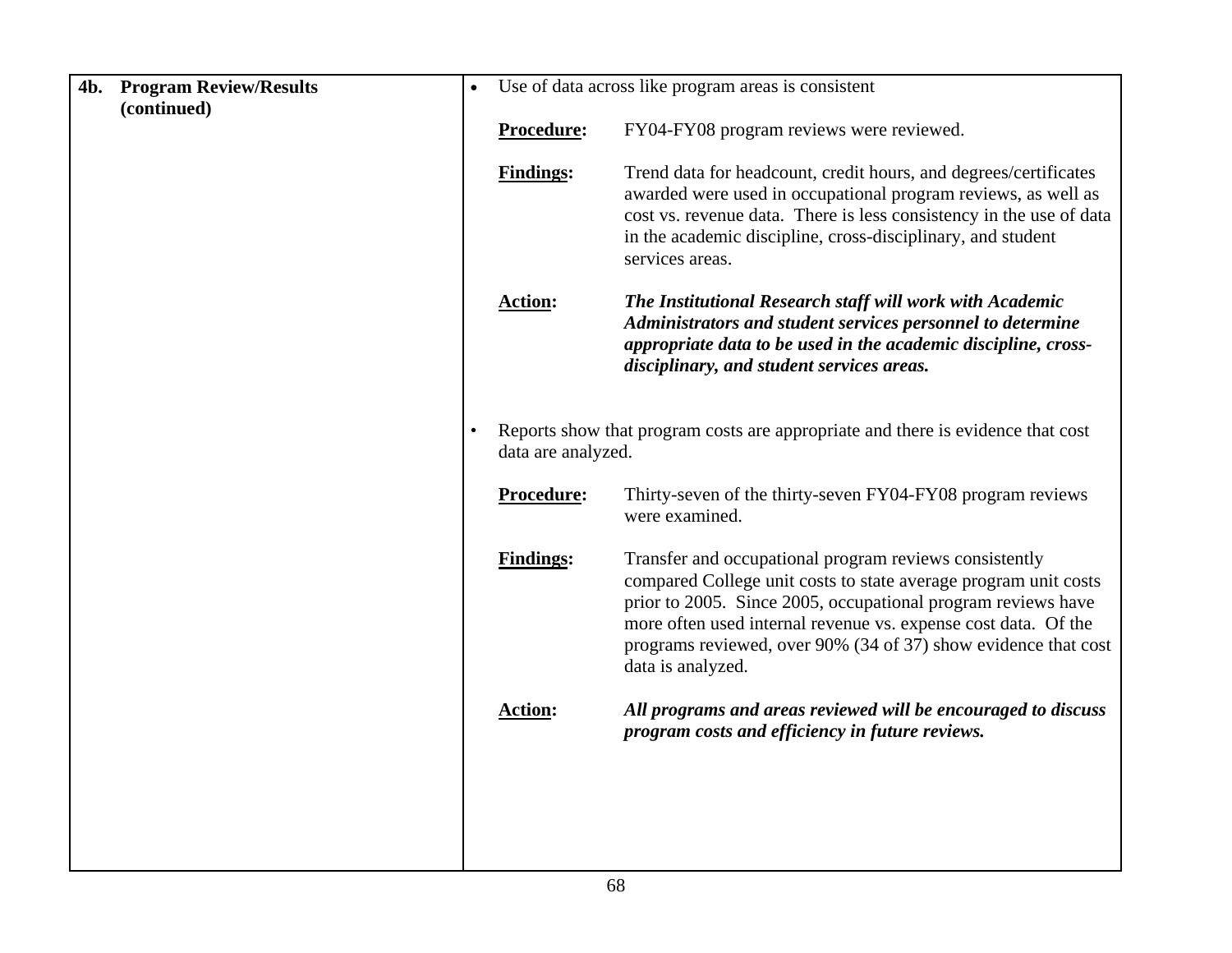| 4b. Program Review/Results (continued) | |
|---|---|
| | • Use of data across like program areas is consistent<br><br>**Procedure:** FY04-FY08 program reviews were reviewed.<br><br>**Findings:** Trend data for headcount, credit hours, and degrees/certificates awarded were used in occupational program reviews, as well as cost vs. revenue data. There is less consistency in the use of data in the academic discipline, cross-disciplinary, and student services areas.<br><br>**Action:** ***The Institutional Research staff will work with Academic Administrators and student services personnel to determine appropriate data to be used in the academic discipline, cross-disciplinary, and student services areas.***<br><br>• Reports show that program costs are appropriate and there is evidence that cost data are analyzed.<br><br>**Procedure:** Thirty-seven of the thirty-seven FY04-FY08 program reviews were examined.<br><br>**Findings:** Transfer and occupational program reviews consistently compared College unit costs to state average program unit costs prior to 2005. Since 2005, occupational program reviews have more often used internal revenue vs. expense cost data. Of the programs reviewed, over 90% (34 of 37) show evidence that cost data is analyzed.<br><br>**Action:** ***All programs and areas reviewed will be encouraged to discuss program costs and efficiency in future reviews.*** |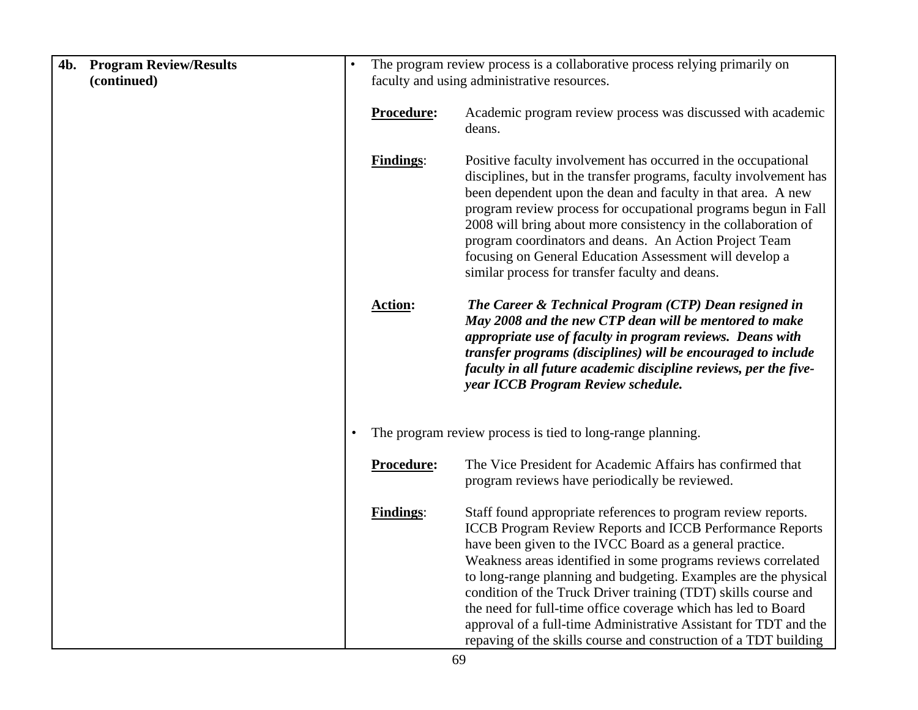| 4b. Program Review/Results (continued) | |
|---|---|
| | • The program review process is a collaborative process relying primarily on faculty and using administrative resources.<br><br>**<u>Procedure</u>:** Academic program review process was discussed with academic deans.<br><br>**<u>Findings</u>**: Positive faculty involvement has occurred in the occupational disciplines, but in the transfer programs, faculty involvement has been dependent upon the dean and faculty in that area. A new program review process for occupational programs begun in Fall 2008 will bring about more consistency in the collaboration of program coordinators and deans. An Action Project Team focusing on General Education Assessment will develop a similar process for transfer faculty and deans.<br><br>**<u>Action</u>:** ***The Career & Technical Program (CTP) Dean resigned in May 2008 and the new CTP dean will be mentored to make appropriate use of faculty in program reviews. Deans with transfer programs (disciplines) will be encouraged to include faculty in all future academic discipline reviews, per the five-year ICCB Program Review schedule.***<br><br>• The program review process is tied to long-range planning.<br><br>**<u>Procedure</u>:** The Vice President for Academic Affairs has confirmed that program reviews have periodically be reviewed.<br><br>**<u>Findings</u>**: Staff found appropriate references to program review reports. ICCB Program Review Reports and ICCB Performance Reports have been given to the IVCC Board as a general practice. Weakness areas identified in some programs reviews correlated to long-range planning and budgeting. Examples are the physical condition of the Truck Driver training (TDT) skills course and the need for full-time office coverage which has led to Board approval of a full-time Administrative Assistant for TDT and the repaving of the skills course and construction of a TDT building |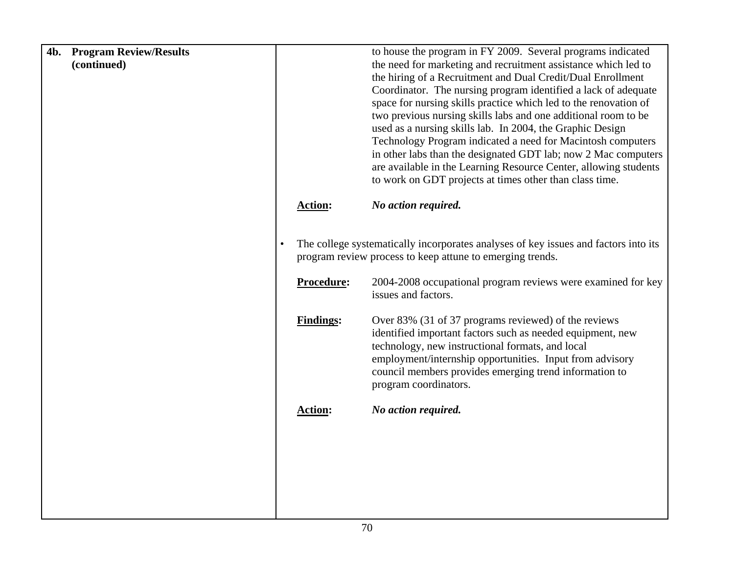**4b. Program Review/Results (continued)**

to house the program in FY 2009. Several programs indicated the need for marketing and recruitment assistance which led to the hiring of a Recruitment and Dual Credit/Dual Enrollment Coordinator. The nursing program identified a lack of adequate space for nursing skills practice which led to the renovation of two previous nursing skills labs and one additional room to be used as a nursing skills lab. In 2004, the Graphic Design Technology Program indicated a need for Macintosh computers in other labs than the designated GDT lab; now 2 Mac computers are available in the Learning Resource Center, allowing students to work on GDT projects at times other than class time.

**Action:** ***No action required.***

- The college systematically incorporates analyses of key issues and factors into its program review process to keep attune to emerging trends.

  **Procedure:** 2004-2008 occupational program reviews were examined for key issues and factors.

  **Findings:** Over 83% (31 of 37 programs reviewed) of the reviews identified important factors such as needed equipment, new technology, new instructional formats, and local employment/internship opportunities. Input from advisory council members provides emerging trend information to program coordinators.

  **Action:** ***No action required.***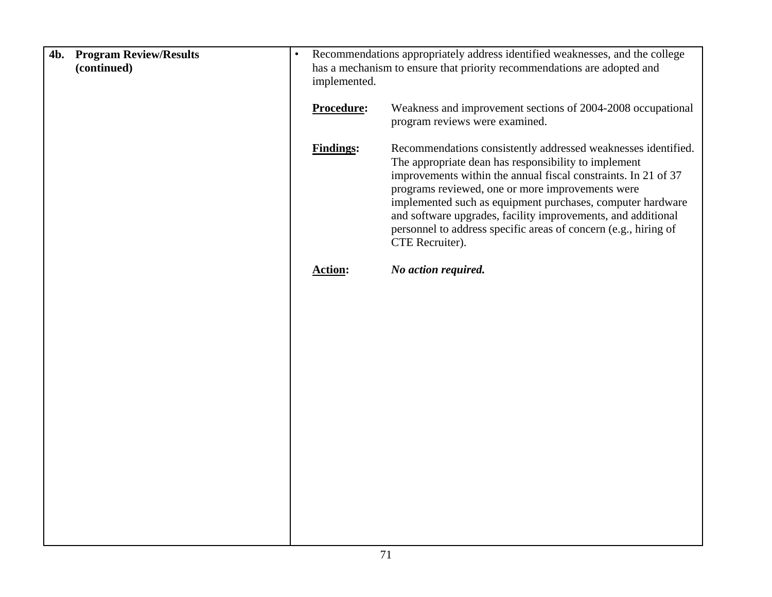| **4b. Program Review/Results (continued)** | • Recommendations appropriately address identified weaknesses, and the college has a mechanism to ensure that priority recommendations are adopted and implemented.<br><br>**Procedure:** Weakness and improvement sections of 2004-2008 occupational program reviews were examined.<br><br>**Findings:** Recommendations consistently addressed weaknesses identified. The appropriate dean has responsibility to implement improvements within the annual fiscal constraints. In 21 of 37 programs reviewed, one or more improvements were implemented such as equipment purchases, computer hardware and software upgrades, facility improvements, and additional personnel to address specific areas of concern (e.g., hiring of CTE Recruiter).<br><br>**Action:** ***No action required.*** |
|---|---|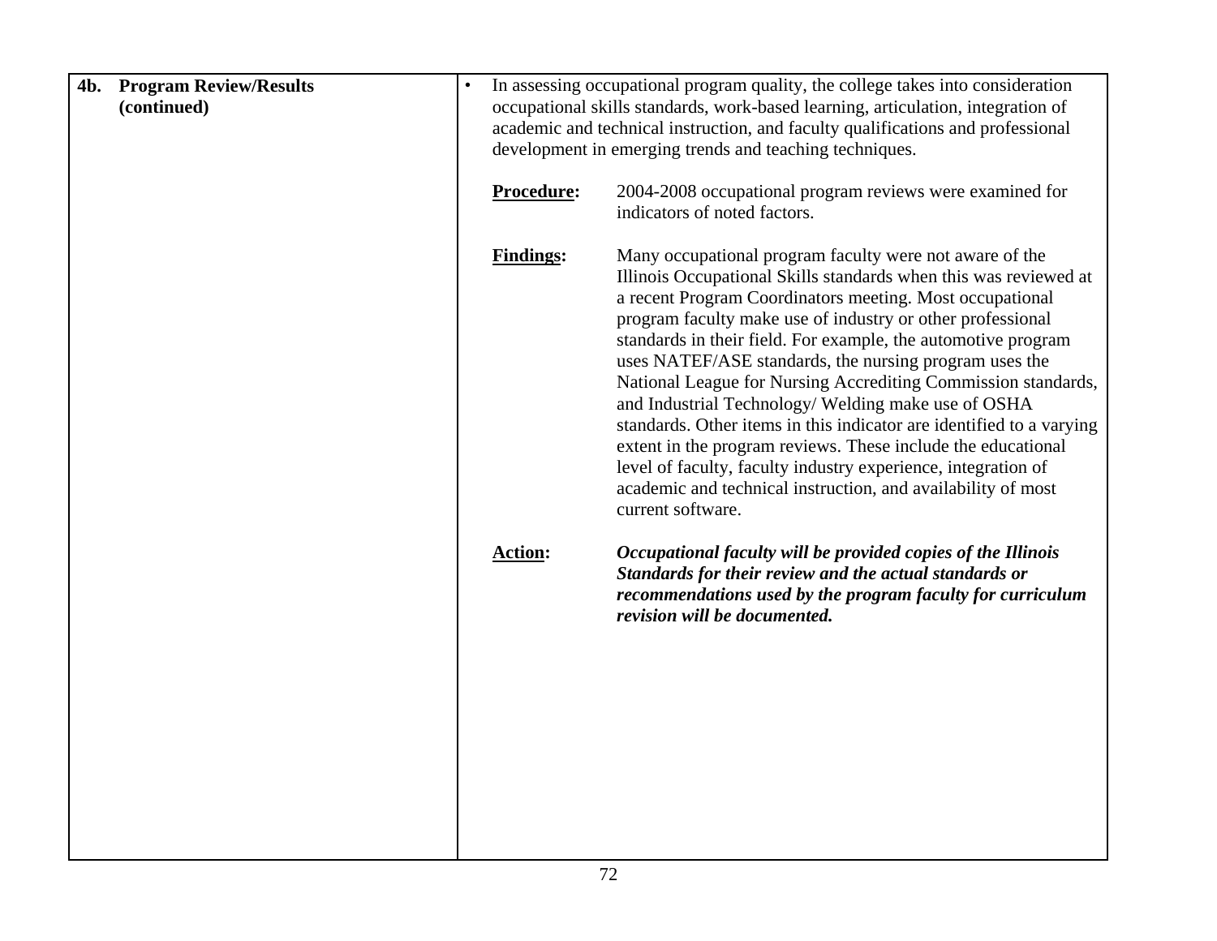| **4b. Program Review/Results (continued)** | • In assessing occupational program quality, the college takes into consideration occupational skills standards, work-based learning, articulation, integration of academic and technical instruction, and faculty qualifications and professional development in emerging trends and teaching techniques.<br><br>**<u>Procedure</u>:** 2004-2008 occupational program reviews were examined for indicators of noted factors.<br><br>**<u>Findings</u>:** Many occupational program faculty were not aware of the Illinois Occupational Skills standards when this was reviewed at a recent Program Coordinators meeting. Most occupational program faculty make use of industry or other professional standards in their field. For example, the automotive program uses NATEF/ASE standards, the nursing program uses the National League for Nursing Accrediting Commission standards, and Industrial Technology/ Welding make use of OSHA standards. Other items in this indicator are identified to a varying extent in the program reviews. These include the educational level of faculty, faculty industry experience, integration of academic and technical instruction, and availability of most current software.<br><br>**<u>Action</u>:** ***Occupational faculty will be provided copies of the Illinois Standards for their review and the actual standards or recommendations used by the program faculty for curriculum revision will be documented.*** |
|---|---|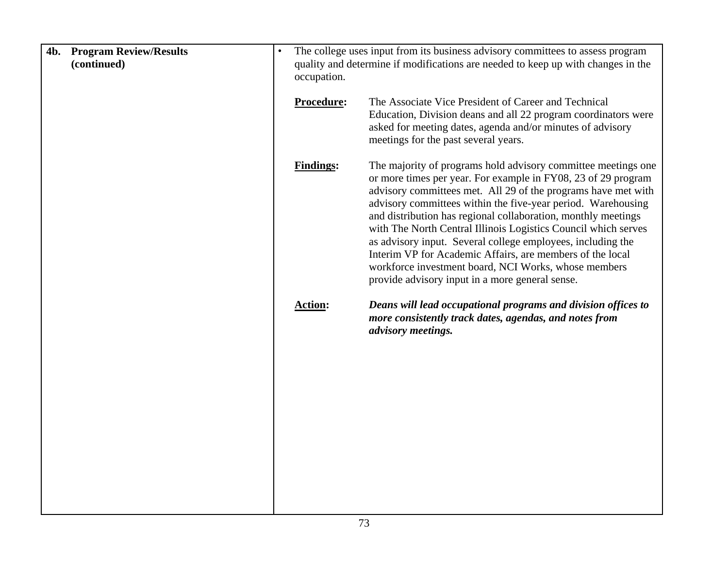| **4b. Program Review/Results (continued)** | • The college uses input from its business advisory committees to assess program quality and determine if modifications are needed to keep up with changes in the occupation.<br><br>**Procedure:** The Associate Vice President of Career and Technical Education, Division deans and all 22 program coordinators were asked for meeting dates, agenda and/or minutes of advisory meetings for the past several years.<br><br>**Findings:** The majority of programs hold advisory committee meetings one or more times per year. For example in FY08, 23 of 29 program advisory committees met. All 29 of the programs have met with advisory committees within the five-year period. Warehousing and distribution has regional collaboration, monthly meetings with The North Central Illinois Logistics Council which serves as advisory input. Several college employees, including the Interim VP for Academic Affairs, are members of the local workforce investment board, NCI Works, whose members provide advisory input in a more general sense.<br><br>**Action:** ***Deans will lead occupational programs and division offices to more consistently track dates, agendas, and notes from advisory meetings.*** |
|---|---|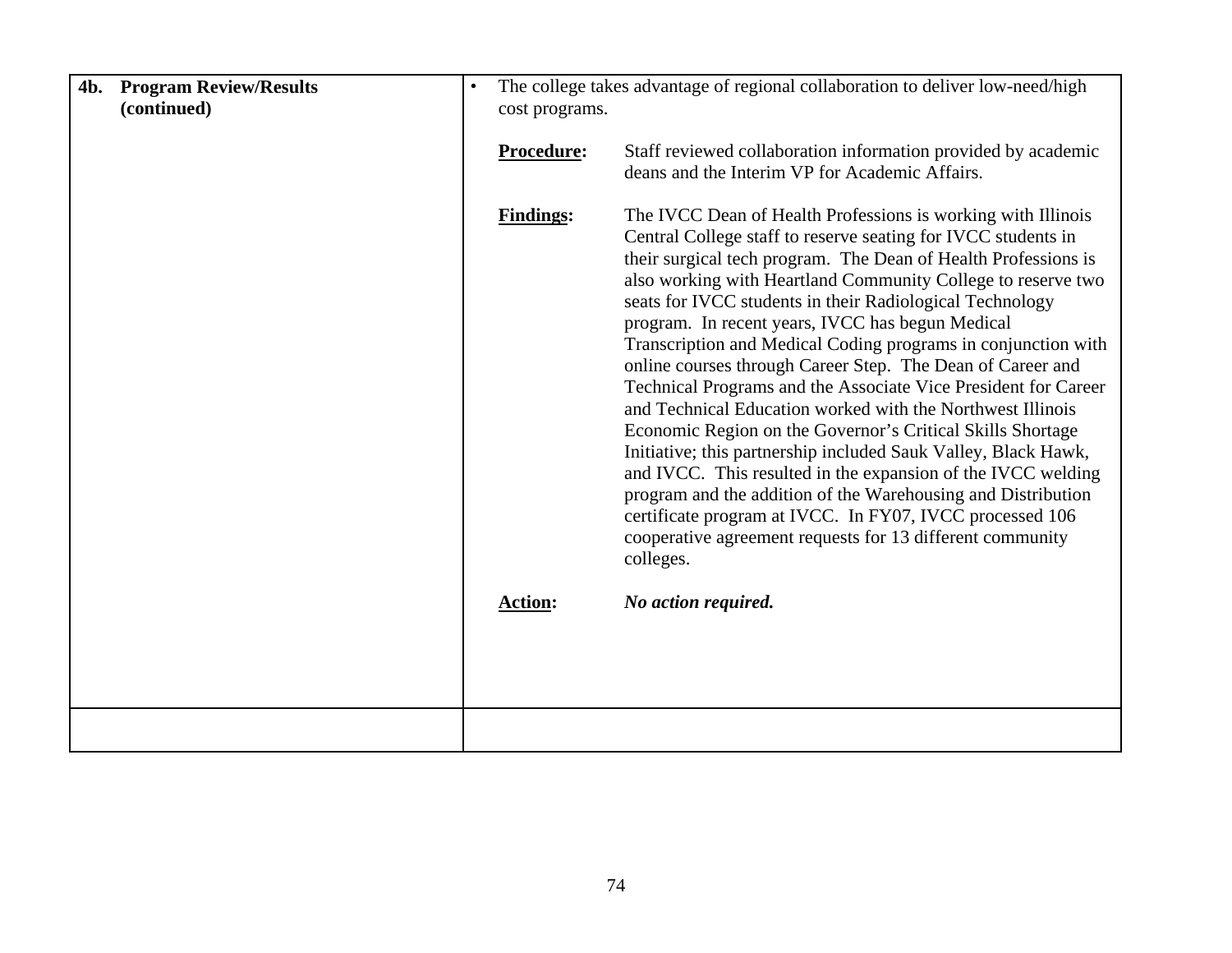| 4b. Program Review/Results (continued) | • The college takes advantage of regional collaboration to deliver low-need/high cost programs.<br><br>**Procedure:** Staff reviewed collaboration information provided by academic deans and the Interim VP for Academic Affairs.<br><br>**Findings:** The IVCC Dean of Health Professions is working with Illinois Central College staff to reserve seating for IVCC students in their surgical tech program. The Dean of Health Professions is also working with Heartland Community College to reserve two seats for IVCC students in their Radiological Technology program. In recent years, IVCC has begun Medical Transcription and Medical Coding programs in conjunction with online courses through Career Step. The Dean of Career and Technical Programs and the Associate Vice President for Career and Technical Education worked with the Northwest Illinois Economic Region on the Governor's Critical Skills Shortage Initiative; this partnership included Sauk Valley, Black Hawk, and IVCC. This resulted in the expansion of the IVCC welding program and the addition of the Warehousing and Distribution certificate program at IVCC. In FY07, IVCC processed 106 cooperative agreement requests for 13 different community colleges.<br><br>**Action:** ***No action required.*** |
|---|---|
| | |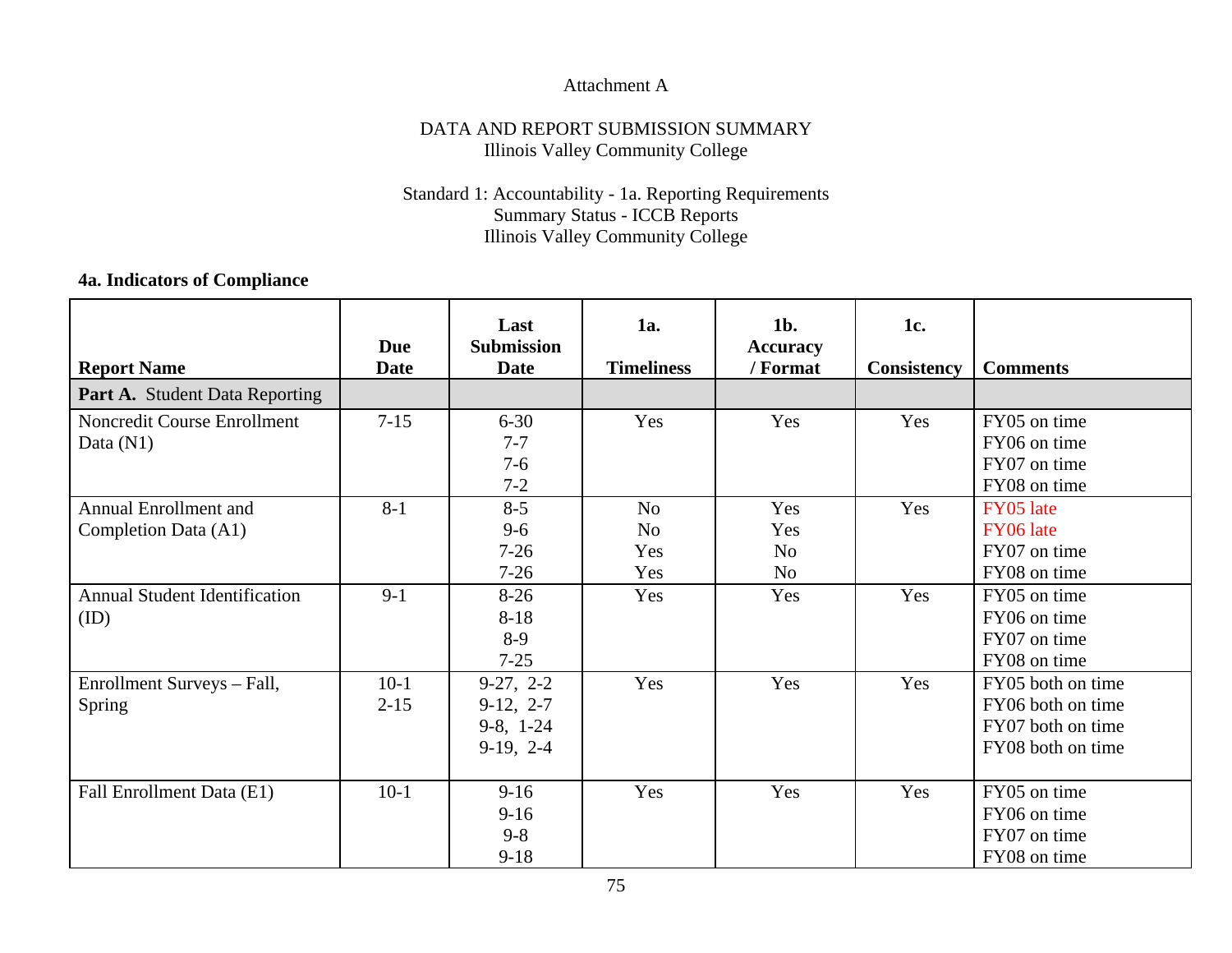Attachment A

DATA AND REPORT SUBMISSION SUMMARY
Illinois Valley Community College

Standard 1: Accountability - 1a. Reporting Requirements
Summary Status - ICCB Reports
Illinois Valley Community College

**4a. Indicators of Compliance**

| Report Name | Due Date | Last Submission Date | 1a. Timeliness | 1b. Accuracy / Format | 1c. Consistency | Comments |
|---|---|---|---|---|---|---|
| **Part A.** Student Data Reporting | | | | | | |
| Noncredit Course Enrollment Data (N1) | 7-15 | 6-30<br>7-7<br>7-6<br>7-2 | Yes | Yes | Yes | FY05 on time<br>FY06 on time<br>FY07 on time<br>FY08 on time |
| Annual Enrollment and Completion Data (A1) | 8-1 | 8-5<br>9-6<br>7-26<br>7-26 | No<br>No<br>Yes<br>Yes | Yes<br>Yes<br>No<br>No | Yes | FY05 late<br>FY06 late<br>FY07 on time<br>FY08 on time |
| Annual Student Identification (ID) | 9-1 | 8-26<br>8-18<br>8-9<br>7-25 | Yes | Yes | Yes | FY05 on time<br>FY06 on time<br>FY07 on time<br>FY08 on time |
| Enrollment Surveys – Fall, Spring | 10-1<br>2-15 | 9-27, 2-2<br>9-12, 2-7<br>9-8, 1-24<br>9-19, 2-4 | Yes | Yes | Yes | FY05 both on time<br>FY06 both on time<br>FY07 both on time<br>FY08 both on time |
| Fall Enrollment Data (E1) | 10-1 | 9-16<br>9-16<br>9-8<br>9-18 | Yes | Yes | Yes | FY05 on time<br>FY06 on time<br>FY07 on time<br>FY08 on time |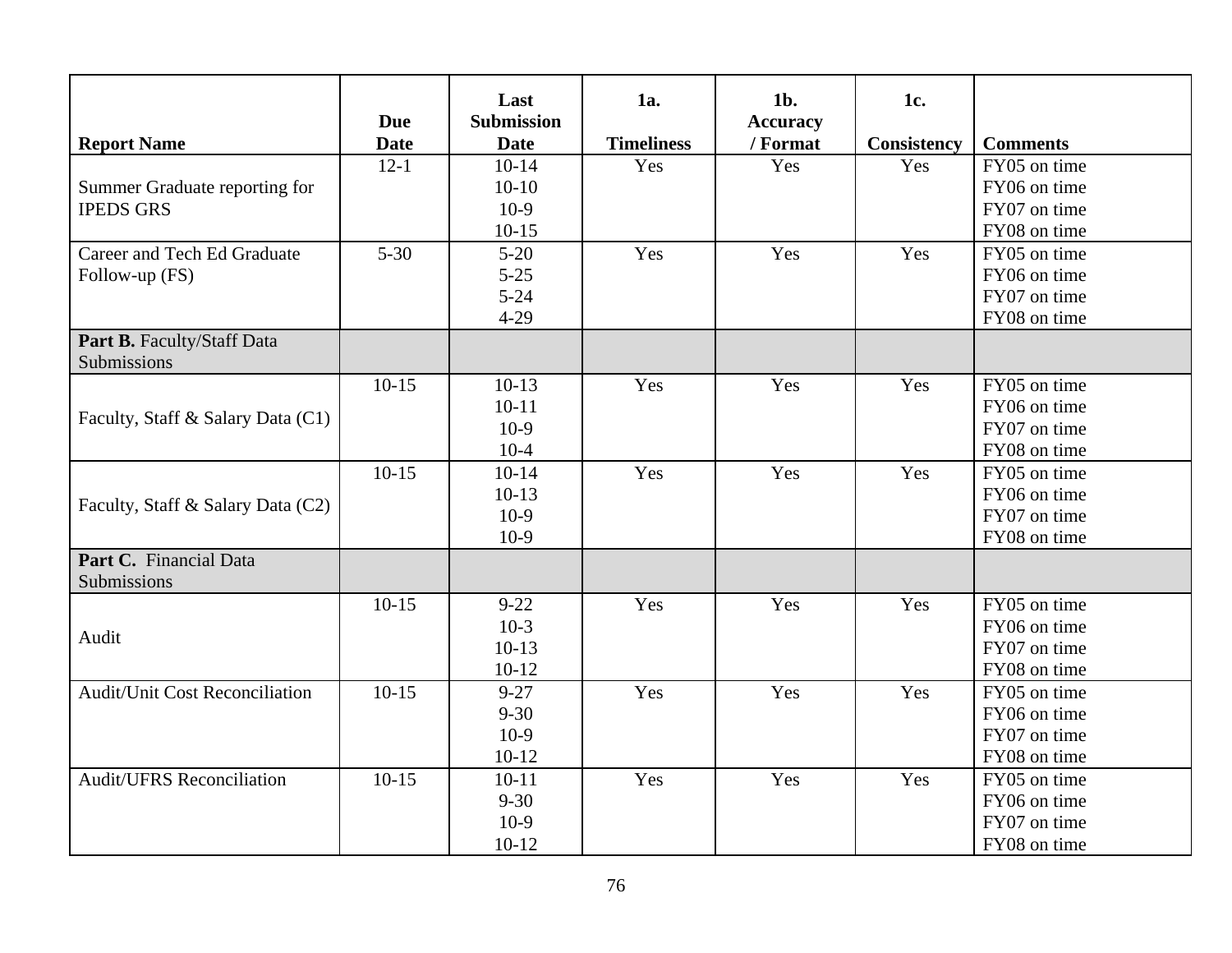| Report Name | Due Date | Last Submission Date | 1a. Timeliness | 1b. Accuracy / Format | 1c. Consistency | Comments |
|---|---|---|---|---|---|---|
| Summer Graduate reporting for IPEDS GRS | 12-1 | 10-14<br>10-10<br>10-9<br>10-15 | Yes | Yes | Yes | FY05 on time<br>FY06 on time<br>FY07 on time<br>FY08 on time |
| Career and Tech Ed Graduate Follow-up (FS) | 5-30 | 5-20<br>5-25<br>5-24<br>4-29 | Yes | Yes | Yes | FY05 on time<br>FY06 on time<br>FY07 on time<br>FY08 on time |
| **Part B.** Faculty/Staff Data Submissions | | | | | | |
| Faculty, Staff & Salary Data (C1) | 10-15 | 10-13<br>10-11<br>10-9<br>10-4 | Yes | Yes | Yes | FY05 on time<br>FY06 on time<br>FY07 on time<br>FY08 on time |
| Faculty, Staff & Salary Data (C2) | 10-15 | 10-14<br>10-13<br>10-9<br>10-9 | Yes | Yes | Yes | FY05 on time<br>FY06 on time<br>FY07 on time<br>FY08 on time |
| **Part C.** Financial Data Submissions | | | | | | |
| Audit | 10-15 | 9-22<br>10-3<br>10-13<br>10-12 | Yes | Yes | Yes | FY05 on time<br>FY06 on time<br>FY07 on time<br>FY08 on time |
| Audit/Unit Cost Reconciliation | 10-15 | 9-27<br>9-30<br>10-9<br>10-12 | Yes | Yes | Yes | FY05 on time<br>FY06 on time<br>FY07 on time<br>FY08 on time |
| Audit/UFRS Reconciliation | 10-15 | 10-11<br>9-30<br>10-9<br>10-12 | Yes | Yes | Yes | FY05 on time<br>FY06 on time<br>FY07 on time<br>FY08 on time |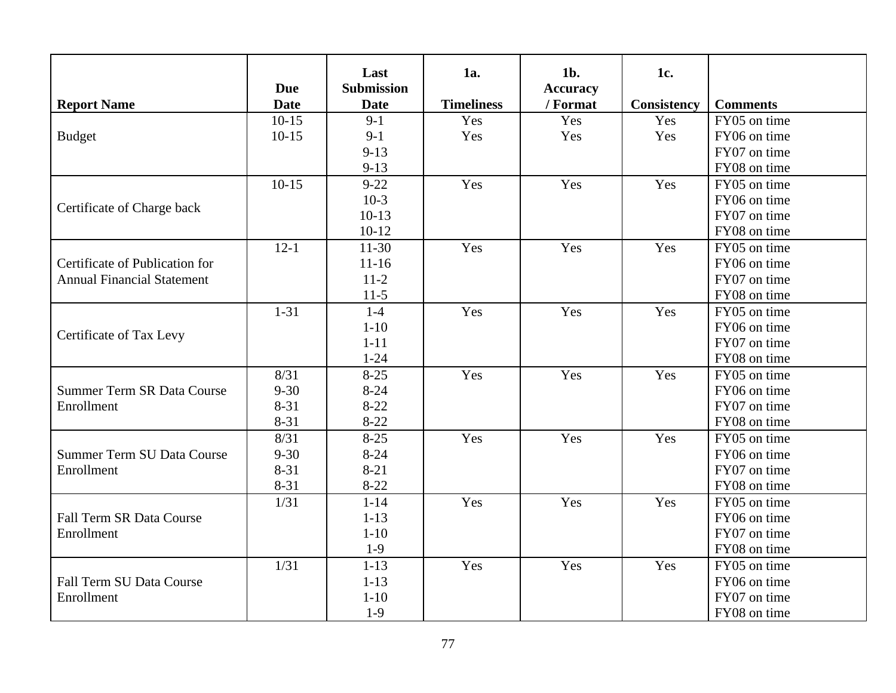| Report Name | Due Date | Last Submission Date | 1a. Timeliness | 1b. Accuracy / Format | 1c. Consistency | Comments |
|---|---|---|---|---|---|---|
| Budget | 10-15 | 9-1 | Yes | Yes | Yes | FY05 on time |
| | 10-15 | 9-1 | Yes | Yes | Yes | FY06 on time |
| | | 9-13 | | | | FY07 on time |
| | | 9-13 | | | | FY08 on time |
| Certificate of Charge back | 10-15 | 9-22 | Yes | Yes | Yes | FY05 on time |
| | | 10-3 | | | | FY06 on time |
| | | 10-13 | | | | FY07 on time |
| | | 10-12 | | | | FY08 on time |
| Certificate of Publication for Annual Financial Statement | 12-1 | 11-30 | Yes | Yes | Yes | FY05 on time |
| | | 11-16 | | | | FY06 on time |
| | | 11-2 | | | | FY07 on time |
| | | 11-5 | | | | FY08 on time |
| Certificate of Tax Levy | 1-31 | 1-4 | Yes | Yes | Yes | FY05 on time |
| | | 1-10 | | | | FY06 on time |
| | | 1-11 | | | | FY07 on time |
| | | 1-24 | | | | FY08 on time |
| Summer Term SR Data Course Enrollment | 8/31 | 8-25 | Yes | Yes | Yes | FY05 on time |
| | 9-30 | 8-24 | | | | FY06 on time |
| | 8-31 | 8-22 | | | | FY07 on time |
| | 8-31 | 8-22 | | | | FY08 on time |
| Summer Term SU Data Course Enrollment | 8/31 | 8-25 | Yes | Yes | Yes | FY05 on time |
| | 9-30 | 8-24 | | | | FY06 on time |
| | 8-31 | 8-21 | | | | FY07 on time |
| | 8-31 | 8-22 | | | | FY08 on time |
| Fall Term SR Data Course Enrollment | 1/31 | 1-14 | Yes | Yes | Yes | FY05 on time |
| | | 1-13 | | | | FY06 on time |
| | | 1-10 | | | | FY07 on time |
| | | 1-9 | | | | FY08 on time |
| Fall Term SU Data Course Enrollment | 1/31 | 1-13 | Yes | Yes | Yes | FY05 on time |
| | | 1-13 | | | | FY06 on time |
| | | 1-10 | | | | FY07 on time |
| | | 1-9 | | | | FY08 on time |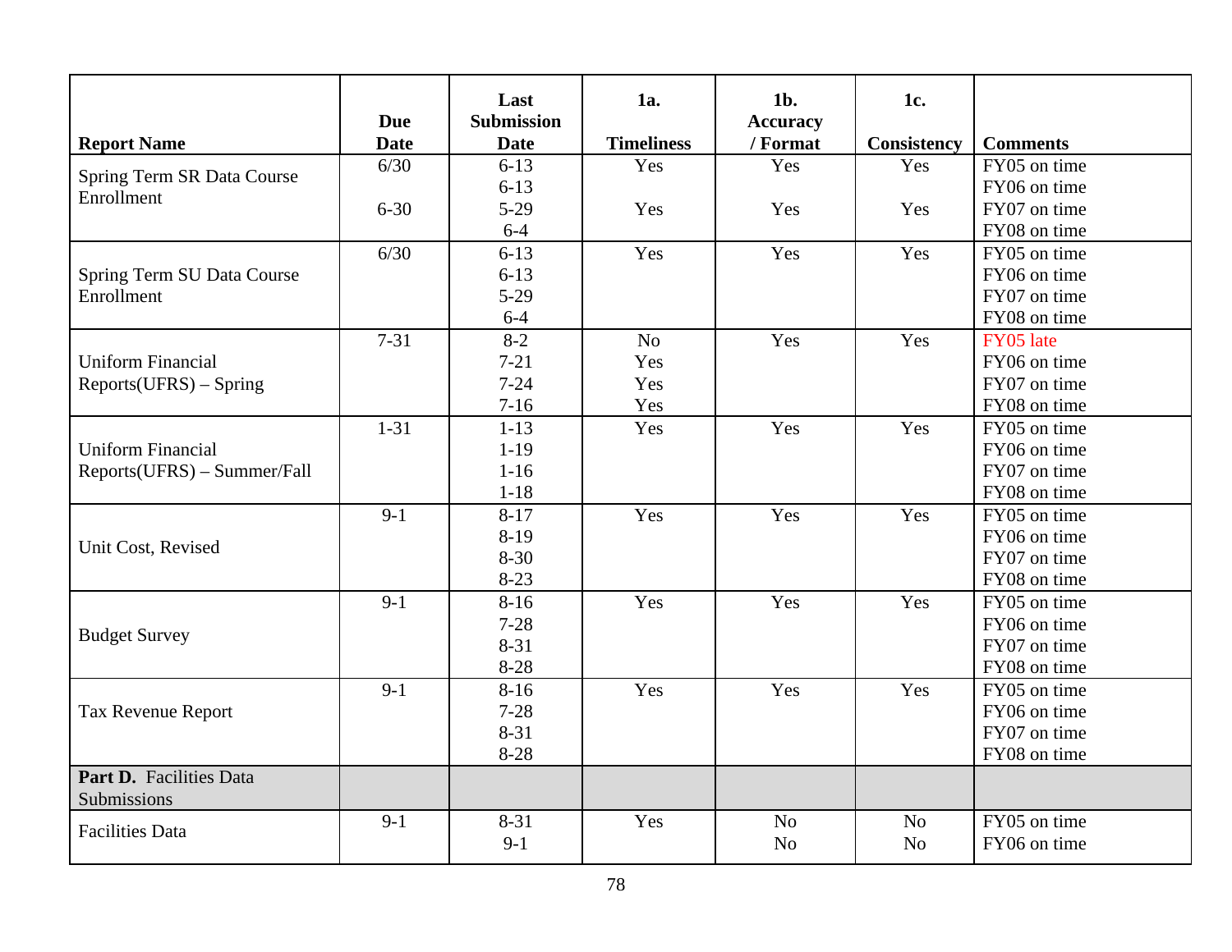| Report Name | Due Date | Last Submission Date | 1a. Timeliness | 1b. Accuracy / Format | 1c. Consistency | Comments |
|---|---|---|---|---|---|---|
| Spring Term SR Data Course Enrollment | 6/30<br><br>6-30 | 6-13<br>6-13<br>5-29<br>6-4 | Yes<br><br>Yes | Yes<br><br>Yes | Yes<br><br>Yes | FY05 on time<br>FY06 on time<br>FY07 on time<br>FY08 on time |
| Spring Term SU Data Course Enrollment | 6/30 | 6-13<br>6-13<br>5-29<br>6-4 | Yes | Yes | Yes | FY05 on time<br>FY06 on time<br>FY07 on time<br>FY08 on time |
| Uniform Financial Reports(UFRS) – Spring | 7-31 | 8-2<br>7-21<br>7-24<br>7-16 | No<br>Yes<br>Yes<br>Yes | Yes | Yes | FY05 late<br>FY06 on time<br>FY07 on time<br>FY08 on time |
| Uniform Financial Reports(UFRS) – Summer/Fall | 1-31 | 1-13<br>1-19<br>1-16<br>1-18 | Yes | Yes | Yes | FY05 on time<br>FY06 on time<br>FY07 on time<br>FY08 on time |
| Unit Cost, Revised | 9-1 | 8-17<br>8-19<br>8-30<br>8-23 | Yes | Yes | Yes | FY05 on time<br>FY06 on time<br>FY07 on time<br>FY08 on time |
| Budget Survey | 9-1 | 8-16<br>7-28<br>8-31<br>8-28 | Yes | Yes | Yes | FY05 on time<br>FY06 on time<br>FY07 on time<br>FY08 on time |
| Tax Revenue Report | 9-1 | 8-16<br>7-28<br>8-31<br>8-28 | Yes | Yes | Yes | FY05 on time<br>FY06 on time<br>FY07 on time<br>FY08 on time |
| **Part D.** Facilities Data Submissions | | | | | | |
| Facilities Data | 9-1 | 8-31<br>9-1 | Yes | No<br>No | No<br>No | FY05 on time<br>FY06 on time |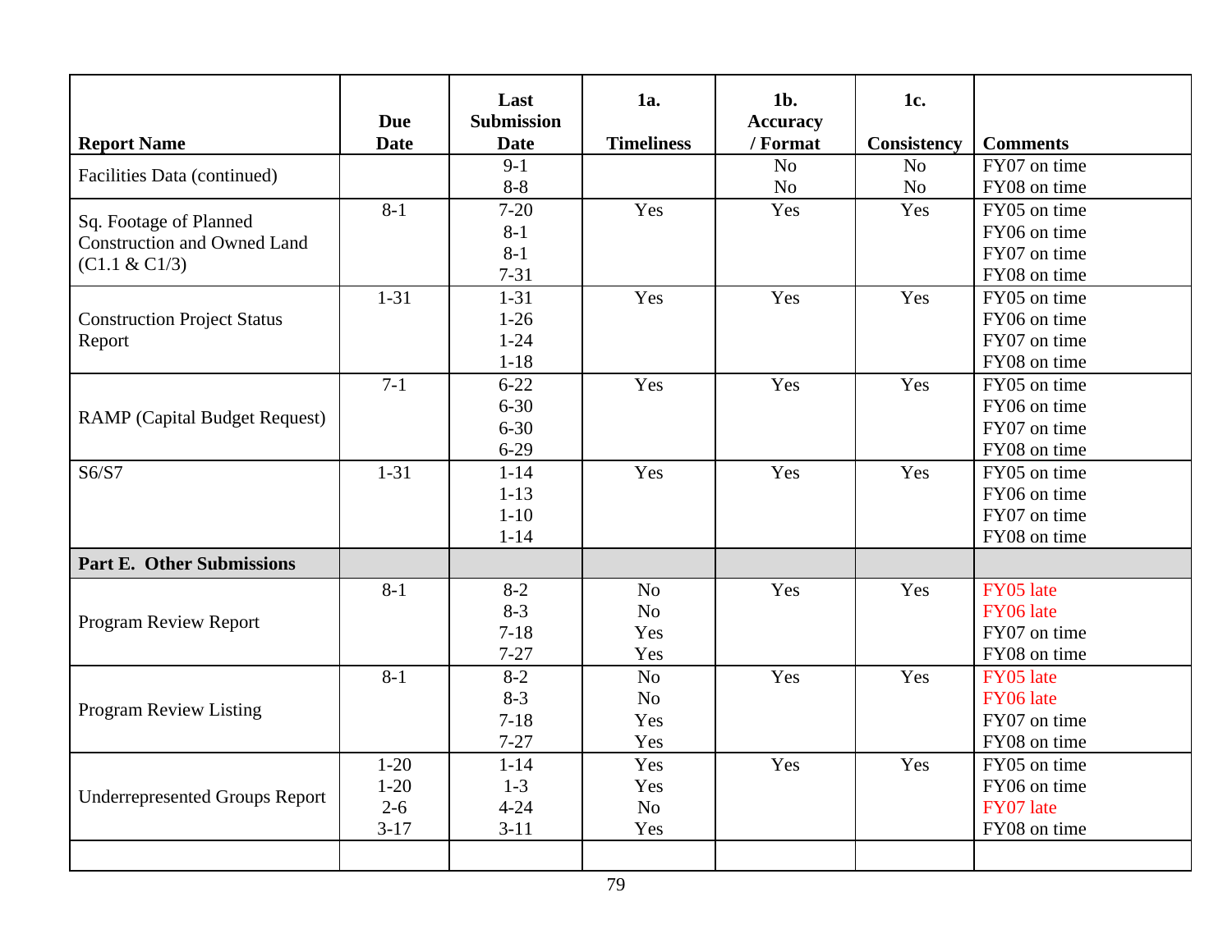| Report Name | Due Date | Last Submission Date | 1a. Timeliness | 1b. Accuracy / Format | 1c. Consistency | Comments |
|---|---|---|---|---|---|---|
| Facilities Data (continued) | | 9-1<br>8-8 | | No<br>No | No<br>No | FY07 on time<br>FY08 on time |
| Sq. Footage of Planned Construction and Owned Land (C1.1 & C1/3) | 8-1 | 7-20<br>8-1<br>8-1<br>7-31 | Yes | Yes | Yes | FY05 on time<br>FY06 on time<br>FY07 on time<br>FY08 on time |
| Construction Project Status Report | 1-31 | 1-31<br>1-26<br>1-24<br>1-18 | Yes | Yes | Yes | FY05 on time<br>FY06 on time<br>FY07 on time<br>FY08 on time |
| RAMP (Capital Budget Request) | 7-1 | 6-22<br>6-30<br>6-30<br>6-29 | Yes | Yes | Yes | FY05 on time<br>FY06 on time<br>FY07 on time<br>FY08 on time |
| S6/S7 | 1-31 | 1-14<br>1-13<br>1-10<br>1-14 | Yes | Yes | Yes | FY05 on time<br>FY06 on time<br>FY07 on time<br>FY08 on time |
| **Part E. Other Submissions** | | | | | | |
| Program Review Report | 8-1 | 8-2<br>8-3<br>7-18<br>7-27 | No<br>No<br>Yes<br>Yes | Yes | Yes | FY05 late<br>FY06 late<br>FY07 on time<br>FY08 on time |
| Program Review Listing | 8-1 | 8-2<br>8-3<br>7-18<br>7-27 | No<br>No<br>Yes<br>Yes | Yes | Yes | FY05 late<br>FY06 late<br>FY07 on time<br>FY08 on time |
| Underrepresented Groups Report | 1-20<br>1-20<br>2-6<br>3-17 | 1-14<br>1-3<br>4-24<br>3-11 | Yes<br>Yes<br>No<br>Yes | Yes | Yes | FY05 on time<br>FY06 on time<br>FY07 late<br>FY08 on time |
| | | | | | | |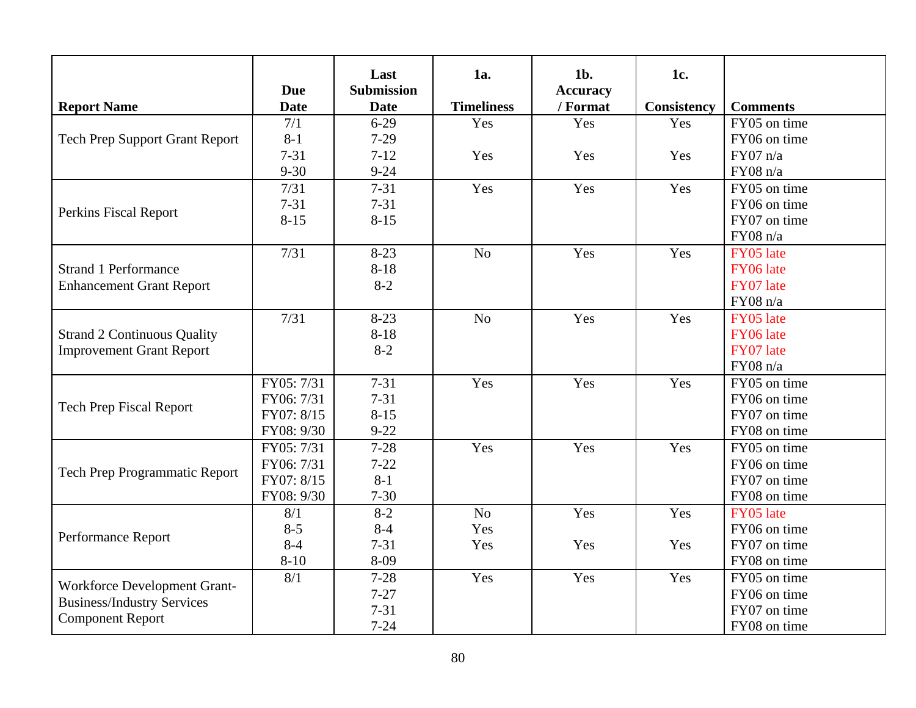| Report Name | Due Date | Last Submission Date | 1a. Timeliness | 1b. Accuracy / Format | 1c. Consistency | Comments |
|---|---|---|---|---|---|---|
| Tech Prep Support Grant Report | 7/1<br>8-1<br>7-31<br>9-30 | 6-29<br>7-29<br>7-12<br>9-24 | Yes<br><br>Yes | Yes<br><br>Yes | Yes<br><br>Yes | FY05 on time<br>FY06 on time<br>FY07 n/a<br>FY08 n/a |
| Perkins Fiscal Report | 7/31<br>7-31<br>8-15 | 7-31<br>7-31<br>8-15 | Yes | Yes | Yes | FY05 on time<br>FY06 on time<br>FY07 on time<br>FY08 n/a |
| Strand 1 Performance Enhancement Grant Report | 7/31 | 8-23<br>8-18<br>8-2 | No | Yes | Yes | FY05 late<br>FY06 late<br>FY07 late<br>FY08 n/a |
| Strand 2 Continuous Quality Improvement Grant Report | 7/31 | 8-23<br>8-18<br>8-2 | No | Yes | Yes | FY05 late<br>FY06 late<br>FY07 late<br>FY08 n/a |
| Tech Prep Fiscal Report | FY05: 7/31<br>FY06: 7/31<br>FY07: 8/15<br>FY08: 9/30 | 7-31<br>7-31<br>8-15<br>9-22 | Yes | Yes | Yes | FY05 on time<br>FY06 on time<br>FY07 on time<br>FY08 on time |
| Tech Prep Programmatic Report | FY05: 7/31<br>FY06: 7/31<br>FY07: 8/15<br>FY08: 9/30 | 7-28<br>7-22<br>8-1<br>7-30 | Yes | Yes | Yes | FY05 on time<br>FY06 on time<br>FY07 on time<br>FY08 on time |
| Performance Report | 8/1<br>8-5<br>8-4<br>8-10 | 8-2<br>8-4<br>7-31<br>8-09 | No<br>Yes<br>Yes | Yes<br><br>Yes | Yes<br><br>Yes | FY05 late<br>FY06 on time<br>FY07 on time<br>FY08 on time |
| Workforce Development Grant-Business/Industry Services Component Report | 8/1 | 7-28<br>7-27<br>7-31<br>7-24 | Yes | Yes | Yes | FY05 on time<br>FY06 on time<br>FY07 on time<br>FY08 on time |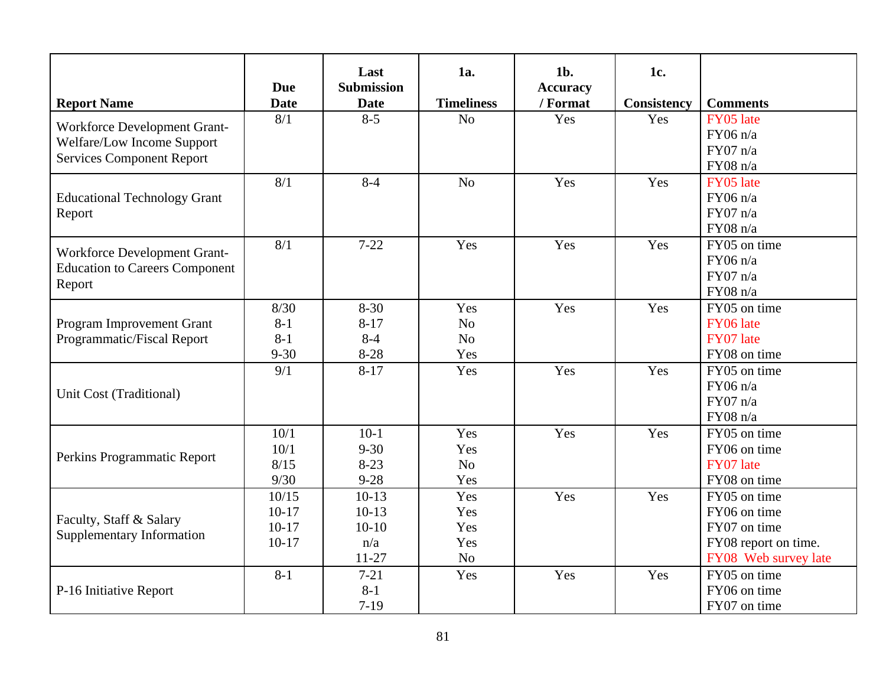| Report Name | Due Date | Last Submission Date | 1a. Timeliness | 1b. Accuracy / Format | 1c. Consistency | Comments |
|---|---|---|---|---|---|---|
| Workforce Development Grant-Welfare/Low Income Support Services Component Report | 8/1 | 8-5 | No | Yes | Yes | FY05 late<br>FY06 n/a<br>FY07 n/a<br>FY08 n/a |
| Educational Technology Grant Report | 8/1 | 8-4 | No | Yes | Yes | FY05 late<br>FY06 n/a<br>FY07 n/a<br>FY08 n/a |
| Workforce Development Grant-Education to Careers Component Report | 8/1 | 7-22 | Yes | Yes | Yes | FY05 on time<br>FY06 n/a<br>FY07 n/a<br>FY08 n/a |
| Program Improvement Grant Programmatic/Fiscal Report | 8/30<br>8-1<br>8-1<br>9-30 | 8-30<br>8-17<br>8-4<br>8-28 | Yes<br>No<br>No<br>Yes | Yes | Yes | FY05 on time<br>FY06 late<br>FY07 late<br>FY08 on time |
| Unit Cost (Traditional) | 9/1 | 8-17 | Yes | Yes | Yes | FY05 on time<br>FY06 n/a<br>FY07 n/a<br>FY08 n/a |
| Perkins Programmatic Report | 10/1<br>10/1<br>8/15<br>9/30 | 10-1<br>9-30<br>8-23<br>9-28 | Yes<br>Yes<br>No<br>Yes | Yes | Yes | FY05 on time<br>FY06 on time<br>FY07 late<br>FY08 on time |
| Faculty, Staff & Salary Supplementary Information | 10/15<br>10-17<br>10-17<br>10-17 | 10-13<br>10-13<br>10-10<br>n/a<br>11-27 | Yes<br>Yes<br>Yes<br>Yes<br>No | Yes | Yes | FY05 on time<br>FY06 on time<br>FY07 on time<br>FY08 report on time.<br>FY08 Web survey late |
| P-16 Initiative Report | 8-1 | 7-21<br>8-1<br>7-19 | Yes | Yes | Yes | FY05 on time<br>FY06 on time<br>FY07 on time |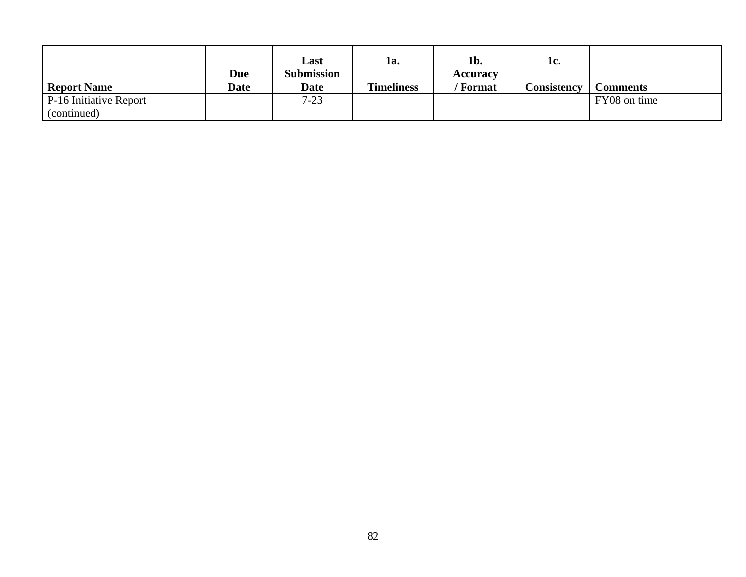| Report Name | Due Date | Last Submission Date | 1a. Timeliness | 1b. Accuracy / Format | 1c. Consistency | Comments |
|---|---|---|---|---|---|---|
| P-16 Initiative Report (continued) | | 7-23 | | | | FY08 on time |